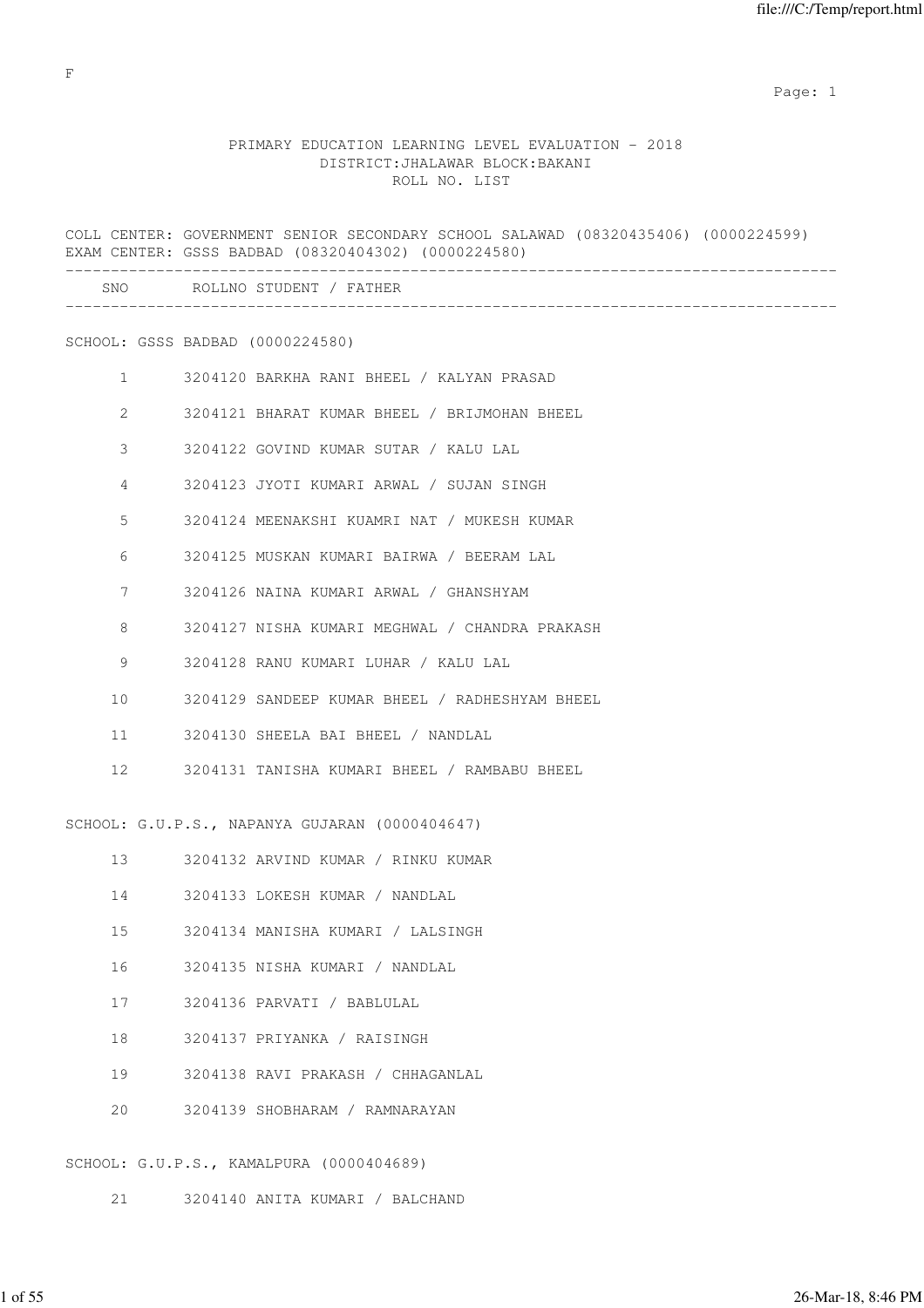F

# PRIMARY EDUCATION LEARNING LEVEL EVALUATION - 2018
## DISTRICT:JHALAWAR BLOCK:BAKANI
### ROLL NO. LIST

COLL CENTER: GOVERNMENT SENIOR SECONDARY SCHOOL SALAWAD (08320435406) (0000224599)
EXAM CENTER: GSSS BADBAD (08320404302) (0000224580)

**SCHOOL: GSSS BADBAD (0000224580)**

| SNO | ROLLNO | STUDENT / FATHER |
|---|---|---|
| 1 | 3204120 | BARKHA RANI BHEEL / KALYAN PRASAD |
| 2 | 3204121 | BHARAT KUMAR BHEEL / BRIJMOHAN BHEEL |
| 3 | 3204122 | GOVIND KUMAR SUTAR / KALU LAL |
| 4 | 3204123 | JYOTI KUMARI ARWAL / SUJAN SINGH |
| 5 | 3204124 | MEENAKSHI KUAMRI NAT / MUKESH KUMAR |
| 6 | 3204125 | MUSKAN KUMARI BAIRWA / BEERAM LAL |
| 7 | 3204126 | NAINA KUMARI ARWAL / GHANSHYAM |
| 8 | 3204127 | NISHA KUMARI MEGHWAL / CHANDRA PRAKASH |
| 9 | 3204128 | RANU KUMARI LUHAR / KALU LAL |
| 10 | 3204129 | SANDEEP KUMAR BHEEL / RADHESHYAM BHEEL |
| 11 | 3204130 | SHEELA BAI BHEEL / NANDLAL |
| 12 | 3204131 | TANISHA KUMARI BHEEL / RAMBABU BHEEL |

**SCHOOL: G.U.P.S., NAPANYA GUJARAN (0000404647)**

| SNO | ROLLNO | STUDENT / FATHER |
|---|---|---|
| 13 | 3204132 | ARVIND KUMAR / RINKU KUMAR |
| 14 | 3204133 | LOKESH KUMAR / NANDLAL |
| 15 | 3204134 | MANISHA KUMARI / LALSINGH |
| 16 | 3204135 | NISHA KUMARI / NANDLAL |
| 17 | 3204136 | PARVATI / BABLULAL |
| 18 | 3204137 | PRIYANKA / RAISINGH |
| 19 | 3204138 | RAVI PRAKASH / CHHAGANLAL |
| 20 | 3204139 | SHOBHARAM / RAMNARAYAN |

**SCHOOL: G.U.P.S., KAMALPURA (0000404689)**

| SNO | ROLLNO | STUDENT / FATHER |
|---|---|---|
| 21 | 3204140 | ANITA KUMARI / BALCHAND |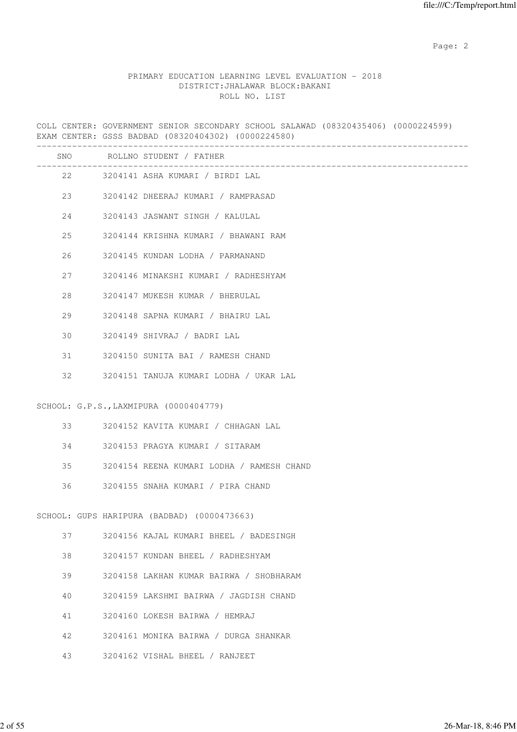PRIMARY EDUCATION LEARNING LEVEL EVALUATION - 2018
DISTRICT:JHALAWAR BLOCK:BAKANI
ROLL NO. LIST

COLL CENTER: GOVERNMENT SENIOR SECONDARY SCHOOL SALAWAD (08320435406) (0000224599)
EXAM CENTER: GSSS BADBAD (08320404302) (0000224580)

| SNO | ROLLNO | STUDENT / FATHER |
|---|---|---|
| 22 | 3204141 | ASHA KUMARI / BIRDI LAL |
| 23 | 3204142 | DHEERAJ KUMARI / RAMPRASAD |
| 24 | 3204143 | JASWANT SINGH / KALULAL |
| 25 | 3204144 | KRISHNA KUMARI / BHAWANI RAM |
| 26 | 3204145 | KUNDAN LODHA / PARMANAND |
| 27 | 3204146 | MINAKSHI KUMARI / RADHESHYAM |
| 28 | 3204147 | MUKESH KUMAR / BHERULAL |
| 29 | 3204148 | SAPNA KUMARI / BHAIRU LAL |
| 30 | 3204149 | SHIVRAJ / BADRI LAL |
| 31 | 3204150 | SUNITA BAI / RAMESH CHAND |
| 32 | 3204151 | TANUJA KUMARI LODHA / UKAR LAL |

SCHOOL: G.P.S.,LAXMIPURA (0000404779)

| SNO | ROLLNO | STUDENT / FATHER |
|---|---|---|
| 33 | 3204152 | KAVITA KUMARI / CHHAGAN LAL |
| 34 | 3204153 | PRAGYA KUMARI / SITARAM |
| 35 | 3204154 | REENA KUMARI LODHA / RAMESH CHAND |
| 36 | 3204155 | SNAHA KUMARI / PIRA CHAND |

SCHOOL: GUPS HARIPURA (BADBAD) (0000473663)

| SNO | ROLLNO | STUDENT / FATHER |
|---|---|---|
| 37 | 3204156 | KAJAL KUMARI BHEEL / BADESINGH |
| 38 | 3204157 | KUNDAN BHEEL / RADHESHYAM |
| 39 | 3204158 | LAKHAN KUMAR BAIRWA / SHOBHARAM |
| 40 | 3204159 | LAKSHMI BAIRWA / JAGDISH CHAND |
| 41 | 3204160 | LOKESH BAIRWA / HEMRAJ |
| 42 | 3204161 | MONIKA BAIRWA / DURGA SHANKAR |
| 43 | 3204162 | VISHAL BHEEL / RANJEET |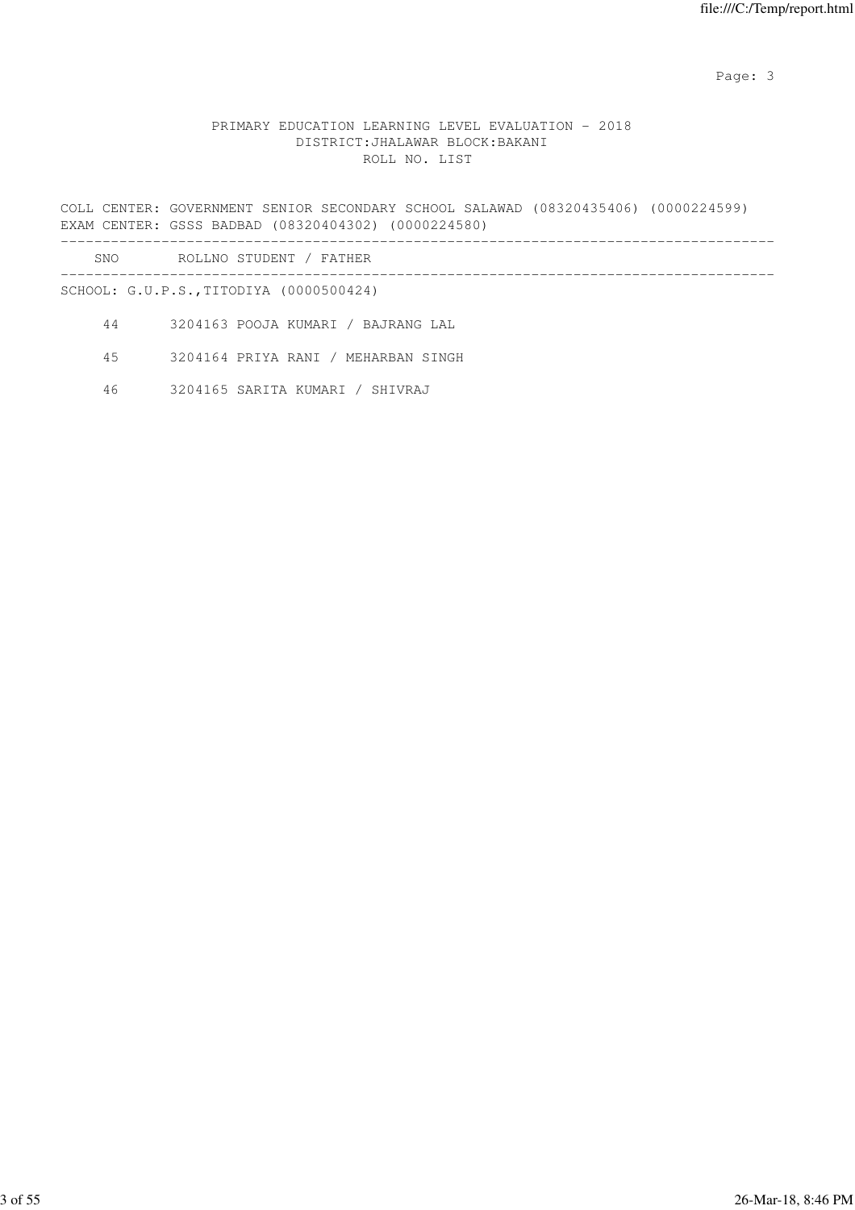PRIMARY EDUCATION LEARNING LEVEL EVALUATION - 2018
DISTRICT:JHALAWAR BLOCK:BAKANI
ROLL NO. LIST

COLL CENTER: GOVERNMENT SENIOR SECONDARY SCHOOL SALAWAD (08320435406) (0000224599)
EXAM CENTER: GSSS BADBAD (08320404302) (0000224580)

| SNO | ROLLNO | STUDENT / FATHER |
|---|---|---|

SCHOOL: G.U.P.S.,TITODIYA (0000500424)

| SNO | ROLLNO | STUDENT / FATHER |
|---|---|---|
| 44 | 3204163 | POOJA KUMARI / BAJRANG LAL |
| 45 | 3204164 | PRIYA RANI / MEHARBAN SINGH |
| 46 | 3204165 | SARITA KUMARI / SHIVRAJ |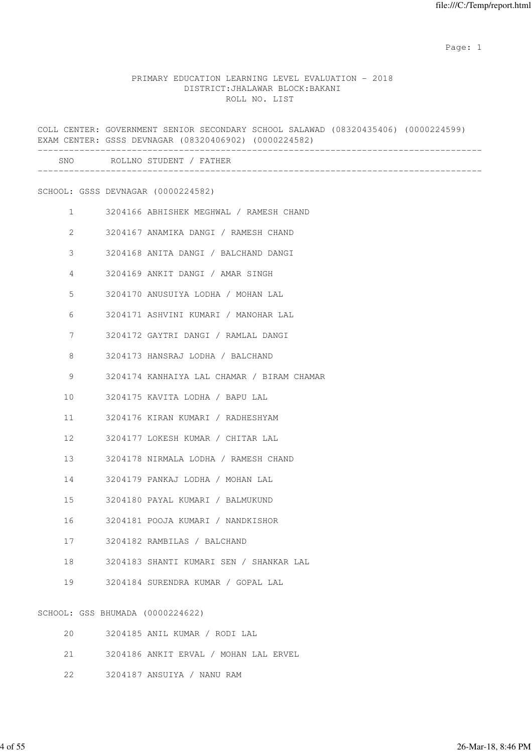PRIMARY EDUCATION LEARNING LEVEL EVALUATION - 2018
DISTRICT:JHALAWAR BLOCK:BAKANI
ROLL NO. LIST

COLL CENTER: GOVERNMENT SENIOR SECONDARY SCHOOL SALAWAD (08320435406) (0000224599)
EXAM CENTER: GSSS DEVNAGAR (08320406902) (0000224582)

| SNO | ROLLNO | STUDENT / FATHER |
|---|---|---|

SCHOOL: GSSS DEVNAGAR (0000224582)

| SNO | ROLLNO | STUDENT / FATHER |
|---|---|---|
| 1 | 3204166 | ABHISHEK MEGHWAL / RAMESH CHAND |
| 2 | 3204167 | ANAMIKA DANGI / RAMESH CHAND |
| 3 | 3204168 | ANITA DANGI / BALCHAND DANGI |
| 4 | 3204169 | ANKIT DANGI / AMAR SINGH |
| 5 | 3204170 | ANUSUIYA LODHA / MOHAN LAL |
| 6 | 3204171 | ASHVINI KUMARI / MANOHAR LAL |
| 7 | 3204172 | GAYTRI DANGI / RAMLAL DANGI |
| 8 | 3204173 | HANSRAJ LODHA / BALCHAND |
| 9 | 3204174 | KANHAIYA LAL CHAMAR / BIRAM CHAMAR |
| 10 | 3204175 | KAVITA LODHA / BAPU LAL |
| 11 | 3204176 | KIRAN KUMARI / RADHESHYAM |
| 12 | 3204177 | LOKESH KUMAR / CHITAR LAL |
| 13 | 3204178 | NIRMALA LODHA / RAMESH CHAND |
| 14 | 3204179 | PANKAJ LODHA / MOHAN LAL |
| 15 | 3204180 | PAYAL KUMARI / BALMUKUND |
| 16 | 3204181 | POOJA KUMARI / NANDKISHOR |
| 17 | 3204182 | RAMBILAS / BALCHAND |
| 18 | 3204183 | SHANTI KUMARI SEN / SHANKAR LAL |
| 19 | 3204184 | SURENDRA KUMAR / GOPAL LAL |

SCHOOL: GSS BHUMADA (0000224622)

| SNO | ROLLNO | STUDENT / FATHER |
|---|---|---|
| 20 | 3204185 | ANIL KUMAR / RODI LAL |
| 21 | 3204186 | ANKIT ERVAL / MOHAN LAL ERVEL |
| 22 | 3204187 | ANSUIYA / NANU RAM |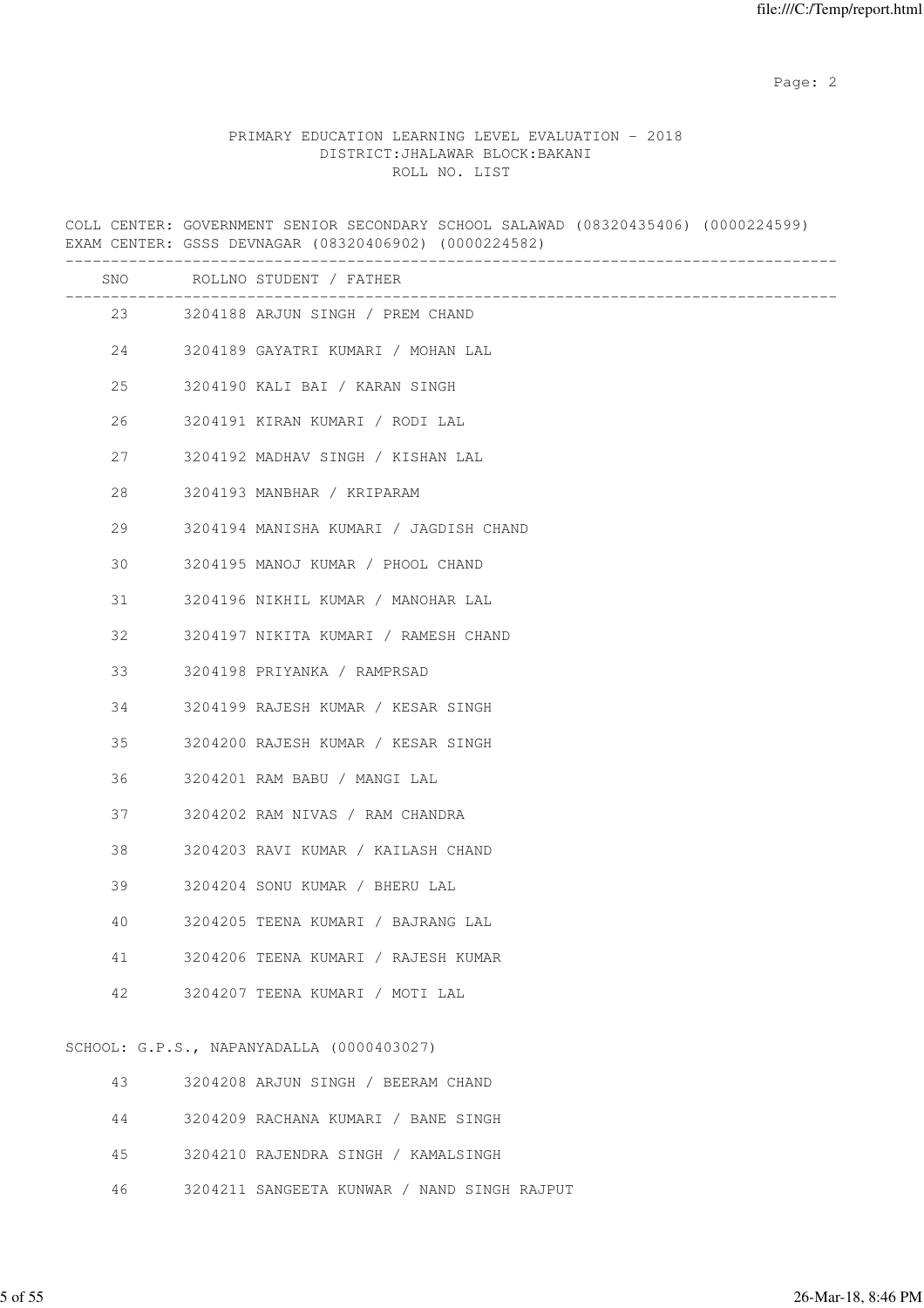PRIMARY EDUCATION LEARNING LEVEL EVALUATION - 2018
DISTRICT:JHALAWAR BLOCK:BAKANI
ROLL NO. LIST

COLL CENTER: GOVERNMENT SENIOR SECONDARY SCHOOL SALAWAD (08320435406) (0000224599)
EXAM CENTER: GSSS DEVNAGAR (08320406902) (0000224582)

| SNO | ROLLNO STUDENT / FATHER |
|---|---|
| 23 | 3204188 ARJUN SINGH / PREM CHAND |
| 24 | 3204189 GAYATRI KUMARI / MOHAN LAL |
| 25 | 3204190 KALI BAI / KARAN SINGH |
| 26 | 3204191 KIRAN KUMARI / RODI LAL |
| 27 | 3204192 MADHAV SINGH / KISHAN LAL |
| 28 | 3204193 MANBHAR / KRIPARAM |
| 29 | 3204194 MANISHA KUMARI / JAGDISH CHAND |
| 30 | 3204195 MANOJ KUMAR / PHOOL CHAND |
| 31 | 3204196 NIKHIL KUMAR / MANOHAR LAL |
| 32 | 3204197 NIKITA KUMARI / RAMESH CHAND |
| 33 | 3204198 PRIYANKA / RAMPRSAD |
| 34 | 3204199 RAJESH KUMAR / KESAR SINGH |
| 35 | 3204200 RAJESH KUMAR / KESAR SINGH |
| 36 | 3204201 RAM BABU / MANGI LAL |
| 37 | 3204202 RAM NIVAS / RAM CHANDRA |
| 38 | 3204203 RAVI KUMAR / KAILASH CHAND |
| 39 | 3204204 SONU KUMAR / BHERU LAL |
| 40 | 3204205 TEENA KUMARI / BAJRANG LAL |
| 41 | 3204206 TEENA KUMARI / RAJESH KUMAR |
| 42 | 3204207 TEENA KUMARI / MOTI LAL |

SCHOOL: G.P.S., NAPANYADALLA (0000403027)

| SNO | ROLLNO STUDENT / FATHER |
|---|---|
| 43 | 3204208 ARJUN SINGH / BEERAM CHAND |
| 44 | 3204209 RACHANA KUMARI / BANE SINGH |
| 45 | 3204210 RAJENDRA SINGH / KAMALSINGH |
| 46 | 3204211 SANGEETA KUNWAR / NAND SINGH RAJPUT |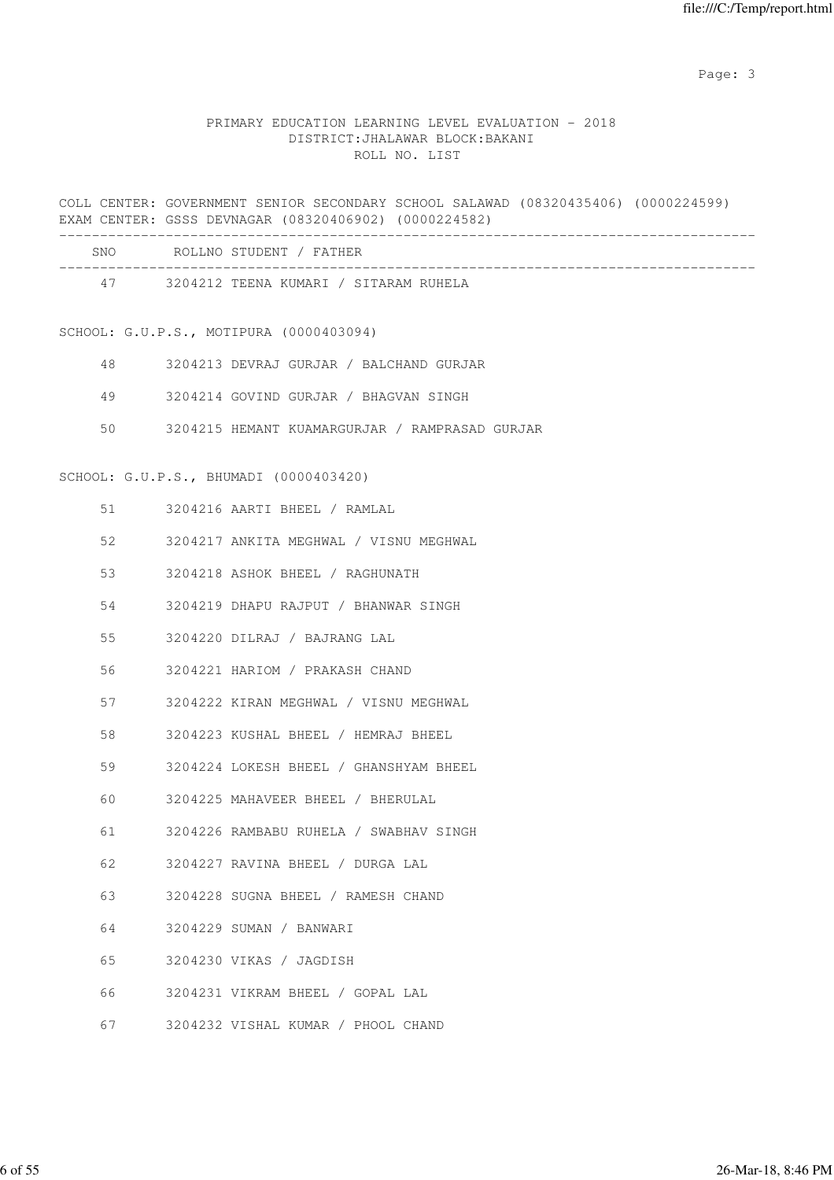PRIMARY EDUCATION LEARNING LEVEL EVALUATION - 2018
DISTRICT:JHALAWAR BLOCK:BAKANI
ROLL NO. LIST

COLL CENTER: GOVERNMENT SENIOR SECONDARY SCHOOL SALAWAD (08320435406) (0000224599)
EXAM CENTER: GSSS DEVNAGAR (08320406902) (0000224582)

| SNO | ROLLNO STUDENT / FATHER |
|---|---|
| 47 | 3204212 TEENA KUMARI / SITARAM RUHELA |

SCHOOL: G.U.P.S., MOTIPURA (0000403094)

| SNO | ROLLNO STUDENT / FATHER |
|---|---|
| 48 | 3204213 DEVRAJ GURJAR / BALCHAND GURJAR |
| 49 | 3204214 GOVIND GURJAR / BHAGVAN SINGH |
| 50 | 3204215 HEMANT KUAMARGURJAR / RAMPRASAD GURJAR |

SCHOOL: G.U.P.S., BHUMADI (0000403420)

| SNO | ROLLNO STUDENT / FATHER |
|---|---|
| 51 | 3204216 AARTI BHEEL / RAMLAL |
| 52 | 3204217 ANKITA MEGHWAL / VISNU MEGHWAL |
| 53 | 3204218 ASHOK BHEEL / RAGHUNATH |
| 54 | 3204219 DHAPU RAJPUT / BHANWAR SINGH |
| 55 | 3204220 DILRAJ / BAJRANG LAL |
| 56 | 3204221 HARIOM / PRAKASH CHAND |
| 57 | 3204222 KIRAN MEGHWAL / VISNU MEGHWAL |
| 58 | 3204223 KUSHAL BHEEL / HEMRAJ BHEEL |
| 59 | 3204224 LOKESH BHEEL / GHANSHYAM BHEEL |
| 60 | 3204225 MAHAVEER BHEEL / BHERULAL |
| 61 | 3204226 RAMBABU RUHELA / SWABHAV SINGH |
| 62 | 3204227 RAVINA BHEEL / DURGA LAL |
| 63 | 3204228 SUGNA BHEEL / RAMESH CHAND |
| 64 | 3204229 SUMAN / BANWARI |
| 65 | 3204230 VIKAS / JAGDISH |
| 66 | 3204231 VIKRAM BHEEL / GOPAL LAL |
| 67 | 3204232 VISHAL KUMAR / PHOOL CHAND |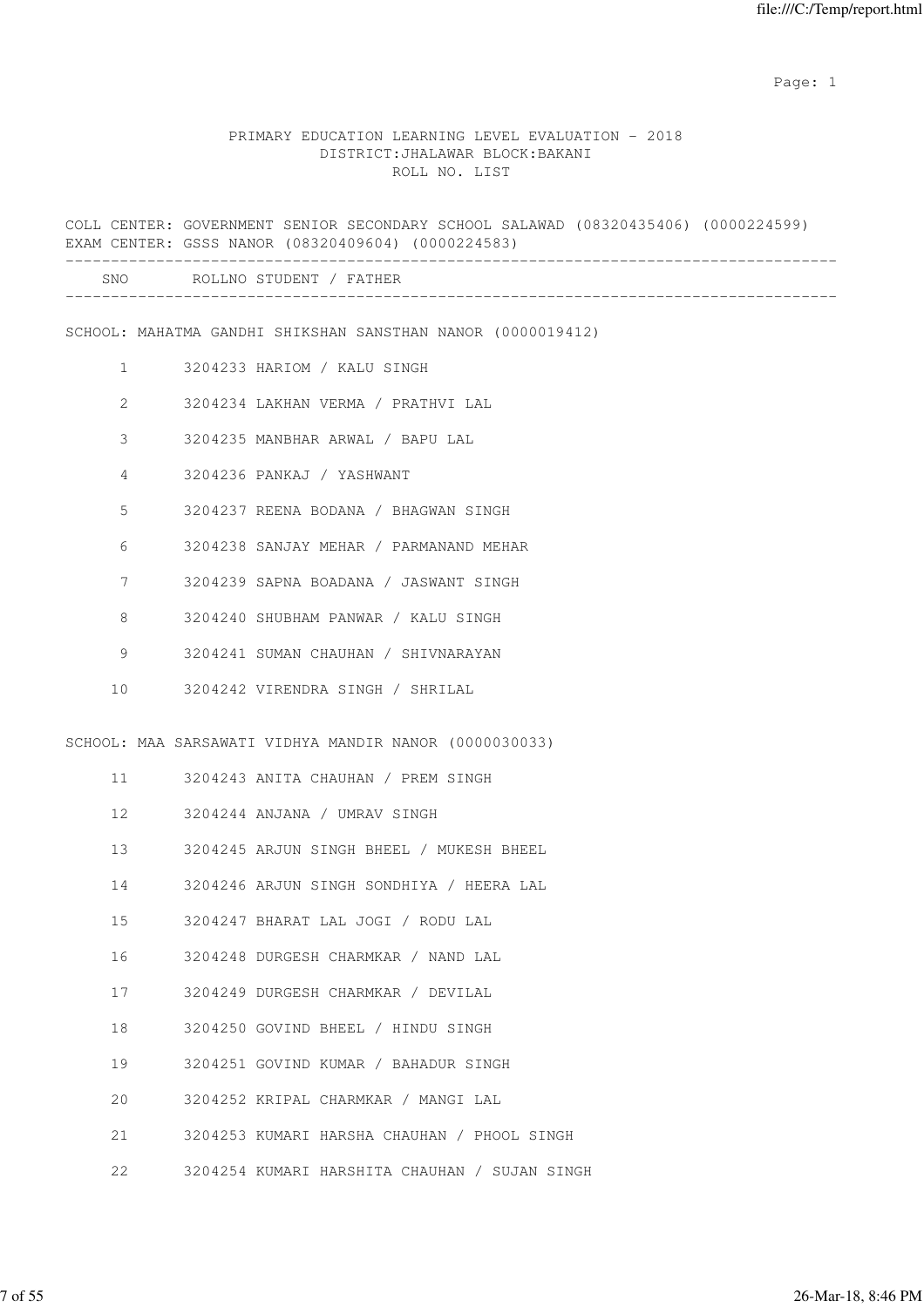PRIMARY EDUCATION LEARNING LEVEL EVALUATION - 2018
DISTRICT:JHALAWAR BLOCK:BAKANI
ROLL NO. LIST

COLL CENTER: GOVERNMENT SENIOR SECONDARY SCHOOL SALAWAD (08320435406) (0000224599)
EXAM CENTER: GSSS NANOR (08320409604) (0000224583)

| SNO | ROLLNO | STUDENT / FATHER |
|---|---|---|
| **SCHOOL: MAHATMA GANDHI SHIKSHAN SANSTHAN NANOR (0000019412)** | | |
| 1 | 3204233 | HARIOM / KALU SINGH |
| 2 | 3204234 | LAKHAN VERMA / PRATHVI LAL |
| 3 | 3204235 | MANBHAR ARWAL / BAPU LAL |
| 4 | 3204236 | PANKAJ / YASHWANT |
| 5 | 3204237 | REENA BODANA / BHAGWAN SINGH |
| 6 | 3204238 | SANJAY MEHAR / PARMANAND MEHAR |
| 7 | 3204239 | SAPNA BOADANA / JASWANT SINGH |
| 8 | 3204240 | SHUBHAM PANWAR / KALU SINGH |
| 9 | 3204241 | SUMAN CHAUHAN / SHIVNARAYAN |
| 10 | 3204242 | VIRENDRA SINGH / SHRILAL |
| **SCHOOL: MAA SARSAWATI VIDHYA MANDIR NANOR (0000030033)** | | |
| 11 | 3204243 | ANITA CHAUHAN / PREM SINGH |
| 12 | 3204244 | ANJANA / UMRAV SINGH |
| 13 | 3204245 | ARJUN SINGH BHEEL / MUKESH BHEEL |
| 14 | 3204246 | ARJUN SINGH SONDHIYA / HEERA LAL |
| 15 | 3204247 | BHARAT LAL JOGI / RODU LAL |
| 16 | 3204248 | DURGESH CHARMKAR / NAND LAL |
| 17 | 3204249 | DURGESH CHARMKAR / DEVILAL |
| 18 | 3204250 | GOVIND BHEEL / HINDU SINGH |
| 19 | 3204251 | GOVIND KUMAR / BAHADUR SINGH |
| 20 | 3204252 | KRIPAL CHARMKAR / MANGI LAL |
| 21 | 3204253 | KUMARI HARSHA CHAUHAN / PHOOL SINGH |
| 22 | 3204254 | KUMARI HARSHITA CHAUHAN / SUJAN SINGH |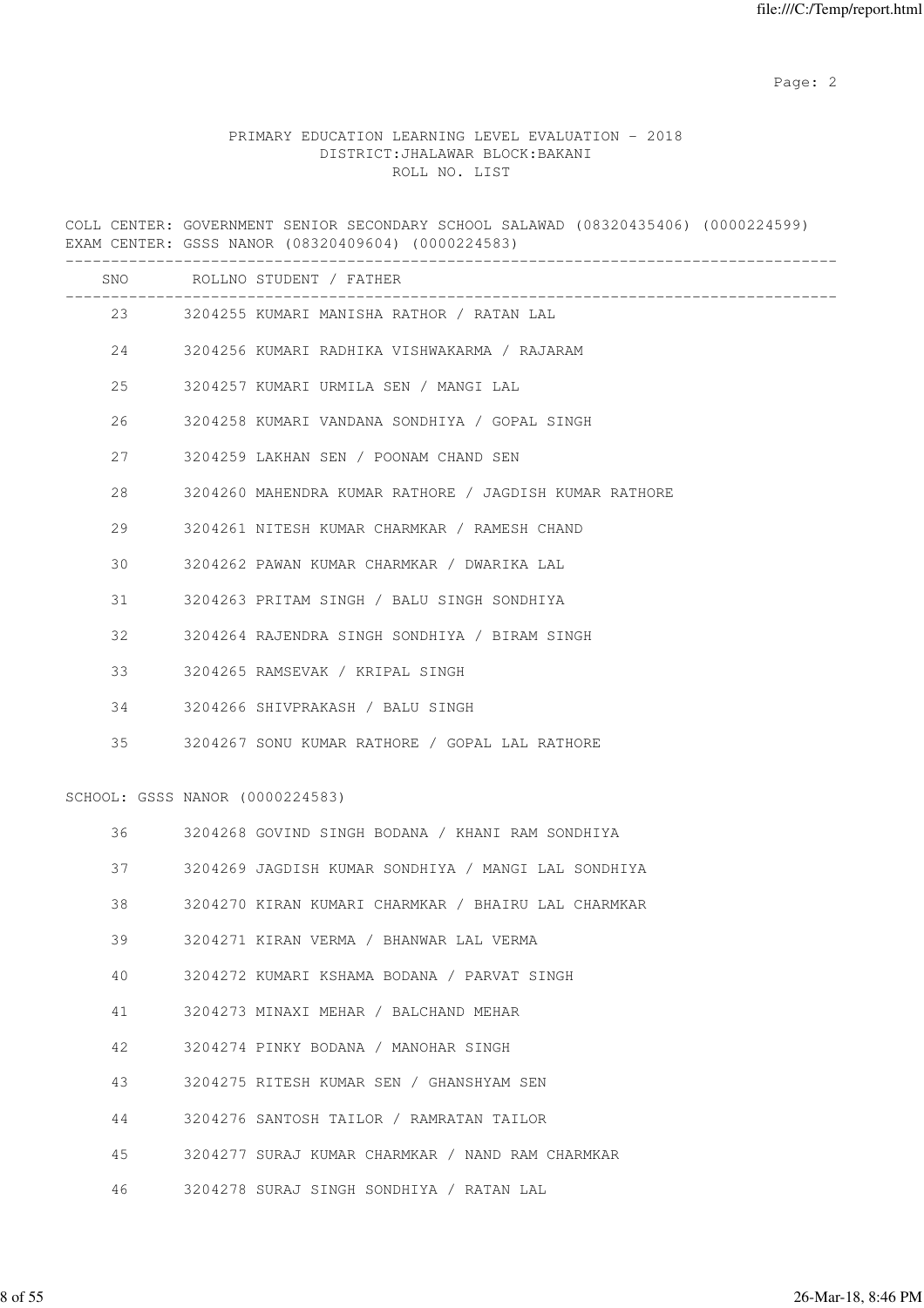PRIMARY EDUCATION LEARNING LEVEL EVALUATION - 2018
DISTRICT:JHALAWAR BLOCK:BAKANI
ROLL NO. LIST

COLL CENTER: GOVERNMENT SENIOR SECONDARY SCHOOL SALAWAD (08320435406) (0000224599)
EXAM CENTER: GSSS NANOR (08320409604) (0000224583)

| SNO | ROLLNO | STUDENT / FATHER |
|---|---|---|
| 23 | 3204255 | KUMARI MANISHA RATHOR / RATAN LAL |
| 24 | 3204256 | KUMARI RADHIKA VISHWAKARMA / RAJARAM |
| 25 | 3204257 | KUMARI URMILA SEN / MANGI LAL |
| 26 | 3204258 | KUMARI VANDANA SONDHIYA / GOPAL SINGH |
| 27 | 3204259 | LAKHAN SEN / POONAM CHAND SEN |
| 28 | 3204260 | MAHENDRA KUMAR RATHORE / JAGDISH KUMAR RATHORE |
| 29 | 3204261 | NITESH KUMAR CHARMKAR / RAMESH CHAND |
| 30 | 3204262 | PAWAN KUMAR CHARMKAR / DWARIKA LAL |
| 31 | 3204263 | PRITAM SINGH / BALU SINGH SONDHIYA |
| 32 | 3204264 | RAJENDRA SINGH SONDHIYA / BIRAM SINGH |
| 33 | 3204265 | RAMSEVAK / KRIPAL SINGH |
| 34 | 3204266 | SHIVPRAKASH / BALU SINGH |
| 35 | 3204267 | SONU KUMAR RATHORE / GOPAL LAL RATHORE |

SCHOOL: GSSS NANOR (0000224583)

| SNO | ROLLNO | STUDENT / FATHER |
|---|---|---|
| 36 | 3204268 | GOVIND SINGH BODANA / KHANI RAM SONDHIYA |
| 37 | 3204269 | JAGDISH KUMAR SONDHIYA / MANGI LAL SONDHIYA |
| 38 | 3204270 | KIRAN KUMARI CHARMKAR / BHAIRU LAL CHARMKAR |
| 39 | 3204271 | KIRAN VERMA / BHANWAR LAL VERMA |
| 40 | 3204272 | KUMARI KSHAMA BODANA / PARVAT SINGH |
| 41 | 3204273 | MINAXI MEHAR / BALCHAND MEHAR |
| 42 | 3204274 | PINKY BODANA / MANOHAR SINGH |
| 43 | 3204275 | RITESH KUMAR SEN / GHANSHYAM SEN |
| 44 | 3204276 | SANTOSH TAILOR / RAMRATAN TAILOR |
| 45 | 3204277 | SURAJ KUMAR CHARMKAR / NAND RAM CHARMKAR |
| 46 | 3204278 | SURAJ SINGH SONDHIYA / RATAN LAL |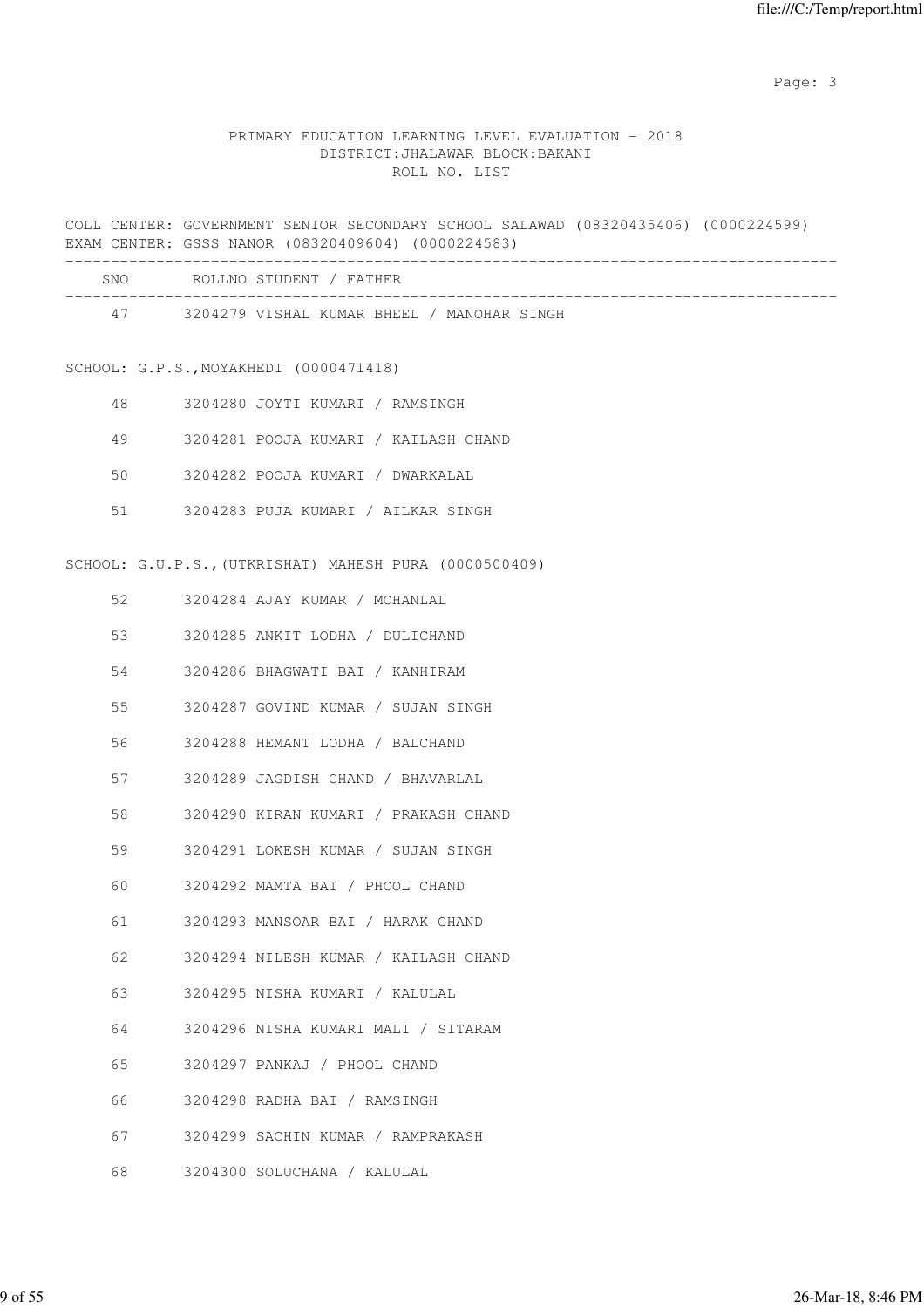PRIMARY EDUCATION LEARNING LEVEL EVALUATION - 2018
DISTRICT:JHALAWAR BLOCK:BAKANI
ROLL NO. LIST

COLL CENTER: GOVERNMENT SENIOR SECONDARY SCHOOL SALAWAD (08320435406) (0000224599)
EXAM CENTER: GSSS NANOR (08320409604) (0000224583)

| SNO | ROLLNO | STUDENT / FATHER |
|---|---|---|
| 47 | 3204279 | VISHAL KUMAR BHEEL / MANOHAR SINGH |

SCHOOL: G.P.S.,MOYAKHEDI (0000471418)

| SNO | ROLLNO | STUDENT / FATHER |
|---|---|---|
| 48 | 3204280 | JOYTI KUMARI / RAMSINGH |
| 49 | 3204281 | POOJA KUMARI / KAILASH CHAND |
| 50 | 3204282 | POOJA KUMARI / DWARKALAL |
| 51 | 3204283 | PUJA KUMARI / AILKAR SINGH |

SCHOOL: G.U.P.S.,(UTKRISHAT) MAHESH PURA (0000500409)

| SNO | ROLLNO | STUDENT / FATHER |
|---|---|---|
| 52 | 3204284 | AJAY KUMAR / MOHANLAL |
| 53 | 3204285 | ANKIT LODHA / DULICHAND |
| 54 | 3204286 | BHAGWATI BAI / KANHIRAM |
| 55 | 3204287 | GOVIND KUMAR / SUJAN SINGH |
| 56 | 3204288 | HEMANT LODHA / BALCHAND |
| 57 | 3204289 | JAGDISH CHAND / BHAVARLAL |
| 58 | 3204290 | KIRAN KUMARI / PRAKASH CHAND |
| 59 | 3204291 | LOKESH KUMAR / SUJAN SINGH |
| 60 | 3204292 | MAMTA BAI / PHOOL CHAND |
| 61 | 3204293 | MANSOAR BAI / HARAK CHAND |
| 62 | 3204294 | NILESH KUMAR / KAILASH CHAND |
| 63 | 3204295 | NISHA KUMARI / KALULAL |
| 64 | 3204296 | NISHA KUMARI MALI / SITARAM |
| 65 | 3204297 | PANKAJ / PHOOL CHAND |
| 66 | 3204298 | RADHA BAI / RAMSINGH |
| 67 | 3204299 | SACHIN KUMAR / RAMPRAKASH |
| 68 | 3204300 | SOLUCHANA / KALULAL |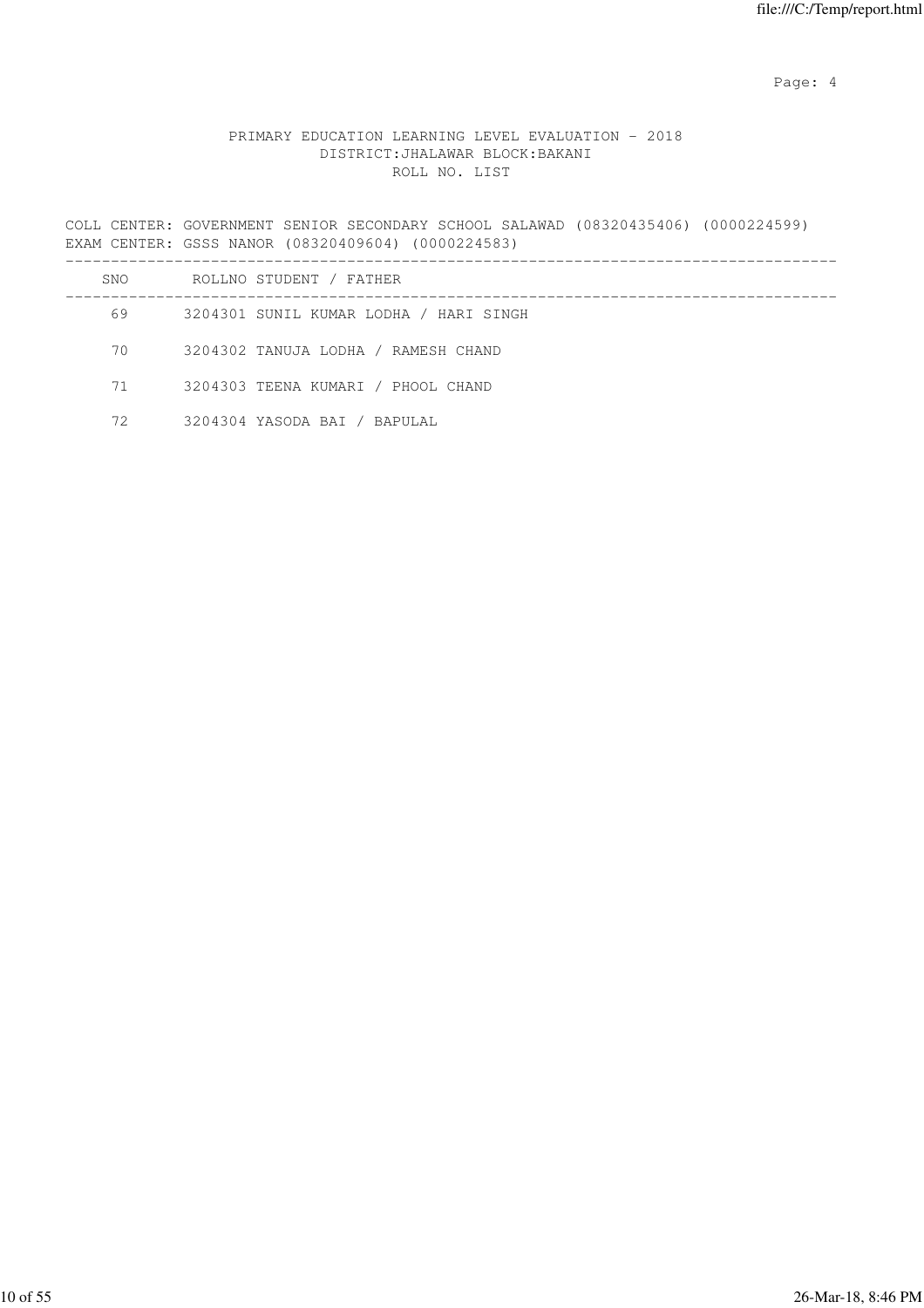PRIMARY EDUCATION LEARNING LEVEL EVALUATION - 2018
DISTRICT:JHALAWAR BLOCK:BAKANI
ROLL NO. LIST

COLL CENTER: GOVERNMENT SENIOR SECONDARY SCHOOL SALAWAD (08320435406) (0000224599)
EXAM CENTER: GSSS NANOR (08320409604) (0000224583)

| SNO | ROLLNO | STUDENT / FATHER |
|---|---|---|
| 69 | 3204301 | SUNIL KUMAR LODHA / HARI SINGH |
| 70 | 3204302 | TANUJA LODHA / RAMESH CHAND |
| 71 | 3204303 | TEENA KUMARI / PHOOL CHAND |
| 72 | 3204304 | YASODA BAI / BAPULAL |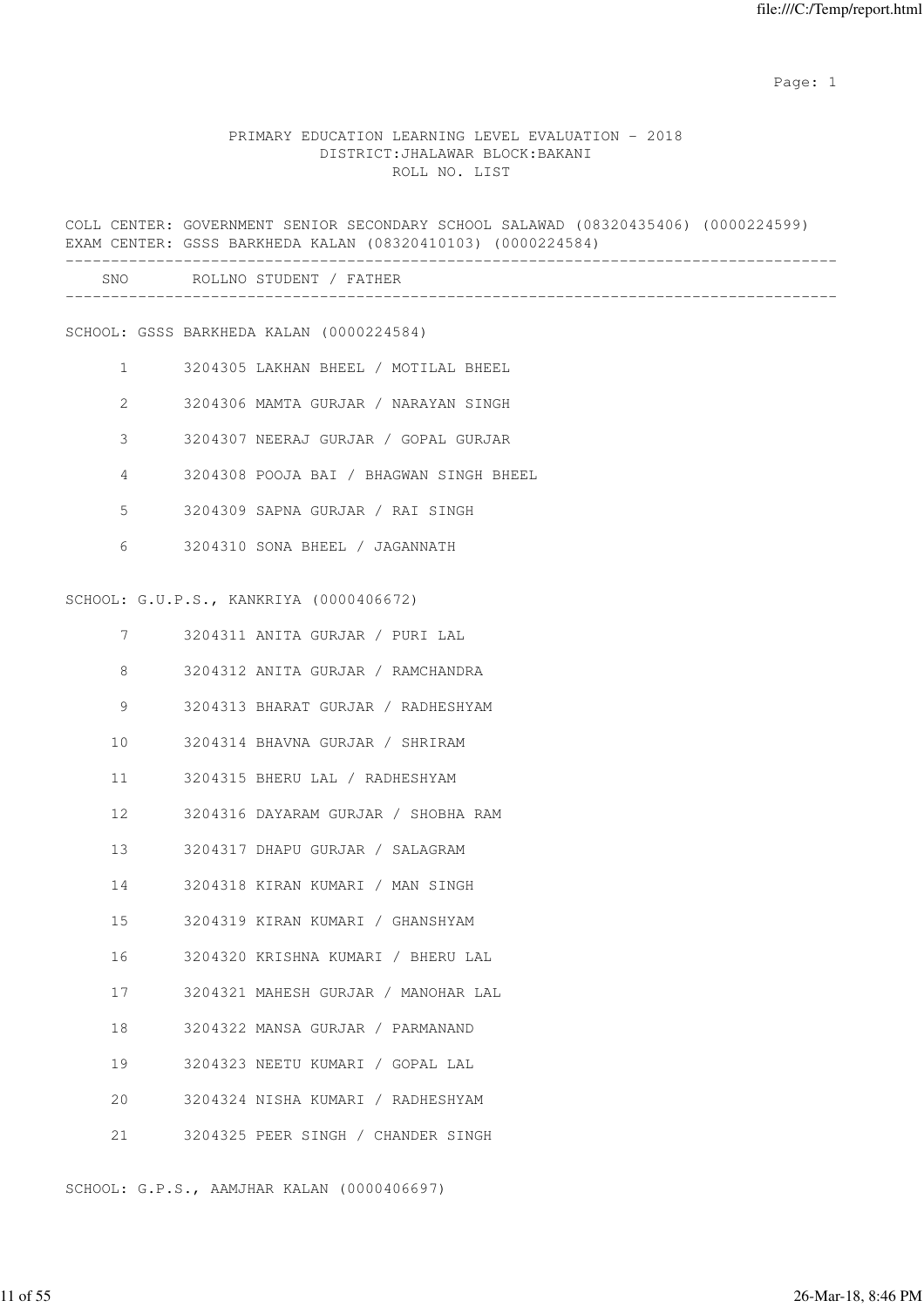PRIMARY EDUCATION LEARNING LEVEL EVALUATION - 2018
DISTRICT:JHALAWAR BLOCK:BAKANI
ROLL NO. LIST

COLL CENTER: GOVERNMENT SENIOR SECONDARY SCHOOL SALAWAD (08320435406) (0000224599)
EXAM CENTER: GSSS BARKHEDA KALAN (08320410103) (0000224584)

| SNO | ROLLNO | STUDENT / FATHER |
|---|---|---|

SCHOOL: GSSS BARKHEDA KALAN (0000224584)

| SNO | ROLLNO | STUDENT / FATHER |
|---|---|---|
| 1 | 3204305 | LAKHAN BHEEL / MOTILAL BHEEL |
| 2 | 3204306 | MAMTA GURJAR / NARAYAN SINGH |
| 3 | 3204307 | NEERAJ GURJAR / GOPAL GURJAR |
| 4 | 3204308 | POOJA BAI / BHAGWAN SINGH BHEEL |
| 5 | 3204309 | SAPNA GURJAR / RAI SINGH |
| 6 | 3204310 | SONA BHEEL / JAGANNATH |

SCHOOL: G.U.P.S., KANKRIYA (0000406672)

| SNO | ROLLNO | STUDENT / FATHER |
|---|---|---|
| 7 | 3204311 | ANITA GURJAR / PURI LAL |
| 8 | 3204312 | ANITA GURJAR / RAMCHANDRA |
| 9 | 3204313 | BHARAT GURJAR / RADHESHYAM |
| 10 | 3204314 | BHAVNA GURJAR / SHRIRAM |
| 11 | 3204315 | BHERU LAL / RADHESHYAM |
| 12 | 3204316 | DAYARAM GURJAR / SHOBHA RAM |
| 13 | 3204317 | DHAPU GURJAR / SALAGRAM |
| 14 | 3204318 | KIRAN KUMARI / MAN SINGH |
| 15 | 3204319 | KIRAN KUMARI / GHANSHYAM |
| 16 | 3204320 | KRISHNA KUMARI / BHERU LAL |
| 17 | 3204321 | MAHESH GURJAR / MANOHAR LAL |
| 18 | 3204322 | MANSA GURJAR / PARMANAND |
| 19 | 3204323 | NEETU KUMARI / GOPAL LAL |
| 20 | 3204324 | NISHA KUMARI / RADHESHYAM |
| 21 | 3204325 | PEER SINGH / CHANDER SINGH |

SCHOOL: G.P.S., AAMJHAR KALAN (0000406697)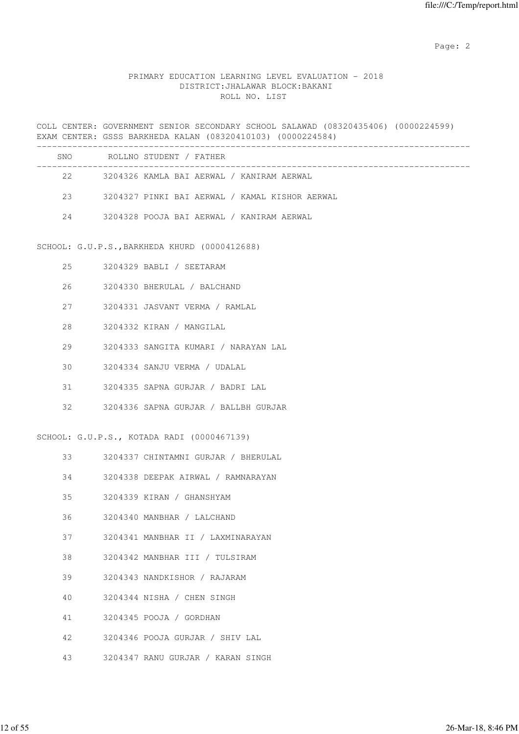PRIMARY EDUCATION LEARNING LEVEL EVALUATION - 2018
DISTRICT:JHALAWAR BLOCK:BAKANI
ROLL NO. LIST

COLL CENTER: GOVERNMENT SENIOR SECONDARY SCHOOL SALAWAD (08320435406) (0000224599)
EXAM CENTER: GSSS BARKHEDA KALAN (08320410103) (0000224584)

| SNO | ROLLNO | STUDENT / FATHER |
|---|---|---|
| 22 | 3204326 | KAMLA BAI AERWAL / KANIRAM AERWAL |
| 23 | 3204327 | PINKI BAI AERWAL / KAMAL KISHOR AERWAL |
| 24 | 3204328 | POOJA BAI AERWAL / KANIRAM AERWAL |

SCHOOL: G.U.P.S.,BARKHEDA KHURD (0000412688)

| SNO | ROLLNO | STUDENT / FATHER |
|---|---|---|
| 25 | 3204329 | BABLI / SEETARAM |
| 26 | 3204330 | BHERULAL / BALCHAND |
| 27 | 3204331 | JASVANT VERMA / RAMLAL |
| 28 | 3204332 | KIRAN / MANGILAL |
| 29 | 3204333 | SANGITA KUMARI / NARAYAN LAL |
| 30 | 3204334 | SANJU VERMA / UDALAL |
| 31 | 3204335 | SAPNA GURJAR / BADRI LAL |
| 32 | 3204336 | SAPNA GURJAR / BALLBH GURJAR |

SCHOOL: G.U.P.S., KOTADA RADI (0000467139)

| SNO | ROLLNO | STUDENT / FATHER |
|---|---|---|
| 33 | 3204337 | CHINTAMNI GURJAR / BHERULAL |
| 34 | 3204338 | DEEPAK AIRWAL / RAMNARAYAN |
| 35 | 3204339 | KIRAN / GHANSHYAM |
| 36 | 3204340 | MANBHAR / LALCHAND |
| 37 | 3204341 | MANBHAR II / LAXMINARAYAN |
| 38 | 3204342 | MANBHAR III / TULSIRAM |
| 39 | 3204343 | NANDKISHOR / RAJARAM |
| 40 | 3204344 | NISHA / CHEN SINGH |
| 41 | 3204345 | POOJA / GORDHAN |
| 42 | 3204346 | POOJA GURJAR / SHIV LAL |
| 43 | 3204347 | RANU GURJAR / KARAN SINGH |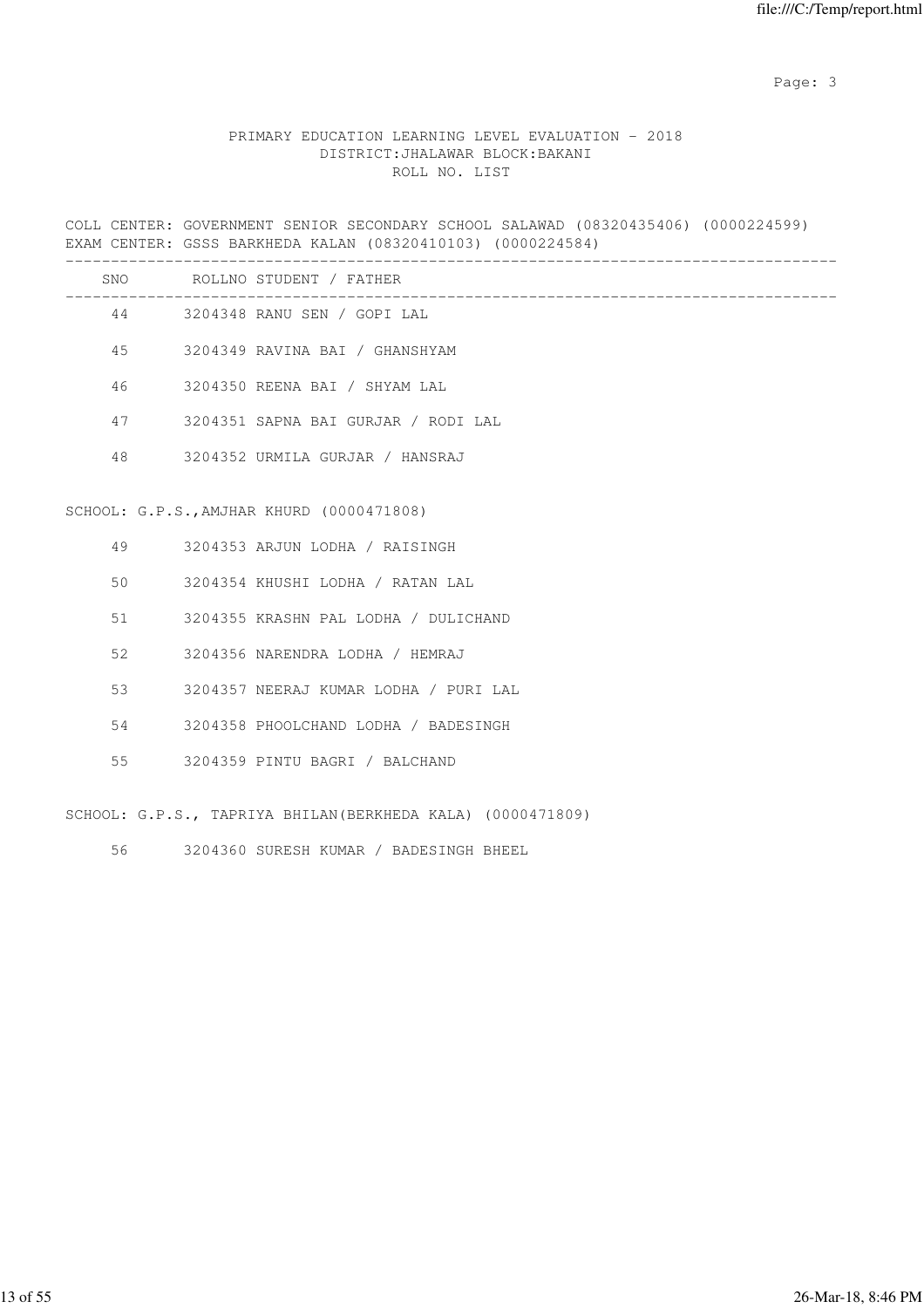PRIMARY EDUCATION LEARNING LEVEL EVALUATION - 2018
DISTRICT:JHALAWAR BLOCK:BAKANI
ROLL NO. LIST

COLL CENTER: GOVERNMENT SENIOR SECONDARY SCHOOL SALAWAD (08320435406) (0000224599)
EXAM CENTER: GSSS BARKHEDA KALAN (08320410103) (0000224584)

| SNO | ROLLNO | STUDENT / FATHER |
|---|---|---|
| 44 | 3204348 | RANU SEN / GOPI LAL |
| 45 | 3204349 | RAVINA BAI / GHANSHYAM |
| 46 | 3204350 | REENA BAI / SHYAM LAL |
| 47 | 3204351 | SAPNA BAI GURJAR / RODI LAL |
| 48 | 3204352 | URMILA GURJAR / HANSRAJ |

SCHOOL: G.P.S.,AMJHAR KHURD (0000471808)

| SNO | ROLLNO | STUDENT / FATHER |
|---|---|---|
| 49 | 3204353 | ARJUN LODHA / RAISINGH |
| 50 | 3204354 | KHUSHI LODHA / RATAN LAL |
| 51 | 3204355 | KRASHN PAL LODHA / DULICHAND |
| 52 | 3204356 | NARENDRA LODHA / HEMRAJ |
| 53 | 3204357 | NEERAJ KUMAR LODHA / PURI LAL |
| 54 | 3204358 | PHOOLCHAND LODHA / BADESINGH |
| 55 | 3204359 | PINTU BAGRI / BALCHAND |

SCHOOL: G.P.S., TAPRIYA BHILAN(BERKHEDA KALA) (0000471809)

| SNO | ROLLNO | STUDENT / FATHER |
|---|---|---|
| 56 | 3204360 | SURESH KUMAR / BADESINGH BHEEL |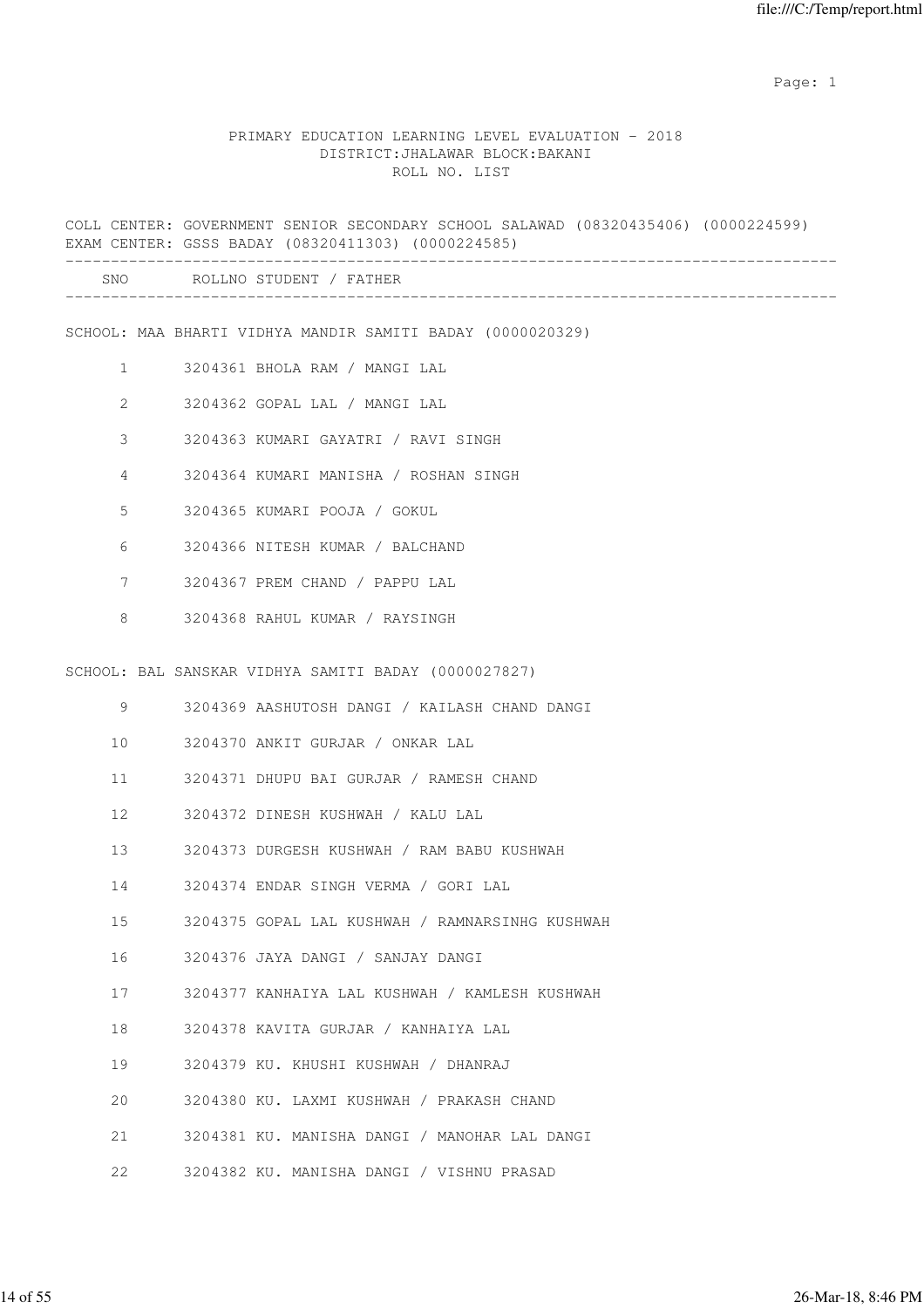# PRIMARY EDUCATION LEARNING LEVEL EVALUATION - 2018

DISTRICT:JHALAWAR BLOCK:BAKANI

ROLL NO. LIST

COLL CENTER: GOVERNMENT SENIOR SECONDARY SCHOOL SALAWAD (08320435406) (0000224599)
EXAM CENTER: GSSS BADAY (08320411303) (0000224585)

| SNO | ROLLNO | STUDENT / FATHER |
|---|---|---|

SCHOOL: MAA BHARTI VIDHYA MANDIR SAMITI BADAY (0000020329)

| SNO | ROLLNO | STUDENT / FATHER |
|---|---|---|
| 1 | 3204361 | BHOLA RAM / MANGI LAL |
| 2 | 3204362 | GOPAL LAL / MANGI LAL |
| 3 | 3204363 | KUMARI GAYATRI / RAVI SINGH |
| 4 | 3204364 | KUMARI MANISHA / ROSHAN SINGH |
| 5 | 3204365 | KUMARI POOJA / GOKUL |
| 6 | 3204366 | NITESH KUMAR / BALCHAND |
| 7 | 3204367 | PREM CHAND / PAPPU LAL |
| 8 | 3204368 | RAHUL KUMAR / RAYSINGH |

SCHOOL: BAL SANSKAR VIDHYA SAMITI BADAY (0000027827)

| SNO | ROLLNO | STUDENT / FATHER |
|---|---|---|
| 9 | 3204369 | AASHUTOSH DANGI / KAILASH CHAND DANGI |
| 10 | 3204370 | ANKIT GURJAR / ONKAR LAL |
| 11 | 3204371 | DHUPU BAI GURJAR / RAMESH CHAND |
| 12 | 3204372 | DINESH KUSHWAH / KALU LAL |
| 13 | 3204373 | DURGESH KUSHWAH / RAM BABU KUSHWAH |
| 14 | 3204374 | ENDAR SINGH VERMA / GORI LAL |
| 15 | 3204375 | GOPAL LAL KUSHWAH / RAMNARSINHG KUSHWAH |
| 16 | 3204376 | JAYA DANGI / SANJAY DANGI |
| 17 | 3204377 | KANHAIYA LAL KUSHWAH / KAMLESH KUSHWAH |
| 18 | 3204378 | KAVITA GURJAR / KANHAIYA LAL |
| 19 | 3204379 | KU. KHUSHI KUSHWAH / DHANRAJ |
| 20 | 3204380 | KU. LAXMI KUSHWAH / PRAKASH CHAND |
| 21 | 3204381 | KU. MANISHA DANGI / MANOHAR LAL DANGI |
| 22 | 3204382 | KU. MANISHA DANGI / VISHNU PRASAD |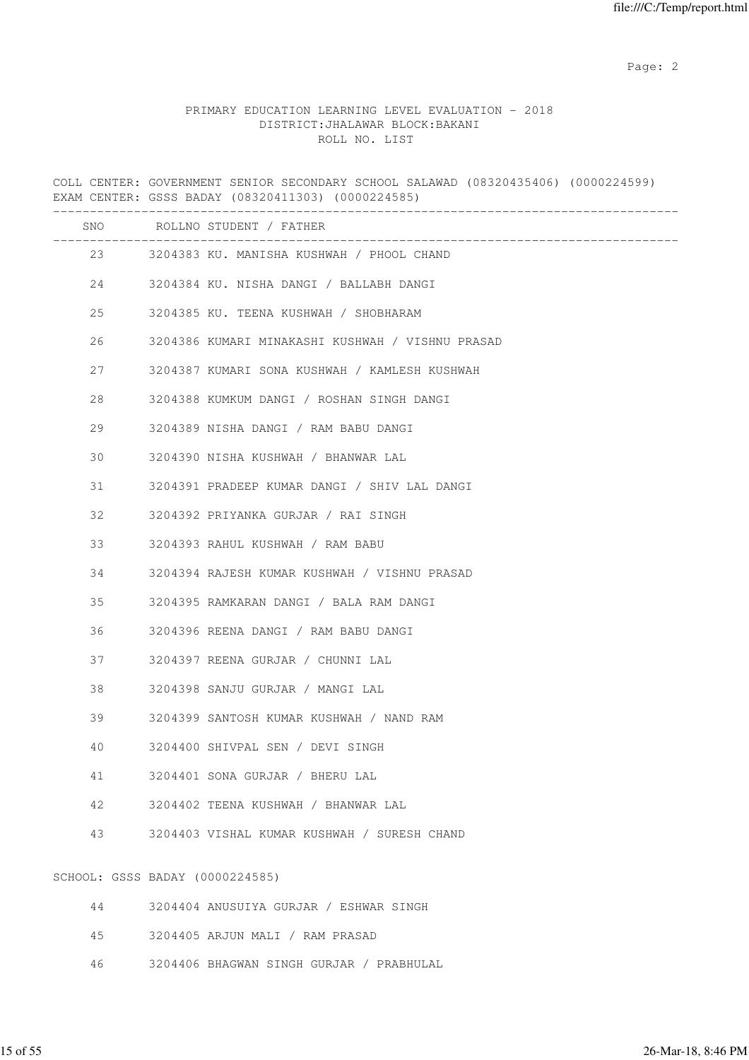PRIMARY EDUCATION LEARNING LEVEL EVALUATION - 2018
DISTRICT:JHALAWAR BLOCK:BAKANI
ROLL NO. LIST

COLL CENTER: GOVERNMENT SENIOR SECONDARY SCHOOL SALAWAD (08320435406) (0000224599)
EXAM CENTER: GSSS BADAY (08320411303) (0000224585)

| SNO | ROLLNO | STUDENT / FATHER |
|---|---|---|
| 23 | 3204383 | KU. MANISHA KUSHWAH / PHOOL CHAND |
| 24 | 3204384 | KU. NISHA DANGI / BALLABH DANGI |
| 25 | 3204385 | KU. TEENA KUSHWAH / SHOBHARAM |
| 26 | 3204386 | KUMARI MINAKASHI KUSHWAH / VISHNU PRASAD |
| 27 | 3204387 | KUMARI SONA KUSHWAH / KAMLESH KUSHWAH |
| 28 | 3204388 | KUMKUM DANGI / ROSHAN SINGH DANGI |
| 29 | 3204389 | NISHA DANGI / RAM BABU DANGI |
| 30 | 3204390 | NISHA KUSHWAH / BHANWAR LAL |
| 31 | 3204391 | PRADEEP KUMAR DANGI / SHIV LAL DANGI |
| 32 | 3204392 | PRIYANKA GURJAR / RAI SINGH |
| 33 | 3204393 | RAHUL KUSHWAH / RAM BABU |
| 34 | 3204394 | RAJESH KUMAR KUSHWAH / VISHNU PRASAD |
| 35 | 3204395 | RAMKARAN DANGI / BALA RAM DANGI |
| 36 | 3204396 | REENA DANGI / RAM BABU DANGI |
| 37 | 3204397 | REENA GURJAR / CHUNNI LAL |
| 38 | 3204398 | SANJU GURJAR / MANGI LAL |
| 39 | 3204399 | SANTOSH KUMAR KUSHWAH / NAND RAM |
| 40 | 3204400 | SHIVPAL SEN / DEVI SINGH |
| 41 | 3204401 | SONA GURJAR / BHERU LAL |
| 42 | 3204402 | TEENA KUSHWAH / BHANWAR LAL |
| 43 | 3204403 | VISHAL KUMAR KUSHWAH / SURESH CHAND |

SCHOOL: GSSS BADAY (0000224585)

| SNO | ROLLNO | STUDENT / FATHER |
|---|---|---|
| 44 | 3204404 | ANUSUIYA GURJAR / ESHWAR SINGH |
| 45 | 3204405 | ARJUN MALI / RAM PRASAD |
| 46 | 3204406 | BHAGWAN SINGH GURJAR / PRABHULAL |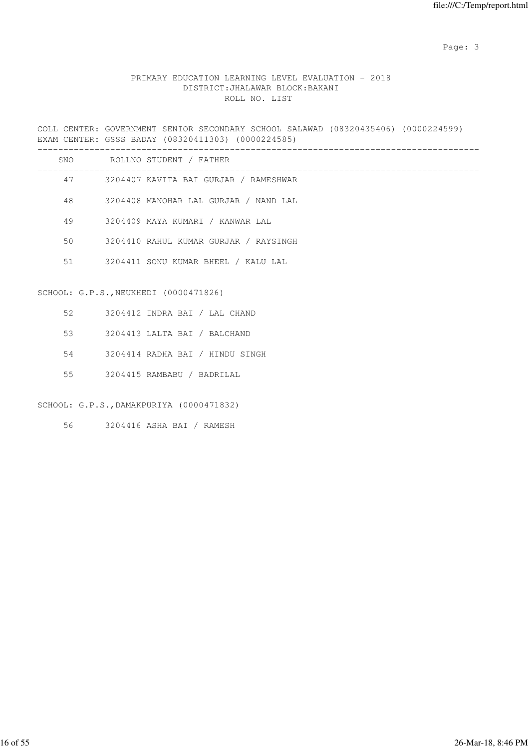PRIMARY EDUCATION LEARNING LEVEL EVALUATION - 2018
DISTRICT:JHALAWAR BLOCK:BAKANI
ROLL NO. LIST

COLL CENTER: GOVERNMENT SENIOR SECONDARY SCHOOL SALAWAD (08320435406) (0000224599)
EXAM CENTER: GSSS BADAY (08320411303) (0000224585)

| SNO | ROLLNO STUDENT / FATHER |
|---|---|
| 47 | 3204407 KAVITA BAI GURJAR / RAMESHWAR |
| 48 | 3204408 MANOHAR LAL GURJAR / NAND LAL |
| 49 | 3204409 MAYA KUMARI / KANWAR LAL |
| 50 | 3204410 RAHUL KUMAR GURJAR / RAYSINGH |
| 51 | 3204411 SONU KUMAR BHEEL / KALU LAL |

SCHOOL: G.P.S.,NEUKHEDI (0000471826)

| SNO | ROLLNO STUDENT / FATHER |
|---|---|
| 52 | 3204412 INDRA BAI / LAL CHAND |
| 53 | 3204413 LALTA BAI / BALCHAND |
| 54 | 3204414 RADHA BAI / HINDU SINGH |
| 55 | 3204415 RAMBABU / BADRILAL |

SCHOOL: G.P.S.,DAMAKPURIYA (0000471832)

| SNO | ROLLNO STUDENT / FATHER |
|---|---|
| 56 | 3204416 ASHA BAI / RAMESH |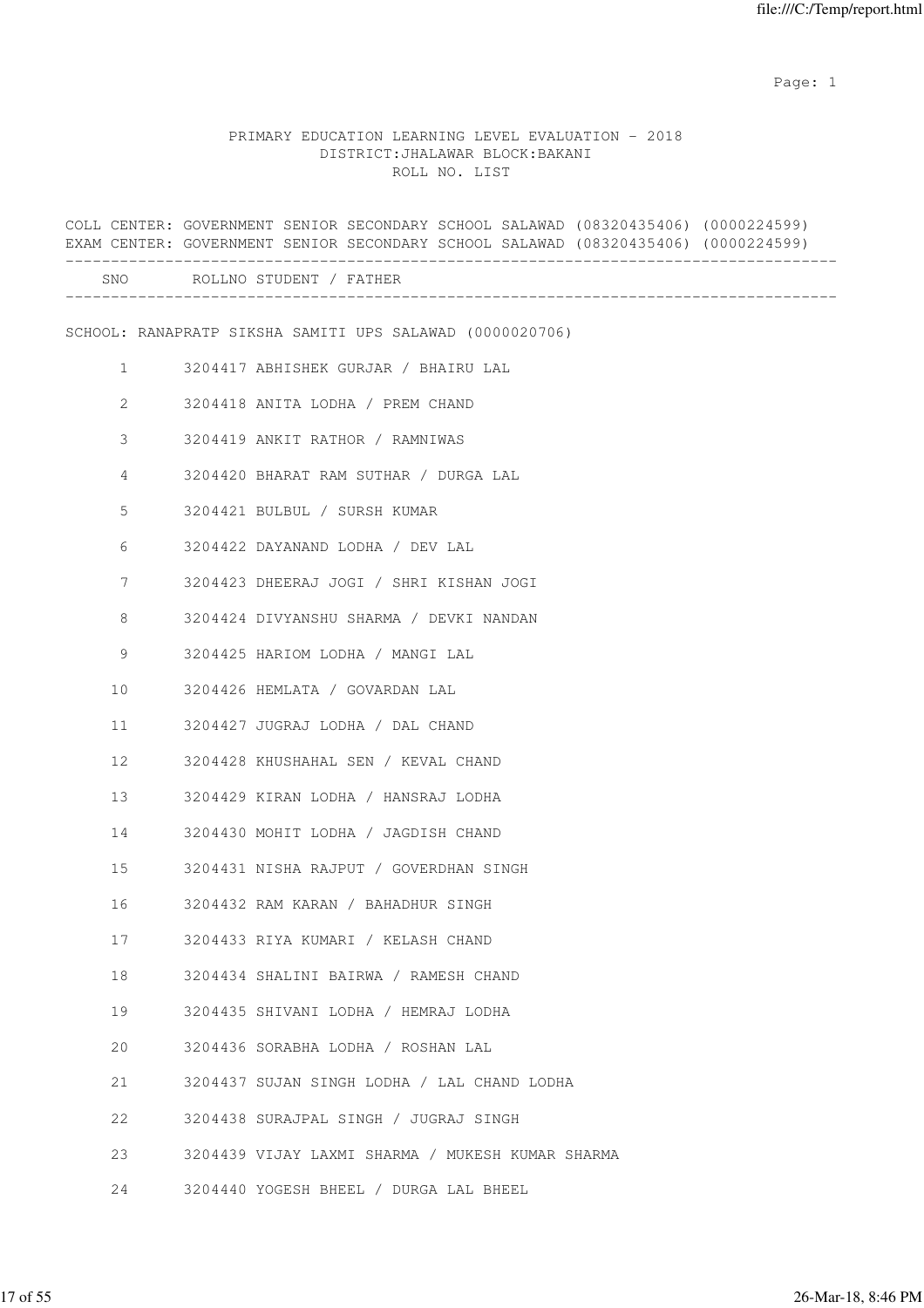PRIMARY EDUCATION LEARNING LEVEL EVALUATION - 2018
DISTRICT:JHALAWAR BLOCK:BAKANI
ROLL NO. LIST

COLL CENTER: GOVERNMENT SENIOR SECONDARY SCHOOL SALAWAD (08320435406) (0000224599)
EXAM CENTER: GOVERNMENT SENIOR SECONDARY SCHOOL SALAWAD (08320435406) (0000224599)

SCHOOL: RANAPRATP SIKSHA SAMITI UPS SALAWAD (0000020706)

| SNO | ROLLNO | STUDENT / FATHER |
|---|---|---|
| 1 | 3204417 | ABHISHEK GURJAR / BHAIRU LAL |
| 2 | 3204418 | ANITA LODHA / PREM CHAND |
| 3 | 3204419 | ANKIT RATHOR / RAMNIWAS |
| 4 | 3204420 | BHARAT RAM SUTHAR / DURGA LAL |
| 5 | 3204421 | BULBUL / SURSH KUMAR |
| 6 | 3204422 | DAYANAND LODHA / DEV LAL |
| 7 | 3204423 | DHEERAJ JOGI / SHRI KISHAN JOGI |
| 8 | 3204424 | DIVYANSHU SHARMA / DEVKI NANDAN |
| 9 | 3204425 | HARIOM LODHA / MANGI LAL |
| 10 | 3204426 | HEMLATA / GOVARDAN LAL |
| 11 | 3204427 | JUGRAJ LODHA / DAL CHAND |
| 12 | 3204428 | KHUSHAHAL SEN / KEVAL CHAND |
| 13 | 3204429 | KIRAN LODHA / HANSRAJ LODHA |
| 14 | 3204430 | MOHIT LODHA / JAGDISH CHAND |
| 15 | 3204431 | NISHA RAJPUT / GOVERDHAN SINGH |
| 16 | 3204432 | RAM KARAN / BAHADHUR SINGH |
| 17 | 3204433 | RIYA KUMARI / KELASH CHAND |
| 18 | 3204434 | SHALINI BAIRWA / RAMESH CHAND |
| 19 | 3204435 | SHIVANI LODHA / HEMRAJ LODHA |
| 20 | 3204436 | SORABHA LODHA / ROSHAN LAL |
| 21 | 3204437 | SUJAN SINGH LODHA / LAL CHAND LODHA |
| 22 | 3204438 | SURAJPAL SINGH / JUGRAJ SINGH |
| 23 | 3204439 | VIJAY LAXMI SHARMA / MUKESH KUMAR SHARMA |
| 24 | 3204440 | YOGESH BHEEL / DURGA LAL BHEEL |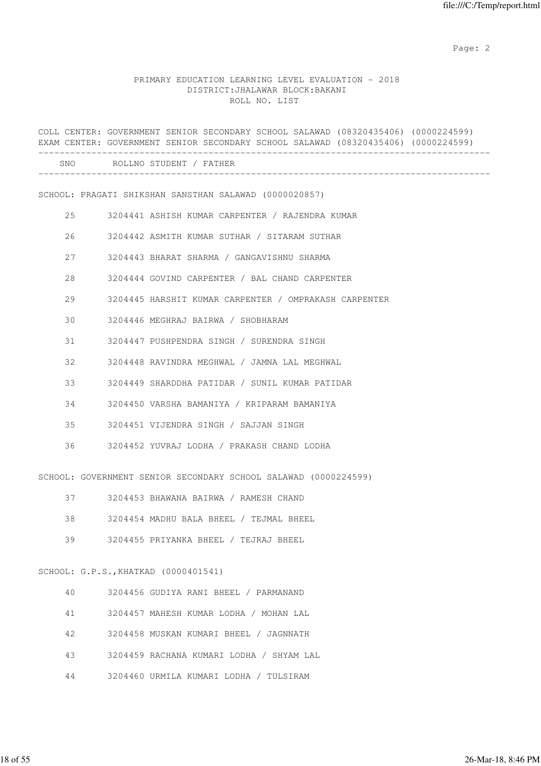PRIMARY EDUCATION LEARNING LEVEL EVALUATION - 2018
DISTRICT:JHALAWAR BLOCK:BAKANI
ROLL NO. LIST

COLL CENTER: GOVERNMENT SENIOR SECONDARY SCHOOL SALAWAD (08320435406) (0000224599)
EXAM CENTER: GOVERNMENT SENIOR SECONDARY SCHOOL SALAWAD (08320435406) (0000224599)

| SNO | ROLLNO | STUDENT / FATHER |
|---|---|---|
| | | **SCHOOL: PRAGATI SHIKSHAN SANSTHAN SALAWAD (0000020857)** |
| 25 | 3204441 | ASHISH KUMAR CARPENTER / RAJENDRA KUMAR |
| 26 | 3204442 | ASMITH KUMAR SUTHAR / SITARAM SUTHAR |
| 27 | 3204443 | BHARAT SHARMA / GANGAVISHNU SHARMA |
| 28 | 3204444 | GOVIND CARPENTER / BAL CHAND CARPENTER |
| 29 | 3204445 | HARSHIT KUMAR CARPENTER / OMPRAKASH CARPENTER |
| 30 | 3204446 | MEGHRAJ BAIRWA / SHOBHARAM |
| 31 | 3204447 | PUSHPENDRA SINGH / SURENDRA SINGH |
| 32 | 3204448 | RAVINDRA MEGHWAL / JAMNA LAL MEGHWAL |
| 33 | 3204449 | SHARDDHA PATIDAR / SUNIL KUMAR PATIDAR |
| 34 | 3204450 | VARSHA BAMANIYA / KRIPARAM BAMANIYA |
| 35 | 3204451 | VIJENDRA SINGH / SAJJAN SINGH |
| 36 | 3204452 | YUVRAJ LODHA / PRAKASH CHAND LODHA |
| | | **SCHOOL: GOVERNMENT SENIOR SECONDARY SCHOOL SALAWAD (0000224599)** |
| 37 | 3204453 | BHAWANA BAIRWA / RAMESH CHAND |
| 38 | 3204454 | MADHU BALA BHEEL / TEJMAL BHEEL |
| 39 | 3204455 | PRIYANKA BHEEL / TEJRAJ BHEEL |
| | | **SCHOOL: G.P.S.,KHATKAD (0000401541)** |
| 40 | 3204456 | GUDIYA RANI BHEEL / PARMANAND |
| 41 | 3204457 | MAHESH KUMAR LODHA / MOHAN LAL |
| 42 | 3204458 | MUSKAN KUMARI BHEEL / JAGNNATH |
| 43 | 3204459 | RACHANA KUMARI LODHA / SHYAM LAL |
| 44 | 3204460 | URMILA KUMARI LODHA / TULSIRAM |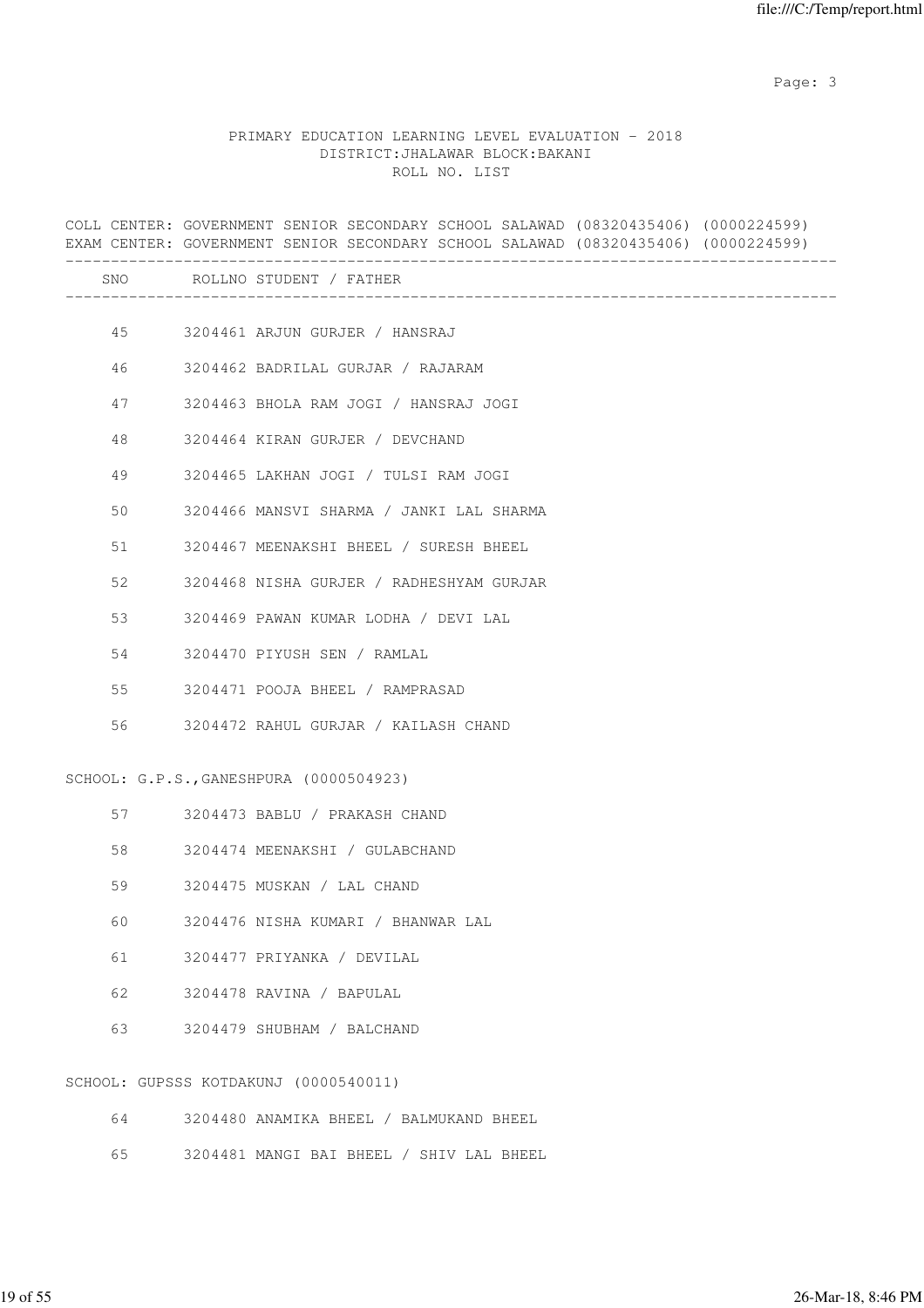PRIMARY EDUCATION LEARNING LEVEL EVALUATION - 2018
DISTRICT:JHALAWAR BLOCK:BAKANI
ROLL NO. LIST

COLL CENTER: GOVERNMENT SENIOR SECONDARY SCHOOL SALAWAD (08320435406) (0000224599)
EXAM CENTER: GOVERNMENT SENIOR SECONDARY SCHOOL SALAWAD (08320435406) (0000224599)

| SNO | ROLLNO | STUDENT / FATHER |
|---|---|---|
| 45 | 3204461 | ARJUN GURJER / HANSRAJ |
| 46 | 3204462 | BADRILAL GURJAR / RAJARAM |
| 47 | 3204463 | BHOLA RAM JOGI / HANSRAJ JOGI |
| 48 | 3204464 | KIRAN GURJER / DEVCHAND |
| 49 | 3204465 | LAKHAN JOGI / TULSI RAM JOGI |
| 50 | 3204466 | MANSVI SHARMA / JANKI LAL SHARMA |
| 51 | 3204467 | MEENAKSHI BHEEL / SURESH BHEEL |
| 52 | 3204468 | NISHA GURJER / RADHESHYAM GURJAR |
| 53 | 3204469 | PAWAN KUMAR LODHA / DEVI LAL |
| 54 | 3204470 | PIYUSH SEN / RAMLAL |
| 55 | 3204471 | POOJA BHEEL / RAMPRASAD |
| 56 | 3204472 | RAHUL GURJAR / KAILASH CHAND |

SCHOOL: G.P.S.,GANESHPURA (0000504923)

| SNO | ROLLNO | STUDENT / FATHER |
|---|---|---|
| 57 | 3204473 | BABLU / PRAKASH CHAND |
| 58 | 3204474 | MEENAKSHI / GULABCHAND |
| 59 | 3204475 | MUSKAN / LAL CHAND |
| 60 | 3204476 | NISHA KUMARI / BHANWAR LAL |
| 61 | 3204477 | PRIYANKA / DEVILAL |
| 62 | 3204478 | RAVINA / BAPULAL |
| 63 | 3204479 | SHUBHAM / BALCHAND |

SCHOOL: GUPSSS KOTDAKUNJ (0000540011)

| SNO | ROLLNO | STUDENT / FATHER |
|---|---|---|
| 64 | 3204480 | ANAMIKA BHEEL / BALMUKAND BHEEL |
| 65 | 3204481 | MANGI BAI BHEEL / SHIV LAL BHEEL |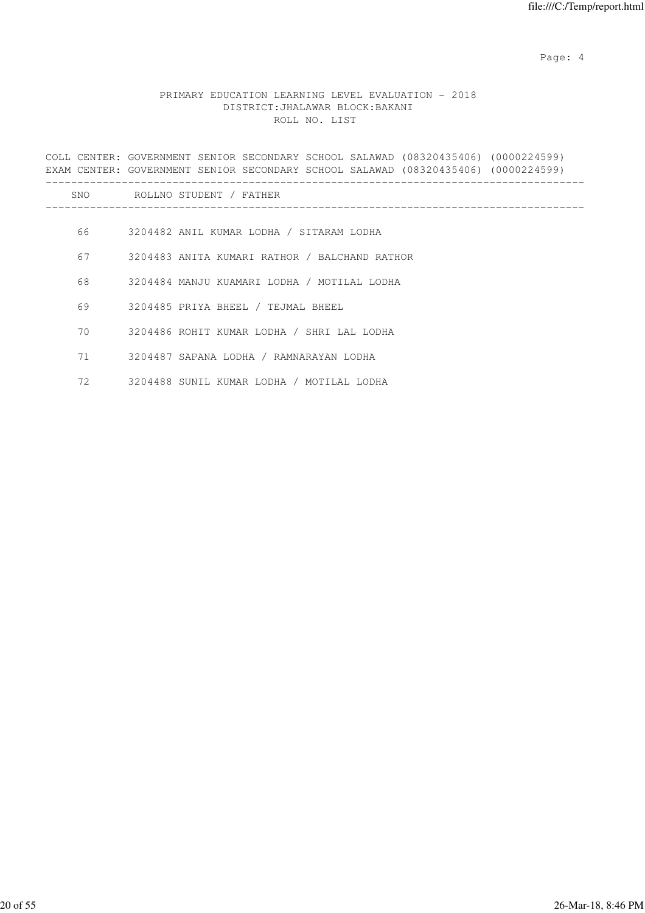PRIMARY EDUCATION LEARNING LEVEL EVALUATION - 2018
DISTRICT:JHALAWAR BLOCK:BAKANI
ROLL NO. LIST

COLL CENTER: GOVERNMENT SENIOR SECONDARY SCHOOL SALAWAD (08320435406) (0000224599)
EXAM CENTER: GOVERNMENT SENIOR SECONDARY SCHOOL SALAWAD (08320435406) (0000224599)

| SNO | ROLLNO | STUDENT / FATHER |
|---|---|---|
| 66 | 3204482 | ANIL KUMAR LODHA / SITARAM LODHA |
| 67 | 3204483 | ANITA KUMARI RATHOR / BALCHAND RATHOR |
| 68 | 3204484 | MANJU KUAMARI LODHA / MOTILAL LODHA |
| 69 | 3204485 | PRIYA BHEEL / TEJMAL BHEEL |
| 70 | 3204486 | ROHIT KUMAR LODHA / SHRI LAL LODHA |
| 71 | 3204487 | SAPANA LODHA / RAMNARAYAN LODHA |
| 72 | 3204488 | SUNIL KUMAR LODHA / MOTILAL LODHA |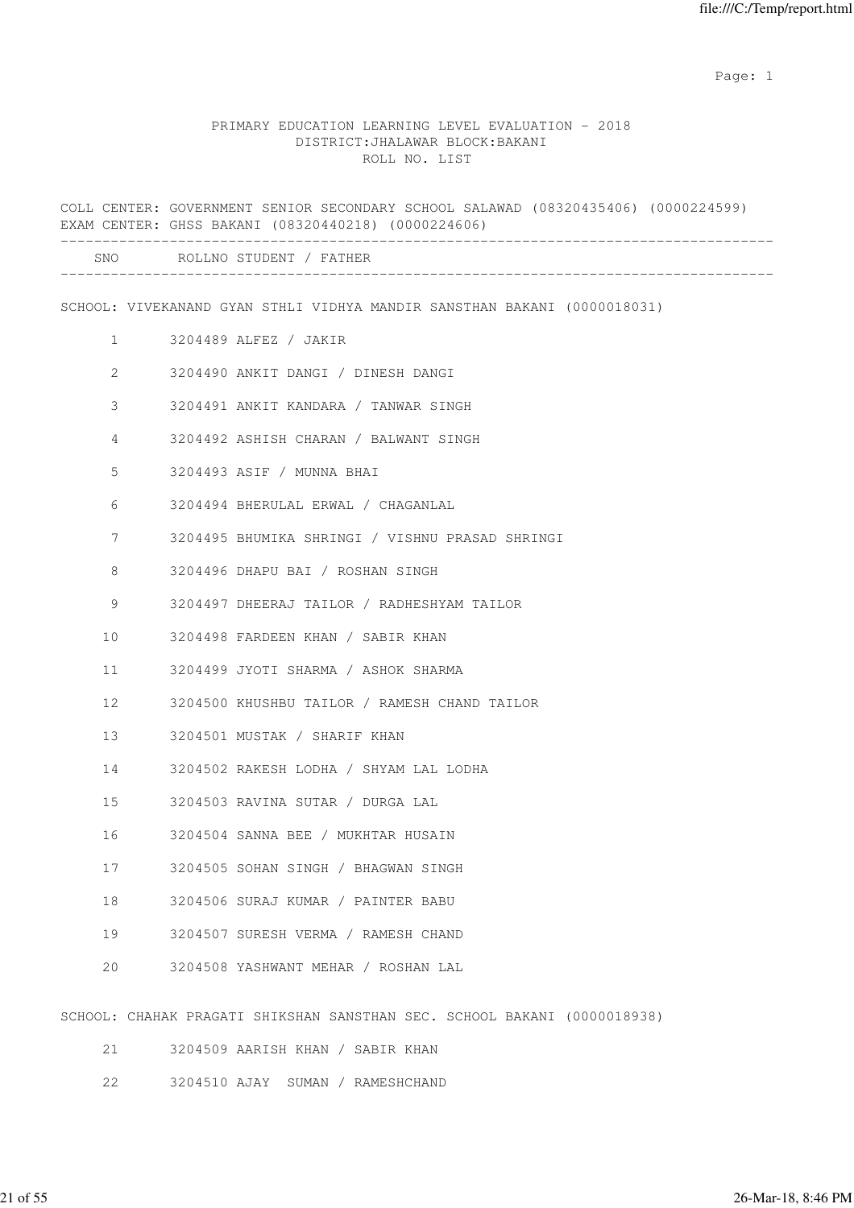PRIMARY EDUCATION LEARNING LEVEL EVALUATION - 2018
DISTRICT:JHALAWAR BLOCK:BAKANI
ROLL NO. LIST

COLL CENTER: GOVERNMENT SENIOR SECONDARY SCHOOL SALAWAD (08320435406) (0000224599)
EXAM CENTER: GHSS BAKANI (08320440218) (0000224606)

| SNO | ROLLNO | STUDENT / FATHER |
|---|---|---|

SCHOOL: VIVEKANAND GYAN STHLI VIDHYA MANDIR SANSTHAN BAKANI (0000018031)

| SNO | ROLLNO | STUDENT / FATHER |
|---|---|---|
| 1 | 3204489 | ALFEZ / JAKIR |
| 2 | 3204490 | ANKIT DANGI / DINESH DANGI |
| 3 | 3204491 | ANKIT KANDARA / TANWAR SINGH |
| 4 | 3204492 | ASHISH CHARAN / BALWANT SINGH |
| 5 | 3204493 | ASIF / MUNNA BHAI |
| 6 | 3204494 | BHERULAL ERWAL / CHAGANLAL |
| 7 | 3204495 | BHUMIKA SHRINGI / VISHNU PRASAD SHRINGI |
| 8 | 3204496 | DHAPU BAI / ROSHAN SINGH |
| 9 | 3204497 | DHEERAJ TAILOR / RADHESHYAM TAILOR |
| 10 | 3204498 | FARDEEN KHAN / SABIR KHAN |
| 11 | 3204499 | JYOTI SHARMA / ASHOK SHARMA |
| 12 | 3204500 | KHUSHBU TAILOR / RAMESH CHAND TAILOR |
| 13 | 3204501 | MUSTAK / SHARIF KHAN |
| 14 | 3204502 | RAKESH LODHA / SHYAM LAL LODHA |
| 15 | 3204503 | RAVINA SUTAR / DURGA LAL |
| 16 | 3204504 | SANNA BEE / MUKHTAR HUSAIN |
| 17 | 3204505 | SOHAN SINGH / BHAGWAN SINGH |
| 18 | 3204506 | SURAJ KUMAR / PAINTER BABU |
| 19 | 3204507 | SURESH VERMA / RAMESH CHAND |
| 20 | 3204508 | YASHWANT MEHAR / ROSHAN LAL |

SCHOOL: CHAHAK PRAGATI SHIKSHAN SANSTHAN SEC. SCHOOL BAKANI (0000018938)

| SNO | ROLLNO | STUDENT / FATHER |
|---|---|---|
| 21 | 3204509 | AARISH KHAN / SABIR KHAN |
| 22 | 3204510 | AJAY SUMAN / RAMESHCHAND |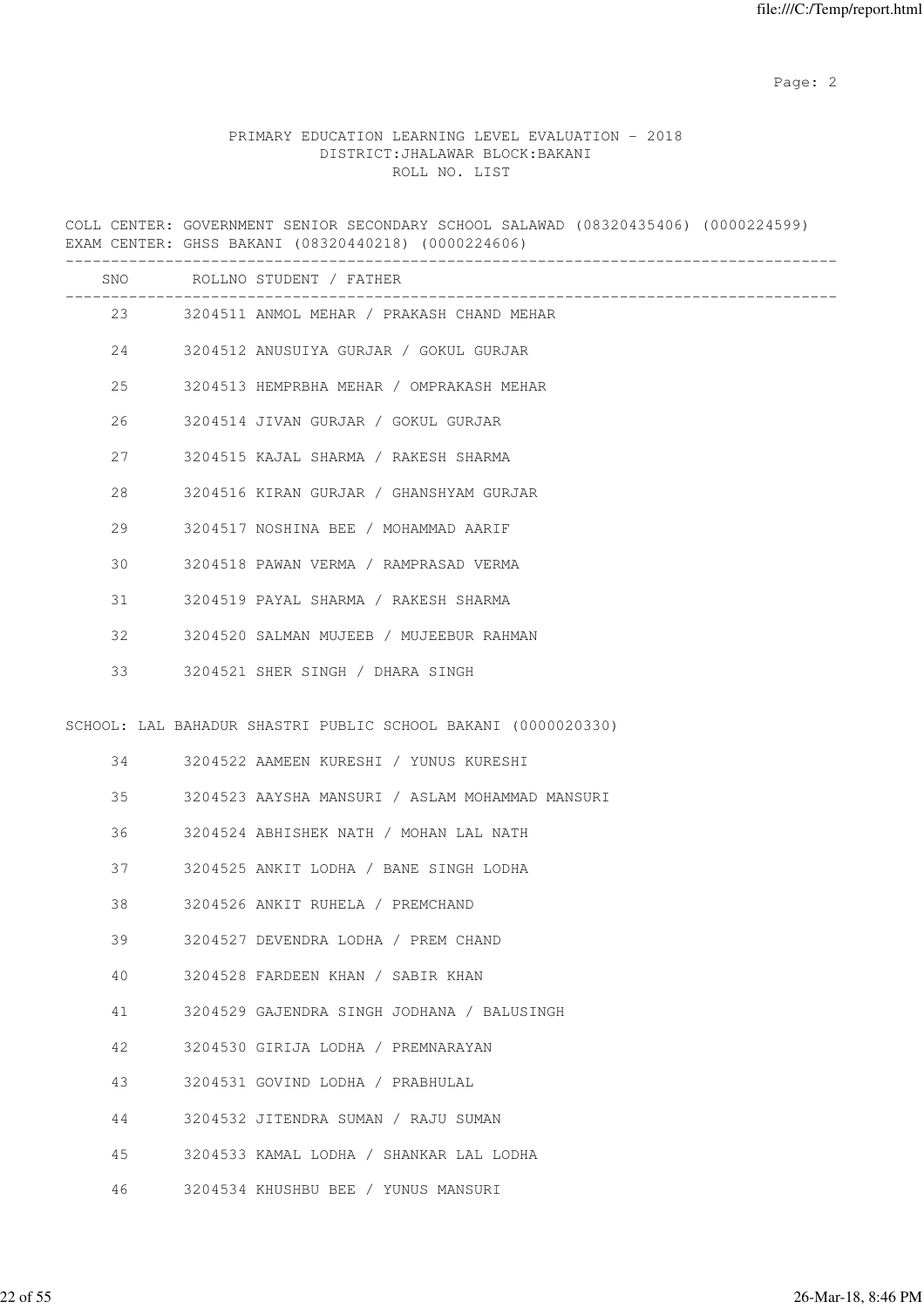PRIMARY EDUCATION LEARNING LEVEL EVALUATION - 2018
DISTRICT:JHALAWAR BLOCK:BAKANI
ROLL NO. LIST

COLL CENTER: GOVERNMENT SENIOR SECONDARY SCHOOL SALAWAD (08320435406) (0000224599)
EXAM CENTER: GHSS BAKANI (08320440218) (0000224606)

| SNO | ROLLNO | STUDENT / FATHER |
|---|---|---|
| 23 | 3204511 | ANMOL MEHAR / PRAKASH CHAND MEHAR |
| 24 | 3204512 | ANUSUIYA GURJAR / GOKUL GURJAR |
| 25 | 3204513 | HEMPRBHA MEHAR / OMPRAKASH MEHAR |
| 26 | 3204514 | JIVAN GURJAR / GOKUL GURJAR |
| 27 | 3204515 | KAJAL SHARMA / RAKESH SHARMA |
| 28 | 3204516 | KIRAN GURJAR / GHANSHYAM GURJAR |
| 29 | 3204517 | NOSHINA BEE / MOHAMMAD AARIF |
| 30 | 3204518 | PAWAN VERMA / RAMPRASAD VERMA |
| 31 | 3204519 | PAYAL SHARMA / RAKESH SHARMA |
| 32 | 3204520 | SALMAN MUJEEB / MUJEEBUR RAHMAN |
| 33 | 3204521 | SHER SINGH / DHARA SINGH |

SCHOOL: LAL BAHADUR SHASTRI PUBLIC SCHOOL BAKANI (0000020330)

| SNO | ROLLNO | STUDENT / FATHER |
|---|---|---|
| 34 | 3204522 | AAMEEN KURESHI / YUNUS KURESHI |
| 35 | 3204523 | AAYSHA MANSURI / ASLAM MOHAMMAD MANSURI |
| 36 | 3204524 | ABHISHEK NATH / MOHAN LAL NATH |
| 37 | 3204525 | ANKIT LODHA / BANE SINGH LODHA |
| 38 | 3204526 | ANKIT RUHELA / PREMCHAND |
| 39 | 3204527 | DEVENDRA LODHA / PREM CHAND |
| 40 | 3204528 | FARDEEN KHAN / SABIR KHAN |
| 41 | 3204529 | GAJENDRA SINGH JODHANA / BALUSINGH |
| 42 | 3204530 | GIRIJA LODHA / PREMNARAYAN |
| 43 | 3204531 | GOVIND LODHA / PRABHULAL |
| 44 | 3204532 | JITENDRA SUMAN / RAJU SUMAN |
| 45 | 3204533 | KAMAL LODHA / SHANKAR LAL LODHA |
| 46 | 3204534 | KHUSHBU BEE / YUNUS MANSURI |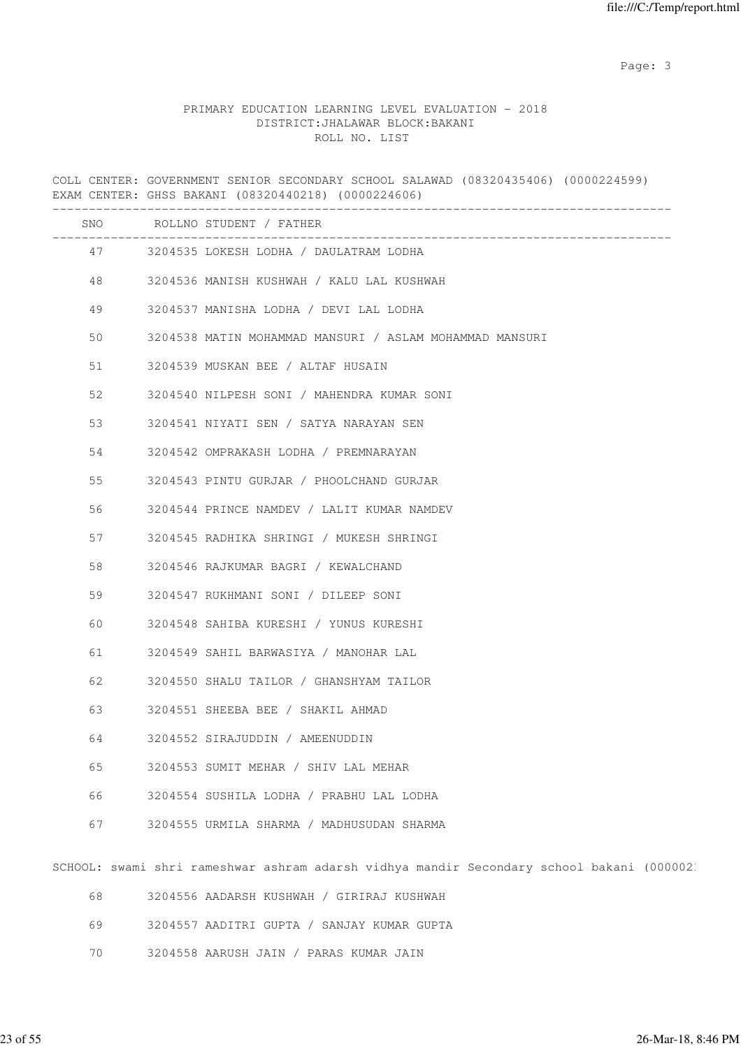PRIMARY EDUCATION LEARNING LEVEL EVALUATION - 2018
DISTRICT:JHALAWAR BLOCK:BAKANI
ROLL NO. LIST

COLL CENTER: GOVERNMENT SENIOR SECONDARY SCHOOL SALAWAD (08320435406) (0000224599)
EXAM CENTER: GHSS BAKANI (08320440218) (0000224606)

| SNO | ROLLNO | STUDENT / FATHER |
|---|---|---|
| 47 | 3204535 | LOKESH LODHA / DAULATRAM LODHA |
| 48 | 3204536 | MANISH KUSHWAH / KALU LAL KUSHWAH |
| 49 | 3204537 | MANISHA LODHA / DEVI LAL LODHA |
| 50 | 3204538 | MATIN MOHAMMAD MANSURI / ASLAM MOHAMMAD MANSURI |
| 51 | 3204539 | MUSKAN BEE / ALTAF HUSAIN |
| 52 | 3204540 | NILPESH SONI / MAHENDRA KUMAR SONI |
| 53 | 3204541 | NIYATI SEN / SATYA NARAYAN SEN |
| 54 | 3204542 | OMPRAKASH LODHA / PREMNARAYAN |
| 55 | 3204543 | PINTU GURJAR / PHOOLCHAND GURJAR |
| 56 | 3204544 | PRINCE NAMDEV / LALIT KUMAR NAMDEV |
| 57 | 3204545 | RADHIKA SHRINGI / MUKESH SHRINGI |
| 58 | 3204546 | RAJKUMAR BAGRI / KEWALCHAND |
| 59 | 3204547 | RUKHMANI SONI / DILEEP SONI |
| 60 | 3204548 | SAHIBA KURESHI / YUNUS KURESHI |
| 61 | 3204549 | SAHIL BARWASIYA / MANOHAR LAL |
| 62 | 3204550 | SHALU TAILOR / GHANSHYAM TAILOR |
| 63 | 3204551 | SHEEBA BEE / SHAKIL AHMAD |
| 64 | 3204552 | SIRAJUDDIN / AMEENUDDIN |
| 65 | 3204553 | SUMIT MEHAR / SHIV LAL MEHAR |
| 66 | 3204554 | SUSHILA LODHA / PRABHU LAL LODHA |
| 67 | 3204555 | URMILA SHARMA / MADHUSUDAN SHARMA |

SCHOOL: swami shri rameshwar ashram adarsh vidhya mandir Secondary school bakani (000002

| SNO | ROLLNO | STUDENT / FATHER |
|---|---|---|
| 68 | 3204556 | AADARSH KUSHWAH / GIRIRAJ KUSHWAH |
| 69 | 3204557 | AADITRI GUPTA / SANJAY KUMAR GUPTA |
| 70 | 3204558 | AARUSH JAIN / PARAS KUMAR JAIN |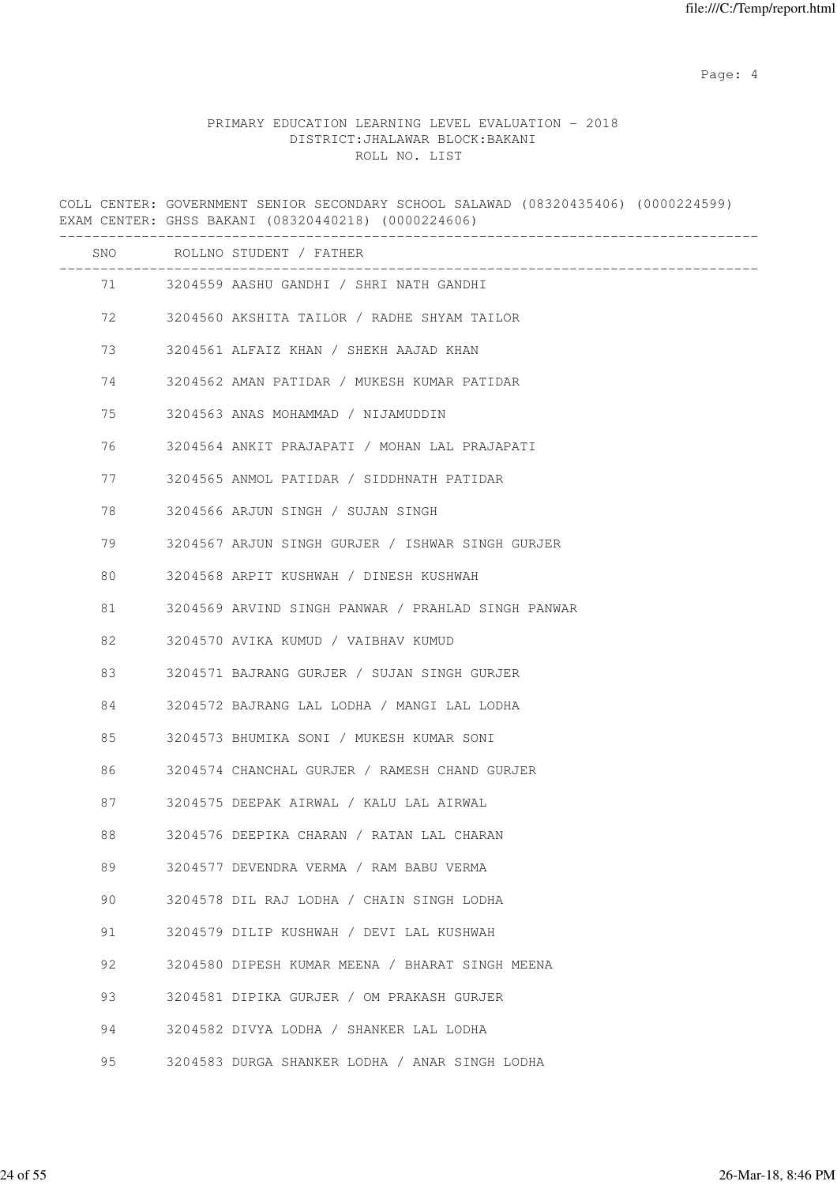PRIMARY EDUCATION LEARNING LEVEL EVALUATION - 2018
DISTRICT:JHALAWAR BLOCK:BAKANI
ROLL NO. LIST

COLL CENTER: GOVERNMENT SENIOR SECONDARY SCHOOL SALAWAD (08320435406) (0000224599)
EXAM CENTER: GHSS BAKANI (08320440218) (0000224606)

| SNO | ROLLNO | STUDENT / FATHER |
|---|---|---|
| 71 | 3204559 | AASHU GANDHI / SHRI NATH GANDHI |
| 72 | 3204560 | AKSHITA TAILOR / RADHE SHYAM TAILOR |
| 73 | 3204561 | ALFAIZ KHAN / SHEKH AAJAD KHAN |
| 74 | 3204562 | AMAN PATIDAR / MUKESH KUMAR PATIDAR |
| 75 | 3204563 | ANAS MOHAMMAD / NIJAMUDDIN |
| 76 | 3204564 | ANKIT PRAJAPATI / MOHAN LAL PRAJAPATI |
| 77 | 3204565 | ANMOL PATIDAR / SIDDHNATH PATIDAR |
| 78 | 3204566 | ARJUN SINGH / SUJAN SINGH |
| 79 | 3204567 | ARJUN SINGH GURJER / ISHWAR SINGH GURJER |
| 80 | 3204568 | ARPIT KUSHWAH / DINESH KUSHWAH |
| 81 | 3204569 | ARVIND SINGH PANWAR / PRAHLAD SINGH PANWAR |
| 82 | 3204570 | AVIKA KUMUD / VAIBHAV KUMUD |
| 83 | 3204571 | BAJRANG GURJER / SUJAN SINGH GURJER |
| 84 | 3204572 | BAJRANG LAL LODHA / MANGI LAL LODHA |
| 85 | 3204573 | BHUMIKA SONI / MUKESH KUMAR SONI |
| 86 | 3204574 | CHANCHAL GURJER / RAMESH CHAND GURJER |
| 87 | 3204575 | DEEPAK AIRWAL / KALU LAL AIRWAL |
| 88 | 3204576 | DEEPIKA CHARAN / RATAN LAL CHARAN |
| 89 | 3204577 | DEVENDRA VERMA / RAM BABU VERMA |
| 90 | 3204578 | DIL RAJ LODHA / CHAIN SINGH LODHA |
| 91 | 3204579 | DILIP KUSHWAH / DEVI LAL KUSHWAH |
| 92 | 3204580 | DIPESH KUMAR MEENA / BHARAT SINGH MEENA |
| 93 | 3204581 | DIPIKA GURJER / OM PRAKASH GURJER |
| 94 | 3204582 | DIVYA LODHA / SHANKER LAL LODHA |
| 95 | 3204583 | DURGA SHANKER LODHA / ANAR SINGH LODHA |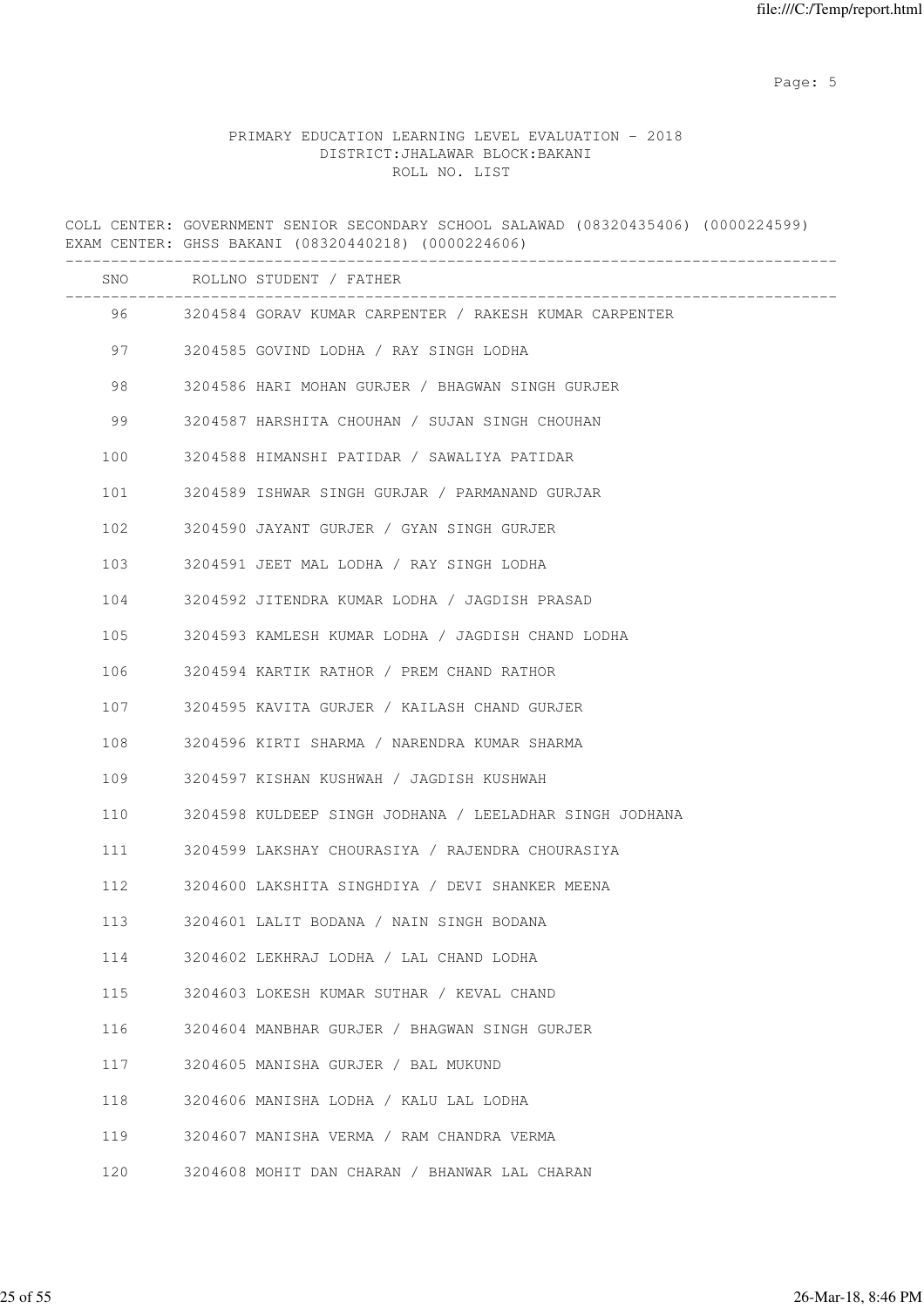PRIMARY EDUCATION LEARNING LEVEL EVALUATION - 2018
DISTRICT:JHALAWAR BLOCK:BAKANI
ROLL NO. LIST

COLL CENTER: GOVERNMENT SENIOR SECONDARY SCHOOL SALAWAD (08320435406) (0000224599)
EXAM CENTER: GHSS BAKANI (08320440218) (0000224606)

| SNO | ROLLNO | STUDENT / FATHER |
|---|---|---|
| 96 | 3204584 | GORAV KUMAR CARPENTER / RAKESH KUMAR CARPENTER |
| 97 | 3204585 | GOVIND LODHA / RAY SINGH LODHA |
| 98 | 3204586 | HARI MOHAN GURJER / BHAGWAN SINGH GURJER |
| 99 | 3204587 | HARSHITA CHOUHAN / SUJAN SINGH CHOUHAN |
| 100 | 3204588 | HIMANSHI PATIDAR / SAWALIYA PATIDAR |
| 101 | 3204589 | ISHWAR SINGH GURJAR / PARMANAND GURJAR |
| 102 | 3204590 | JAYANT GURJER / GYAN SINGH GURJER |
| 103 | 3204591 | JEET MAL LODHA / RAY SINGH LODHA |
| 104 | 3204592 | JITENDRA KUMAR LODHA / JAGDISH PRASAD |
| 105 | 3204593 | KAMLESH KUMAR LODHA / JAGDISH CHAND LODHA |
| 106 | 3204594 | KARTIK RATHOR / PREM CHAND RATHOR |
| 107 | 3204595 | KAVITA GURJER / KAILASH CHAND GURJER |
| 108 | 3204596 | KIRTI SHARMA / NARENDRA KUMAR SHARMA |
| 109 | 3204597 | KISHAN KUSHWAH / JAGDISH KUSHWAH |
| 110 | 3204598 | KULDEEP SINGH JODHANA / LEELADHAR SINGH JODHANA |
| 111 | 3204599 | LAKSHAY CHOURASIYA / RAJENDRA CHOURASIYA |
| 112 | 3204600 | LAKSHITA SINGHDIYA / DEVI SHANKER MEENA |
| 113 | 3204601 | LALIT BODANA / NAIN SINGH BODANA |
| 114 | 3204602 | LEKHRAJ LODHA / LAL CHAND LODHA |
| 115 | 3204603 | LOKESH KUMAR SUTHAR / KEVAL CHAND |
| 116 | 3204604 | MANBHAR GURJER / BHAGWAN SINGH GURJER |
| 117 | 3204605 | MANISHA GURJER / BAL MUKUND |
| 118 | 3204606 | MANISHA LODHA / KALU LAL LODHA |
| 119 | 3204607 | MANISHA VERMA / RAM CHANDRA VERMA |
| 120 | 3204608 | MOHIT DAN CHARAN / BHANWAR LAL CHARAN |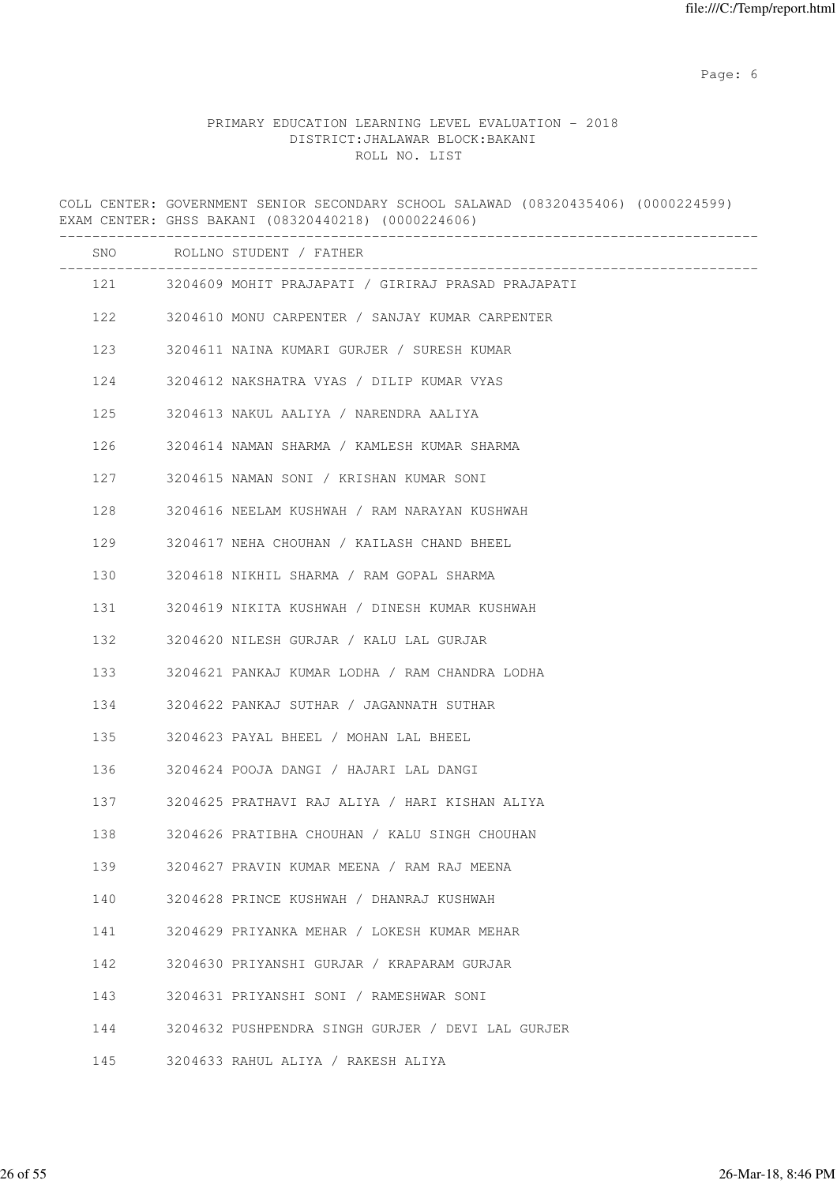PRIMARY EDUCATION LEARNING LEVEL EVALUATION - 2018
DISTRICT:JHALAWAR BLOCK:BAKANI
ROLL NO. LIST

COLL CENTER: GOVERNMENT SENIOR SECONDARY SCHOOL SALAWAD (08320435406) (0000224599)
EXAM CENTER: GHSS BAKANI (08320440218) (0000224606)

| SNO | ROLLNO STUDENT / FATHER |
|---|---|
| 121 | 3204609 MOHIT PRAJAPATI / GIRIRAJ PRASAD PRAJAPATI |
| 122 | 3204610 MONU CARPENTER / SANJAY KUMAR CARPENTER |
| 123 | 3204611 NAINA KUMARI GURJER / SURESH KUMAR |
| 124 | 3204612 NAKSHATRA VYAS / DILIP KUMAR VYAS |
| 125 | 3204613 NAKUL AALIYA / NARENDRA AALIYA |
| 126 | 3204614 NAMAN SHARMA / KAMLESH KUMAR SHARMA |
| 127 | 3204615 NAMAN SONI / KRISHAN KUMAR SONI |
| 128 | 3204616 NEELAM KUSHWAH / RAM NARAYAN KUSHWAH |
| 129 | 3204617 NEHA CHOUHAN / KAILASH CHAND BHEEL |
| 130 | 3204618 NIKHIL SHARMA / RAM GOPAL SHARMA |
| 131 | 3204619 NIKITA KUSHWAH / DINESH KUMAR KUSHWAH |
| 132 | 3204620 NILESH GURJAR / KALU LAL GURJAR |
| 133 | 3204621 PANKAJ KUMAR LODHA / RAM CHANDRA LODHA |
| 134 | 3204622 PANKAJ SUTHAR / JAGANNATH SUTHAR |
| 135 | 3204623 PAYAL BHEEL / MOHAN LAL BHEEL |
| 136 | 3204624 POOJA DANGI / HAJARI LAL DANGI |
| 137 | 3204625 PRATHAVI RAJ ALIYA / HARI KISHAN ALIYA |
| 138 | 3204626 PRATIBHA CHOUHAN / KALU SINGH CHOUHAN |
| 139 | 3204627 PRAVIN KUMAR MEENA / RAM RAJ MEENA |
| 140 | 3204628 PRINCE KUSHWAH / DHANRAJ KUSHWAH |
| 141 | 3204629 PRIYANKA MEHAR / LOKESH KUMAR MEHAR |
| 142 | 3204630 PRIYANSHI GURJAR / KRAPARAM GURJAR |
| 143 | 3204631 PRIYANSHI SONI / RAMESHWAR SONI |
| 144 | 3204632 PUSHPENDRA SINGH GURJER / DEVI LAL GURJER |
| 145 | 3204633 RAHUL ALIYA / RAKESH ALIYA |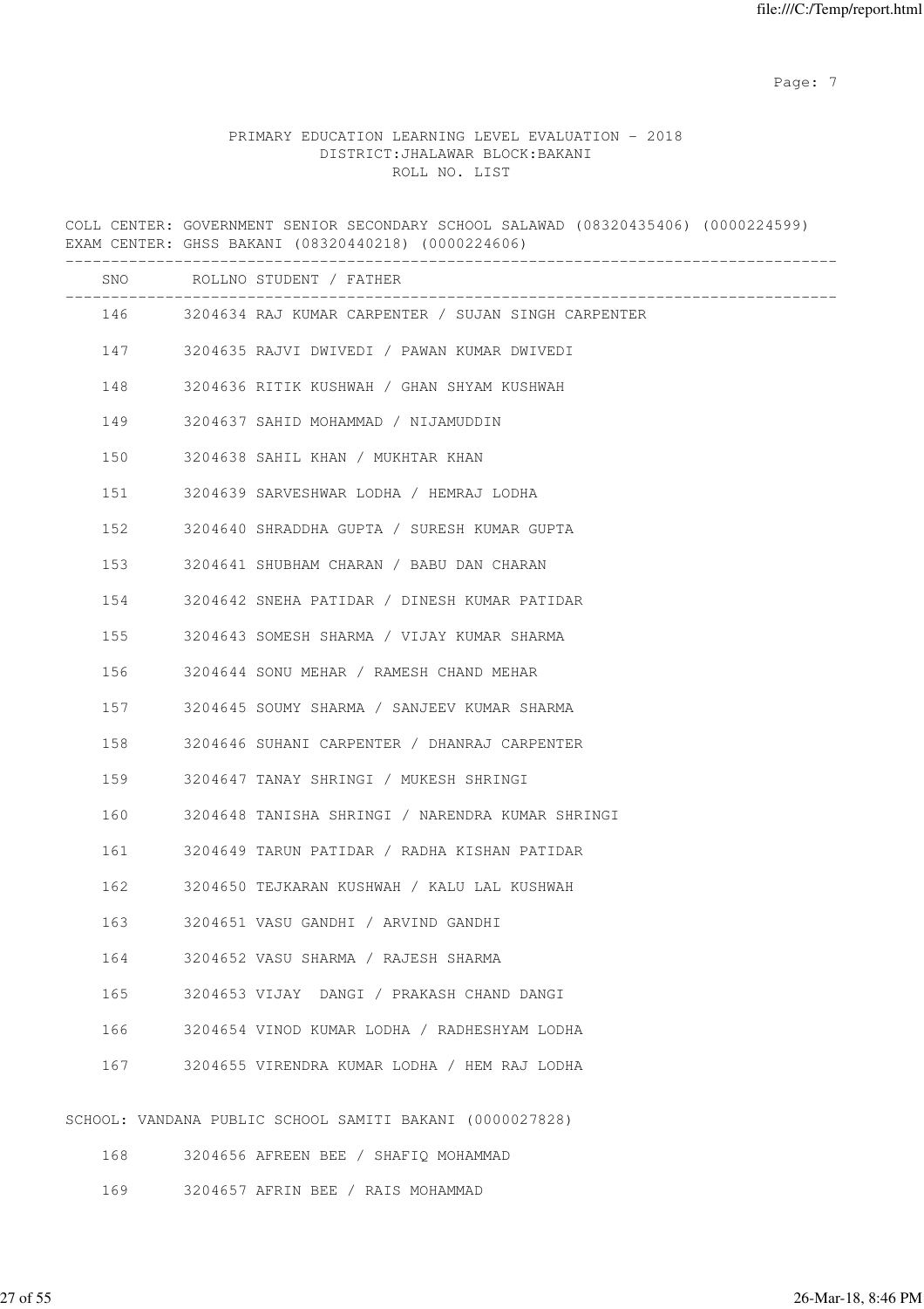PRIMARY EDUCATION LEARNING LEVEL EVALUATION - 2018
DISTRICT:JHALAWAR BLOCK:BAKANI
ROLL NO. LIST

COLL CENTER: GOVERNMENT SENIOR SECONDARY SCHOOL SALAWAD (08320435406) (0000224599)
EXAM CENTER: GHSS BAKANI (08320440218) (0000224606)

| SNO | ROLLNO | STUDENT / FATHER |
|---|---|---|
| 146 | 3204634 | RAJ KUMAR CARPENTER / SUJAN SINGH CARPENTER |
| 147 | 3204635 | RAJVI DWIVEDI / PAWAN KUMAR DWIVEDI |
| 148 | 3204636 | RITIK KUSHWAH / GHAN SHYAM KUSHWAH |
| 149 | 3204637 | SAHID MOHAMMAD / NIJAMUDDIN |
| 150 | 3204638 | SAHIL KHAN / MUKHTAR KHAN |
| 151 | 3204639 | SARVESHWAR LODHA / HEMRAJ LODHA |
| 152 | 3204640 | SHRADDHA GUPTA / SURESH KUMAR GUPTA |
| 153 | 3204641 | SHUBHAM CHARAN / BABU DAN CHARAN |
| 154 | 3204642 | SNEHA PATIDAR / DINESH KUMAR PATIDAR |
| 155 | 3204643 | SOMESH SHARMA / VIJAY KUMAR SHARMA |
| 156 | 3204644 | SONU MEHAR / RAMESH CHAND MEHAR |
| 157 | 3204645 | SOUMY SHARMA / SANJEEV KUMAR SHARMA |
| 158 | 3204646 | SUHANI CARPENTER / DHANRAJ CARPENTER |
| 159 | 3204647 | TANAY SHRINGI / MUKESH SHRINGI |
| 160 | 3204648 | TANISHA SHRINGI / NARENDRA KUMAR SHRINGI |
| 161 | 3204649 | TARUN PATIDAR / RADHA KISHAN PATIDAR |
| 162 | 3204650 | TEJKARAN KUSHWAH / KALU LAL KUSHWAH |
| 163 | 3204651 | VASU GANDHI / ARVIND GANDHI |
| 164 | 3204652 | VASU SHARMA / RAJESH SHARMA |
| 165 | 3204653 | VIJAY DANGI / PRAKASH CHAND DANGI |
| 166 | 3204654 | VINOD KUMAR LODHA / RADHESHYAM LODHA |
| 167 | 3204655 | VIRENDRA KUMAR LODHA / HEM RAJ LODHA |

SCHOOL: VANDANA PUBLIC SCHOOL SAMITI BAKANI (0000027828)

| SNO | ROLLNO | STUDENT / FATHER |
|---|---|---|
| 168 | 3204656 | AFREEN BEE / SHAFIQ MOHAMMAD |
| 169 | 3204657 | AFRIN BEE / RAIS MOHAMMAD |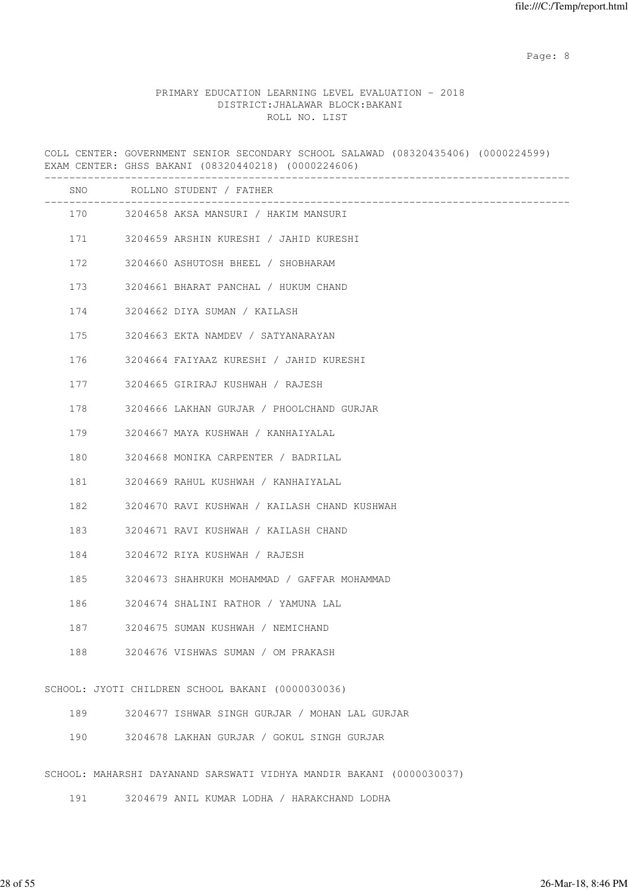PRIMARY EDUCATION LEARNING LEVEL EVALUATION - 2018
DISTRICT:JHALAWAR BLOCK:BAKANI
ROLL NO. LIST

COLL CENTER: GOVERNMENT SENIOR SECONDARY SCHOOL SALAWAD (08320435406) (0000224599)
EXAM CENTER: GHSS BAKANI (08320440218) (0000224606)

| SNO | ROLLNO | STUDENT / FATHER |
|---|---|---|
| 170 | 3204658 | AKSA MANSURI / HAKIM MANSURI |
| 171 | 3204659 | ARSHIN KURESHI / JAHID KURESHI |
| 172 | 3204660 | ASHUTOSH BHEEL / SHOBHARAM |
| 173 | 3204661 | BHARAT PANCHAL / HUKUM CHAND |
| 174 | 3204662 | DIYA SUMAN / KAILASH |
| 175 | 3204663 | EKTA NAMDEV / SATYANARAYAN |
| 176 | 3204664 | FAIYAAZ KURESHI / JAHID KURESHI |
| 177 | 3204665 | GIRIRAJ KUSHWAH / RAJESH |
| 178 | 3204666 | LAKHAN GURJAR / PHOOLCHAND GURJAR |
| 179 | 3204667 | MAYA KUSHWAH / KANHAIYALAL |
| 180 | 3204668 | MONIKA CARPENTER / BADRILAL |
| 181 | 3204669 | RAHUL KUSHWAH / KANHAIYALAL |
| 182 | 3204670 | RAVI KUSHWAH / KAILASH CHAND KUSHWAH |
| 183 | 3204671 | RAVI KUSHWAH / KAILASH CHAND |
| 184 | 3204672 | RIYA KUSHWAH / RAJESH |
| 185 | 3204673 | SHAHRUKH MOHAMMAD / GAFFAR MOHAMMAD |
| 186 | 3204674 | SHALINI RATHOR / YAMUNA LAL |
| 187 | 3204675 | SUMAN KUSHWAH / NEMICHAND |
| 188 | 3204676 | VISHWAS SUMAN / OM PRAKASH |

SCHOOL: JYOTI CHILDREN SCHOOL BAKANI (0000030036)

| SNO | ROLLNO | STUDENT / FATHER |
|---|---|---|
| 189 | 3204677 | ISHWAR SINGH GURJAR / MOHAN LAL GURJAR |
| 190 | 3204678 | LAKHAN GURJAR / GOKUL SINGH GURJAR |

SCHOOL: MAHARSHI DAYANAND SARSWATI VIDHYA MANDIR BAKANI (0000030037)

| SNO | ROLLNO | STUDENT / FATHER |
|---|---|---|
| 191 | 3204679 | ANIL KUMAR LODHA / HARAKCHAND LODHA |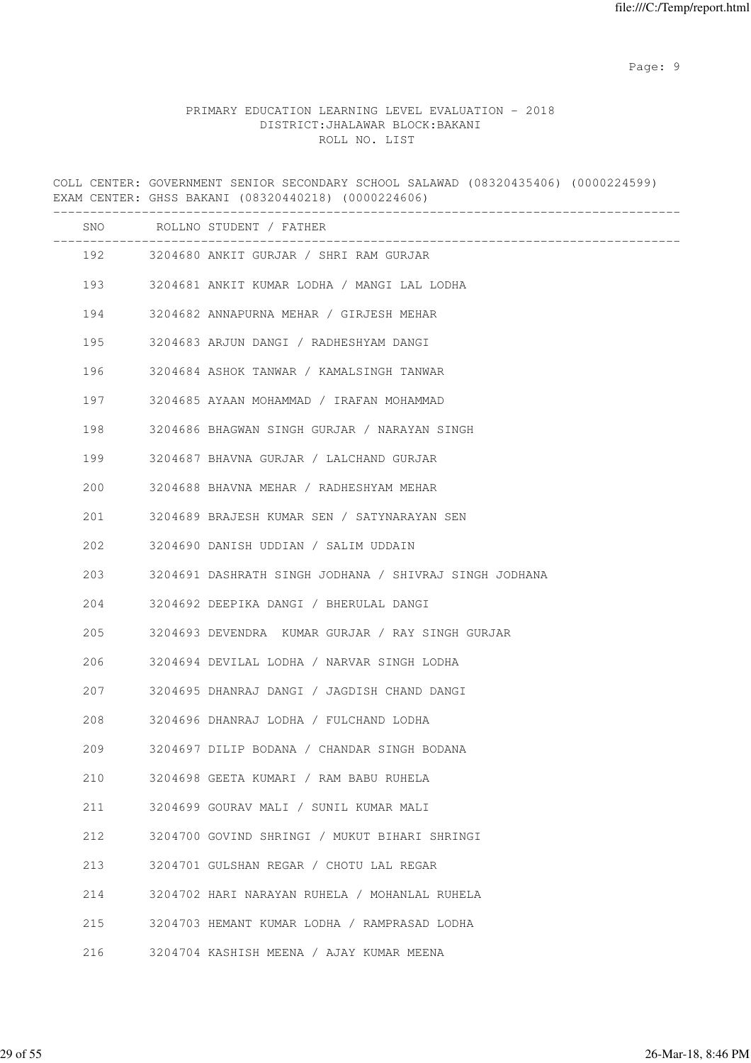PRIMARY EDUCATION LEARNING LEVEL EVALUATION - 2018
DISTRICT:JHALAWAR BLOCK:BAKANI
ROLL NO. LIST

COLL CENTER: GOVERNMENT SENIOR SECONDARY SCHOOL SALAWAD (08320435406) (0000224599)
EXAM CENTER: GHSS BAKANI (08320440218) (0000224606)

| SNO | ROLLNO | STUDENT / FATHER |
|---|---|---|
| 192 | 3204680 | ANKIT GURJAR / SHRI RAM GURJAR |
| 193 | 3204681 | ANKIT KUMAR LODHA / MANGI LAL LODHA |
| 194 | 3204682 | ANNAPURNA MEHAR / GIRJESH MEHAR |
| 195 | 3204683 | ARJUN DANGI / RADHESHYAM DANGI |
| 196 | 3204684 | ASHOK TANWAR / KAMALSINGH TANWAR |
| 197 | 3204685 | AYAAN MOHAMMAD / IRAFAN MOHAMMAD |
| 198 | 3204686 | BHAGWAN SINGH GURJAR / NARAYAN SINGH |
| 199 | 3204687 | BHAVNA GURJAR / LALCHAND GURJAR |
| 200 | 3204688 | BHAVNA MEHAR / RADHESHYAM MEHAR |
| 201 | 3204689 | BRAJESH KUMAR SEN / SATYNARAYAN SEN |
| 202 | 3204690 | DANISH UDDIAN / SALIM UDDAIN |
| 203 | 3204691 | DASHRATH SINGH JODHANA / SHIVRAJ SINGH JODHANA |
| 204 | 3204692 | DEEPIKA DANGI / BHERULAL DANGI |
| 205 | 3204693 | DEVENDRA KUMAR GURJAR / RAY SINGH GURJAR |
| 206 | 3204694 | DEVILAL LODHA / NARVAR SINGH LODHA |
| 207 | 3204695 | DHANRAJ DANGI / JAGDISH CHAND DANGI |
| 208 | 3204696 | DHANRAJ LODHA / FULCHAND LODHA |
| 209 | 3204697 | DILIP BODANA / CHANDAR SINGH BODANA |
| 210 | 3204698 | GEETA KUMARI / RAM BABU RUHELA |
| 211 | 3204699 | GOURAV MALI / SUNIL KUMAR MALI |
| 212 | 3204700 | GOVIND SHRINGI / MUKUT BIHARI SHRINGI |
| 213 | 3204701 | GULSHAN REGAR / CHOTU LAL REGAR |
| 214 | 3204702 | HARI NARAYAN RUHELA / MOHANLAL RUHELA |
| 215 | 3204703 | HEMANT KUMAR LODHA / RAMPRASAD LODHA |
| 216 | 3204704 | KASHISH MEENA / AJAY KUMAR MEENA |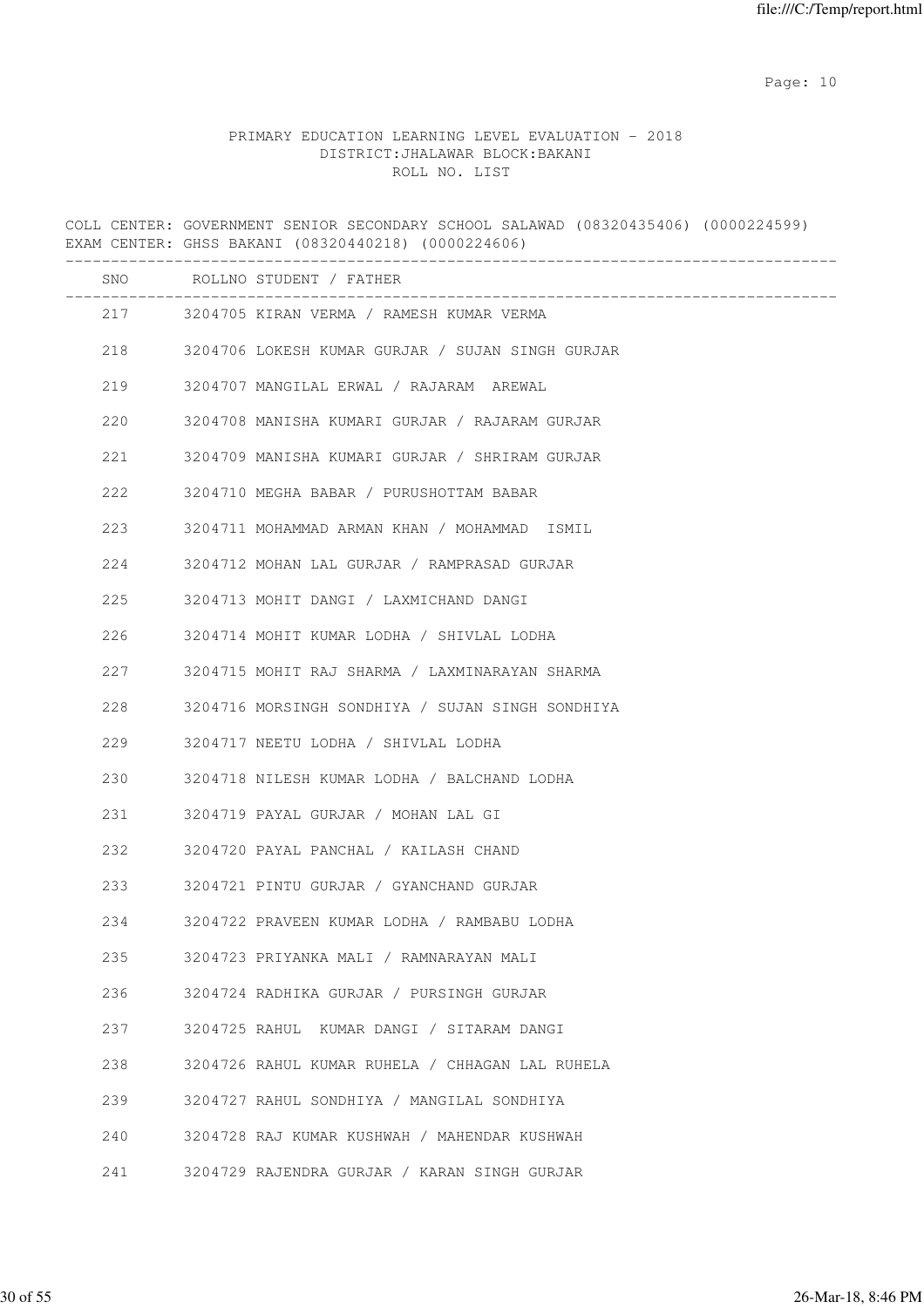PRIMARY EDUCATION LEARNING LEVEL EVALUATION - 2018
DISTRICT:JHALAWAR BLOCK:BAKANI
ROLL NO. LIST

COLL CENTER: GOVERNMENT SENIOR SECONDARY SCHOOL SALAWAD (08320435406) (0000224599)
EXAM CENTER: GHSS BAKANI (08320440218) (0000224606)

| SNO | ROLLNO | STUDENT / FATHER |
|---|---|---|
| 217 | 3204705 | KIRAN VERMA / RAMESH KUMAR VERMA |
| 218 | 3204706 | LOKESH KUMAR GURJAR / SUJAN SINGH GURJAR |
| 219 | 3204707 | MANGILAL ERWAL / RAJARAM AREWAL |
| 220 | 3204708 | MANISHA KUMARI GURJAR / RAJARAM GURJAR |
| 221 | 3204709 | MANISHA KUMARI GURJAR / SHRIRAM GURJAR |
| 222 | 3204710 | MEGHA BABAR / PURUSHOTTAM BABAR |
| 223 | 3204711 | MOHAMMAD ARMAN KHAN / MOHAMMAD ISMIL |
| 224 | 3204712 | MOHAN LAL GURJAR / RAMPRASAD GURJAR |
| 225 | 3204713 | MOHIT DANGI / LAXMICHAND DANGI |
| 226 | 3204714 | MOHIT KUMAR LODHA / SHIVLAL LODHA |
| 227 | 3204715 | MOHIT RAJ SHARMA / LAXMINARAYAN SHARMA |
| 228 | 3204716 | MORSINGH SONDHIYA / SUJAN SINGH SONDHIYA |
| 229 | 3204717 | NEETU LODHA / SHIVLAL LODHA |
| 230 | 3204718 | NILESH KUMAR LODHA / BALCHAND LODHA |
| 231 | 3204719 | PAYAL GURJAR / MOHAN LAL GI |
| 232 | 3204720 | PAYAL PANCHAL / KAILASH CHAND |
| 233 | 3204721 | PINTU GURJAR / GYANCHAND GURJAR |
| 234 | 3204722 | PRAVEEN KUMAR LODHA / RAMBABU LODHA |
| 235 | 3204723 | PRIYANKA MALI / RAMNARAYAN MALI |
| 236 | 3204724 | RADHIKA GURJAR / PURSINGH GURJAR |
| 237 | 3204725 | RAHUL KUMAR DANGI / SITARAM DANGI |
| 238 | 3204726 | RAHUL KUMAR RUHELA / CHHAGAN LAL RUHELA |
| 239 | 3204727 | RAHUL SONDHIYA / MANGILAL SONDHIYA |
| 240 | 3204728 | RAJ KUMAR KUSHWAH / MAHENDAR KUSHWAH |
| 241 | 3204729 | RAJENDRA GURJAR / KARAN SINGH GURJAR |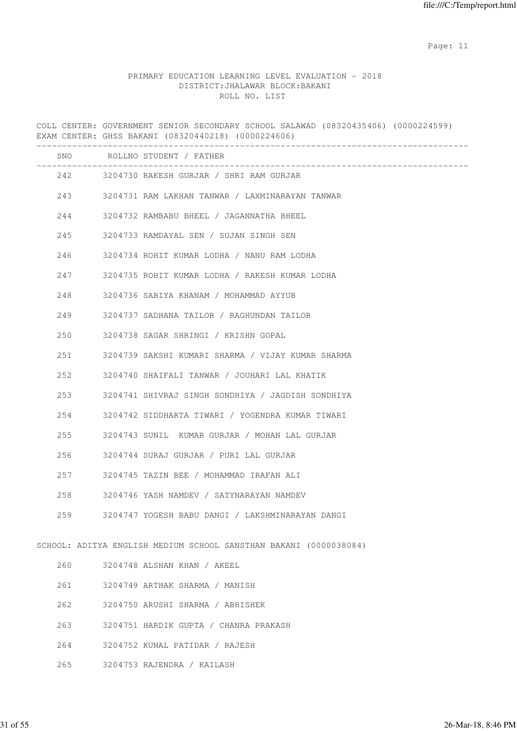PRIMARY EDUCATION LEARNING LEVEL EVALUATION - 2018
DISTRICT:JHALAWAR BLOCK:BAKANI
ROLL NO. LIST

COLL CENTER: GOVERNMENT SENIOR SECONDARY SCHOOL SALAWAD (08320435406) (0000224599)
EXAM CENTER: GHSS BAKANI (08320440218) (0000224606)

| SNO | ROLLNO | STUDENT / FATHER |
|---|---|---|
| 242 | 3204730 | RAKESH GURJAR / SHRI RAM GURJAR |
| 243 | 3204731 | RAM LAKHAN TANWAR / LAXMINARAYAN TANWAR |
| 244 | 3204732 | RAMBABU BHEEL / JAGANNATHA BHEEL |
| 245 | 3204733 | RAMDAYAL SEN / SUJAN SINGH SEN |
| 246 | 3204734 | ROHIT KUMAR LODHA / NANU RAM LODHA |
| 247 | 3204735 | ROHIT KUMAR LODHA / RAKESH KUMAR LODHA |
| 248 | 3204736 | SABIYA KHANAM / MOHAMMAD AYYUB |
| 249 | 3204737 | SADHANA TAILOR / RAGHUNDAN TAILOR |
| 250 | 3204738 | SAGAR SHRINGI / KRISHN GOPAL |
| 251 | 3204739 | SAKSHI KUMARI SHARMA / VIJAY KUMAR SHARMA |
| 252 | 3204740 | SHAIFALI TANWAR / JOUHARI LAL KHATIK |
| 253 | 3204741 | SHIVRAJ SINGH SONDHIYA / JAGDISH SONDHIYA |
| 254 | 3204742 | SIDDHARTA TIWARI / YOGENDRA KUMAR TIWARI |
| 255 | 3204743 | SUNIL  KUMAR GURJAR / MOHAN LAL GURJAR |
| 256 | 3204744 | SURAJ GURJAR / PURI LAL GURJAR |
| 257 | 3204745 | TAZIN BEE / MOHAMMAD IRAFAN ALI |
| 258 | 3204746 | YASH NAMDEV / SATYNARAYAN NAMDEV |
| 259 | 3204747 | YOGESH BABU DANGI / LAKSHMINARAYAN DANGI |

SCHOOL: ADITYA ENGLISH MEDIUM SCHOOL SANSTHAN BAKANI (0000038084)

| SNO | ROLLNO | STUDENT / FATHER |
|---|---|---|
| 260 | 3204748 | ALSHAN KHAN / AKEEL |
| 261 | 3204749 | ARTHAK SHARMA / MANISH |
| 262 | 3204750 | ARUSHI SHARMA / ABHISHEK |
| 263 | 3204751 | HARDIK GUPTA / CHANRA PRAKASH |
| 264 | 3204752 | KUNAL PATIDAR / RAJESH |
| 265 | 3204753 | RAJENDRA / KAILASH |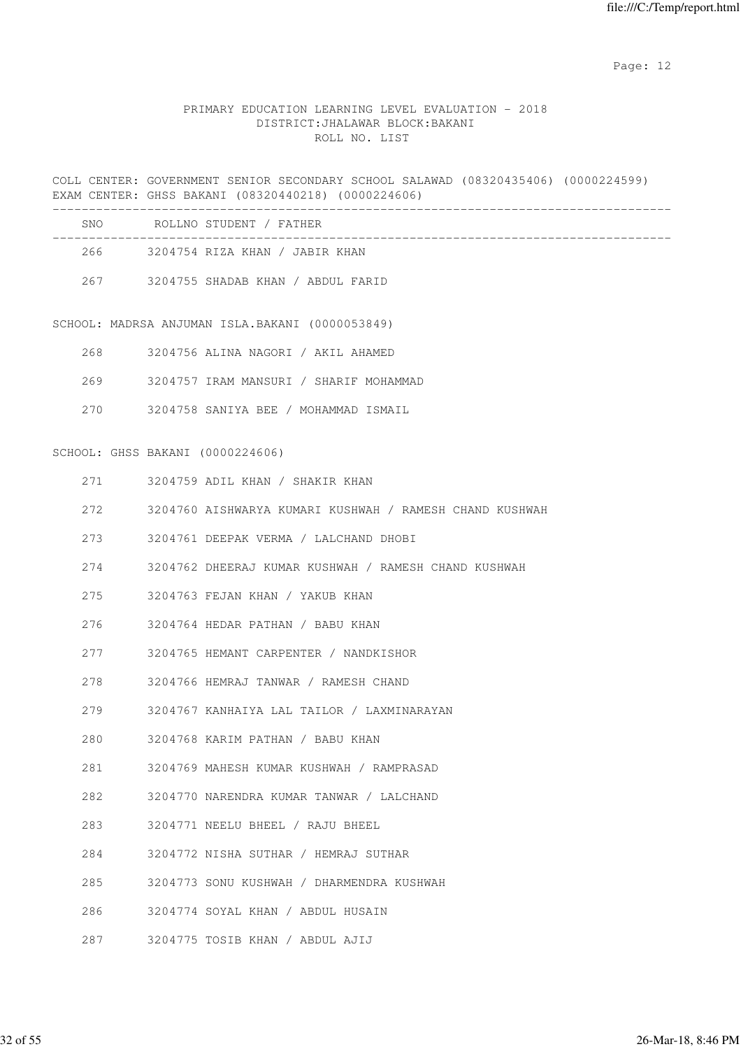PRIMARY EDUCATION LEARNING LEVEL EVALUATION - 2018
DISTRICT:JHALAWAR BLOCK:BAKANI
ROLL NO. LIST

COLL CENTER: GOVERNMENT SENIOR SECONDARY SCHOOL SALAWAD (08320435406) (0000224599)
EXAM CENTER: GHSS BAKANI (08320440218) (0000224606)

| SNO | ROLLNO STUDENT / FATHER |
|---|---|
| 266 | 3204754 RIZA KHAN / JABIR KHAN |
| 267 | 3204755 SHADAB KHAN / ABDUL FARID |

SCHOOL: MADRSA ANJUMAN ISLA.BAKANI (0000053849)

| SNO | ROLLNO STUDENT / FATHER |
|---|---|
| 268 | 3204756 ALINA NAGORI / AKIL AHAMED |
| 269 | 3204757 IRAM MANSURI / SHARIF MOHAMMAD |
| 270 | 3204758 SANIYA BEE / MOHAMMAD ISMAIL |

SCHOOL: GHSS BAKANI (0000224606)

| SNO | ROLLNO STUDENT / FATHER |
|---|---|
| 271 | 3204759 ADIL KHAN / SHAKIR KHAN |
| 272 | 3204760 AISHWARYA KUMARI KUSHWAH / RAMESH CHAND KUSHWAH |
| 273 | 3204761 DEEPAK VERMA / LALCHAND DHOBI |
| 274 | 3204762 DHEERAJ KUMAR KUSHWAH / RAMESH CHAND KUSHWAH |
| 275 | 3204763 FEJAN KHAN / YAKUB KHAN |
| 276 | 3204764 HEDAR PATHAN / BABU KHAN |
| 277 | 3204765 HEMANT CARPENTER / NANDKISHOR |
| 278 | 3204766 HEMRAJ TANWAR / RAMESH CHAND |
| 279 | 3204767 KANHAIYA LAL TAILOR / LAXMINARAYAN |
| 280 | 3204768 KARIM PATHAN / BABU KHAN |
| 281 | 3204769 MAHESH KUMAR KUSHWAH / RAMPRASAD |
| 282 | 3204770 NARENDRA KUMAR TANWAR / LALCHAND |
| 283 | 3204771 NEELU BHEEL / RAJU BHEEL |
| 284 | 3204772 NISHA SUTHAR / HEMRAJ SUTHAR |
| 285 | 3204773 SONU KUSHWAH / DHARMENDRA KUSHWAH |
| 286 | 3204774 SOYAL KHAN / ABDUL HUSAIN |
| 287 | 3204775 TOSIB KHAN / ABDUL AJIJ |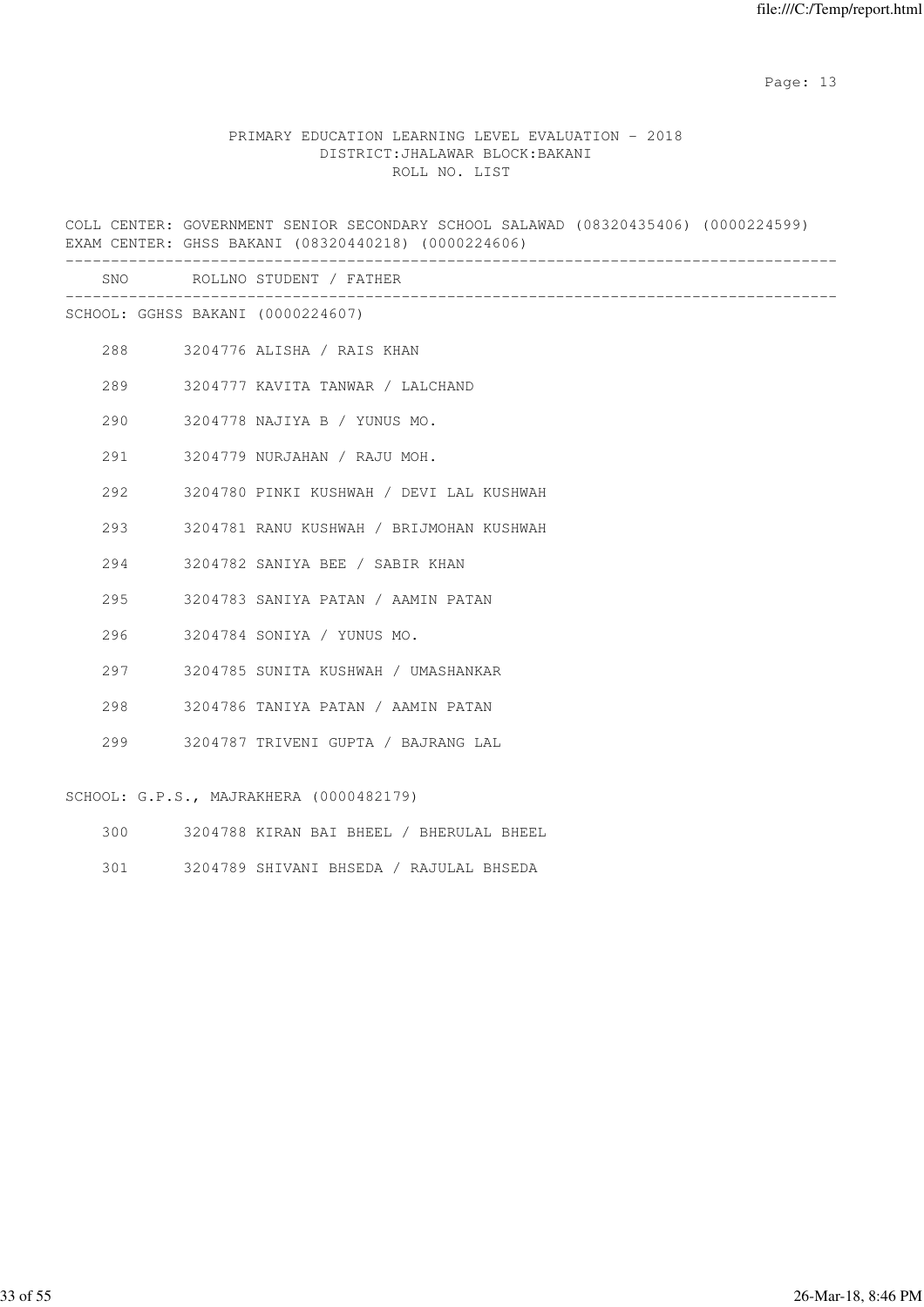PRIMARY EDUCATION LEARNING LEVEL EVALUATION - 2018
DISTRICT:JHALAWAR BLOCK:BAKANI
ROLL NO. LIST

COLL CENTER: GOVERNMENT SENIOR SECONDARY SCHOOL SALAWAD (08320435406) (0000224599)
EXAM CENTER: GHSS BAKANI (08320440218) (0000224606)

| SNO | ROLLNO | STUDENT / FATHER |
|---|---|---|
| **SCHOOL: GGHSS BAKANI (0000224607)** | | |
| 288 | 3204776 | ALISHA / RAIS KHAN |
| 289 | 3204777 | KAVITA TANWAR / LALCHAND |
| 290 | 3204778 | NAJIYA B / YUNUS MO. |
| 291 | 3204779 | NURJAHAN / RAJU MOH. |
| 292 | 3204780 | PINKI KUSHWAH / DEVI LAL KUSHWAH |
| 293 | 3204781 | RANU KUSHWAH / BRIJMOHAN KUSHWAH |
| 294 | 3204782 | SANIYA BEE / SABIR KHAN |
| 295 | 3204783 | SANIYA PATAN / AAMIN PATAN |
| 296 | 3204784 | SONIYA / YUNUS MO. |
| 297 | 3204785 | SUNITA KUSHWAH / UMASHANKAR |
| 298 | 3204786 | TANIYA PATAN / AAMIN PATAN |
| 299 | 3204787 | TRIVENI GUPTA / BAJRANG LAL |
| **SCHOOL: G.P.S., MAJRAKHERA (0000482179)** | | |
| 300 | 3204788 | KIRAN BAI BHEEL / BHERULAL BHEEL |
| 301 | 3204789 | SHIVANI BHSEDA / RAJULAL BHSEDA |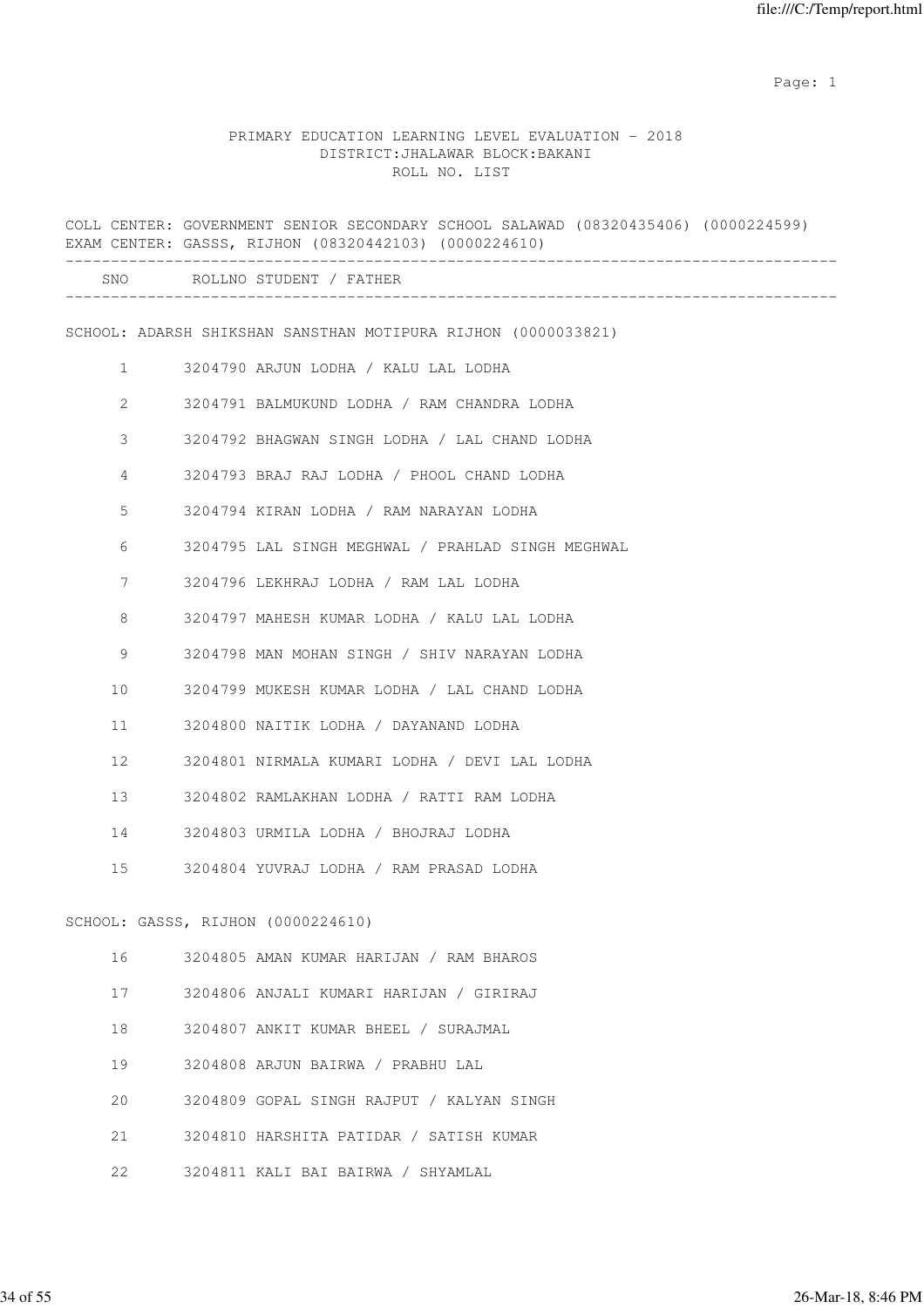PRIMARY EDUCATION LEARNING LEVEL EVALUATION - 2018
DISTRICT:JHALAWAR BLOCK:BAKANI
ROLL NO. LIST

COLL CENTER: GOVERNMENT SENIOR SECONDARY SCHOOL SALAWAD (08320435406) (0000224599)
EXAM CENTER: GASSS, RIJHON (08320442103) (0000224610)

| SNO | ROLLNO | STUDENT / FATHER |
|---|---|---|
| | | **SCHOOL: ADARSH SHIKSHAN SANSTHAN MOTIPURA RIJHON (0000033821)** |
| 1 | 3204790 | ARJUN LODHA / KALU LAL LODHA |
| 2 | 3204791 | BALMUKUND LODHA / RAM CHANDRA LODHA |
| 3 | 3204792 | BHAGWAN SINGH LODHA / LAL CHAND LODHA |
| 4 | 3204793 | BRAJ RAJ LODHA / PHOOL CHAND LODHA |
| 5 | 3204794 | KIRAN LODHA / RAM NARAYAN LODHA |
| 6 | 3204795 | LAL SINGH MEGHWAL / PRAHLAD SINGH MEGHWAL |
| 7 | 3204796 | LEKHRAJ LODHA / RAM LAL LODHA |
| 8 | 3204797 | MAHESH KUMAR LODHA / KALU LAL LODHA |
| 9 | 3204798 | MAN MOHAN SINGH / SHIV NARAYAN LODHA |
| 10 | 3204799 | MUKESH KUMAR LODHA / LAL CHAND LODHA |
| 11 | 3204800 | NAITIK LODHA / DAYANAND LODHA |
| 12 | 3204801 | NIRMALA KUMARI LODHA / DEVI LAL LODHA |
| 13 | 3204802 | RAMLAKHAN LODHA / RATTI RAM LODHA |
| 14 | 3204803 | URMILA LODHA / BHOJRAJ LODHA |
| 15 | 3204804 | YUVRAJ LODHA / RAM PRASAD LODHA |
| | | **SCHOOL: GASSS, RIJHON (0000224610)** |
| 16 | 3204805 | AMAN KUMAR HARIJAN / RAM BHAROS |
| 17 | 3204806 | ANJALI KUMARI HARIJAN / GIRIRAJ |
| 18 | 3204807 | ANKIT KUMAR BHEEL / SURAJMAL |
| 19 | 3204808 | ARJUN BAIRWA / PRABHU LAL |
| 20 | 3204809 | GOPAL SINGH RAJPUT / KALYAN SINGH |
| 21 | 3204810 | HARSHITA PATIDAR / SATISH KUMAR |
| 22 | 3204811 | KALI BAI BAIRWA / SHYAMLAL |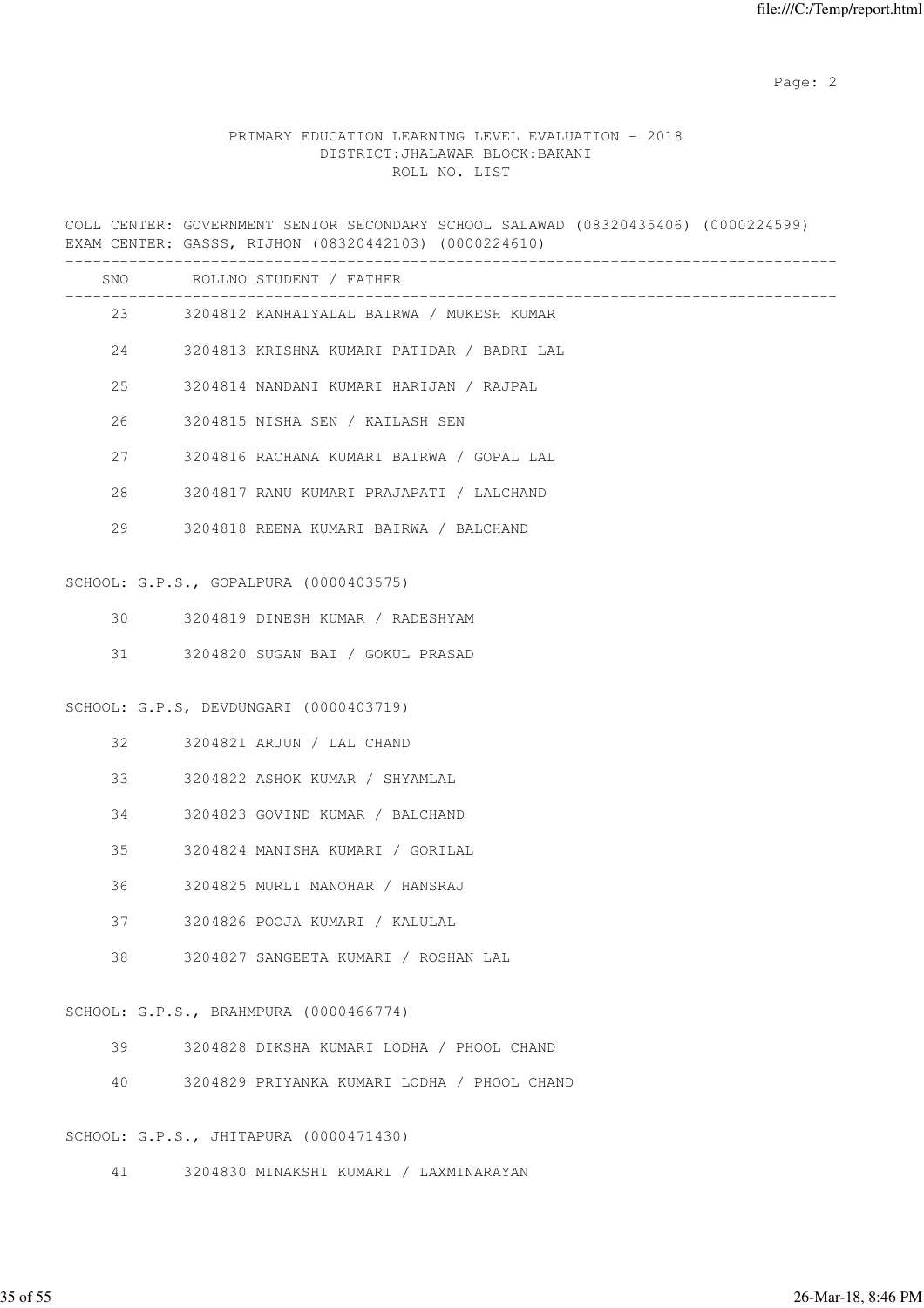PRIMARY EDUCATION LEARNING LEVEL EVALUATION - 2018
DISTRICT:JHALAWAR BLOCK:BAKANI
ROLL NO. LIST

COLL CENTER: GOVERNMENT SENIOR SECONDARY SCHOOL SALAWAD (08320435406) (0000224599)
EXAM CENTER: GASSS, RIJHON (08320442103) (0000224610)

| SNO | ROLLNO | STUDENT / FATHER |
|---|---|---|
| 23 | 3204812 | KANHAIYALAL BAIRWA / MUKESH KUMAR |
| 24 | 3204813 | KRISHNA KUMARI PATIDAR / BADRI LAL |
| 25 | 3204814 | NANDANI KUMARI HARIJAN / RAJPAL |
| 26 | 3204815 | NISHA SEN / KAILASH SEN |
| 27 | 3204816 | RACHANA KUMARI BAIRWA / GOPAL LAL |
| 28 | 3204817 | RANU KUMARI PRAJAPATI / LALCHAND |
| 29 | 3204818 | REENA KUMARI BAIRWA / BALCHAND |

SCHOOL: G.P.S., GOPALPURA (0000403575)

| SNO | ROLLNO | STUDENT / FATHER |
|---|---|---|
| 30 | 3204819 | DINESH KUMAR / RADESHYAM |
| 31 | 3204820 | SUGAN BAI / GOKUL PRASAD |

SCHOOL: G.P.S, DEVDUNGARI (0000403719)

| SNO | ROLLNO | STUDENT / FATHER |
|---|---|---|
| 32 | 3204821 | ARJUN / LAL CHAND |
| 33 | 3204822 | ASHOK KUMAR / SHYAMLAL |
| 34 | 3204823 | GOVIND KUMAR / BALCHAND |
| 35 | 3204824 | MANISHA KUMARI / GORILAL |
| 36 | 3204825 | MURLI MANOHAR / HANSRAJ |
| 37 | 3204826 | POOJA KUMARI / KALULAL |
| 38 | 3204827 | SANGEETA KUMARI / ROSHAN LAL |

SCHOOL: G.P.S., BRAHMPURA (0000466774)

| SNO | ROLLNO | STUDENT / FATHER |
|---|---|---|
| 39 | 3204828 | DIKSHA KUMARI LODHA / PHOOL CHAND |
| 40 | 3204829 | PRIYANKA KUMARI LODHA / PHOOL CHAND |

SCHOOL: G.P.S., JHITAPURA (0000471430)

| SNO | ROLLNO | STUDENT / FATHER |
|---|---|---|
| 41 | 3204830 | MINAKSHI KUMARI / LAXMINARAYAN |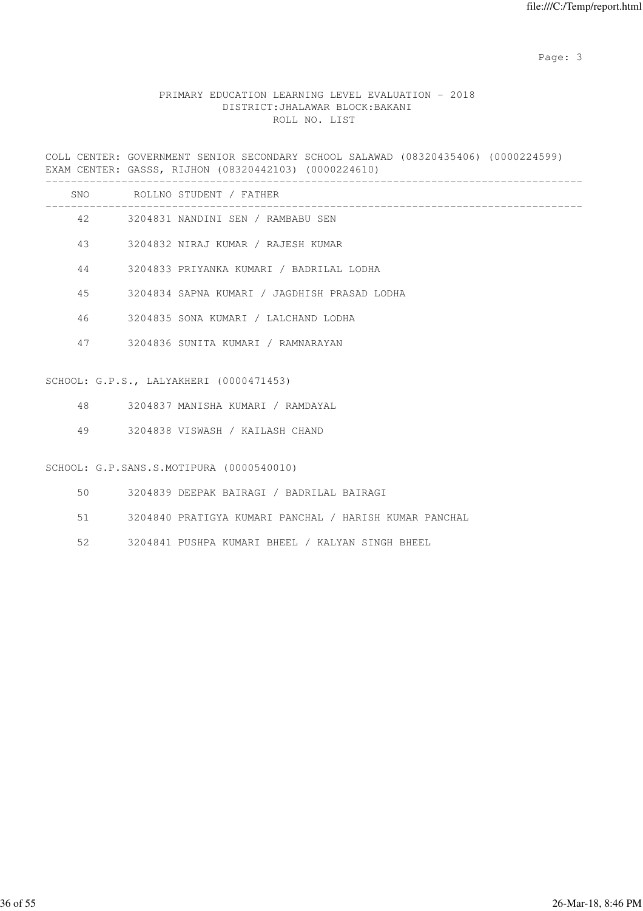PRIMARY EDUCATION LEARNING LEVEL EVALUATION - 2018
DISTRICT:JHALAWAR BLOCK:BAKANI
ROLL NO. LIST

COLL CENTER: GOVERNMENT SENIOR SECONDARY SCHOOL SALAWAD (08320435406) (0000224599)
EXAM CENTER: GASSS, RIJHON (08320442103) (0000224610)

| SNO | ROLLNO | STUDENT / FATHER |
|---|---|---|
| 42 | 3204831 | NANDINI SEN / RAMBABU SEN |
| 43 | 3204832 | NIRAJ KUMAR / RAJESH KUMAR |
| 44 | 3204833 | PRIYANKA KUMARI / BADRILAL LODHA |
| 45 | 3204834 | SAPNA KUMARI / JAGDHISH PRASAD LODHA |
| 46 | 3204835 | SONA KUMARI / LALCHAND LODHA |
| 47 | 3204836 | SUNITA KUMARI / RAMNARAYAN |

SCHOOL: G.P.S., LALYAKHERI (0000471453)

| SNO | ROLLNO | STUDENT / FATHER |
|---|---|---|
| 48 | 3204837 | MANISHA KUMARI / RAMDAYAL |
| 49 | 3204838 | VISWASH / KAILASH CHAND |

SCHOOL: G.P.SANS.S.MOTIPURA (0000540010)

| SNO | ROLLNO | STUDENT / FATHER |
|---|---|---|
| 50 | 3204839 | DEEPAK BAIRAGI / BADRILAL BAIRAGI |
| 51 | 3204840 | PRATIGYA KUMARI PANCHAL / HARISH KUMAR PANCHAL |
| 52 | 3204841 | PUSHPA KUMARI BHEEL / KALYAN SINGH BHEEL |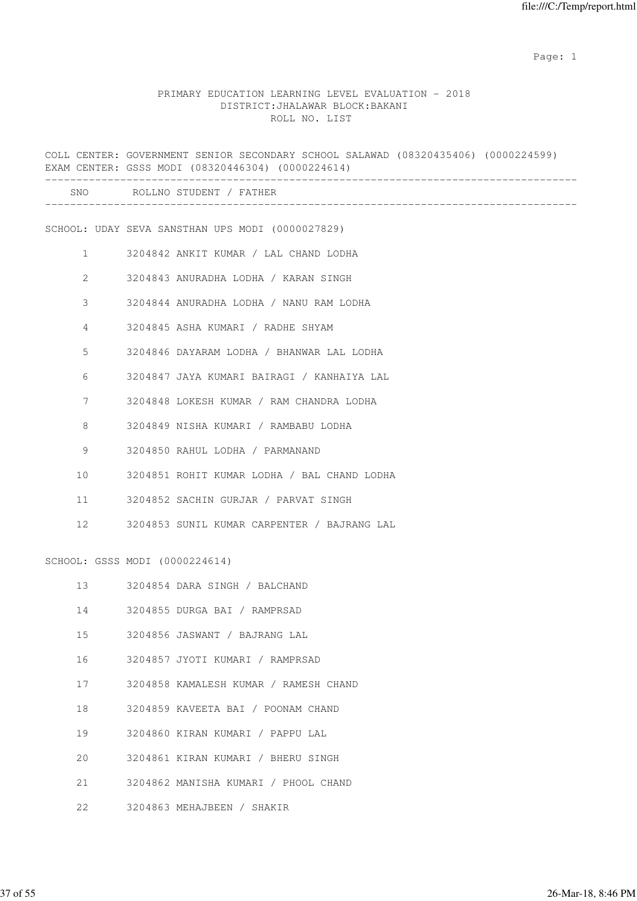PRIMARY EDUCATION LEARNING LEVEL EVALUATION - 2018
DISTRICT:JHALAWAR BLOCK:BAKANI
ROLL NO. LIST

COLL CENTER: GOVERNMENT SENIOR SECONDARY SCHOOL SALAWAD (08320435406) (0000224599)
EXAM CENTER: GSSS MODI (08320446304) (0000224614)

| SNO | ROLLNO | STUDENT / FATHER |
|---|---|---|
| **SCHOOL: UDAY SEVA SANSTHAN UPS MODI (0000027829)** | | |
| 1 | 3204842 | ANKIT KUMAR / LAL CHAND LODHA |
| 2 | 3204843 | ANURADHA LODHA / KARAN SINGH |
| 3 | 3204844 | ANURADHA LODHA / NANU RAM LODHA |
| 4 | 3204845 | ASHA KUMARI / RADHE SHYAM |
| 5 | 3204846 | DAYARAM LODHA / BHANWAR LAL LODHA |
| 6 | 3204847 | JAYA KUMARI BAIRAGI / KANHAIYA LAL |
| 7 | 3204848 | LOKESH KUMAR / RAM CHANDRA LODHA |
| 8 | 3204849 | NISHA KUMARI / RAMBABU LODHA |
| 9 | 3204850 | RAHUL LODHA / PARMANAND |
| 10 | 3204851 | ROHIT KUMAR LODHA / BAL CHAND LODHA |
| 11 | 3204852 | SACHIN GURJAR / PARVAT SINGH |
| 12 | 3204853 | SUNIL KUMAR CARPENTER / BAJRANG LAL |
| **SCHOOL: GSSS MODI (0000224614)** | | |
| 13 | 3204854 | DARA SINGH / BALCHAND |
| 14 | 3204855 | DURGA BAI / RAMPRSAD |
| 15 | 3204856 | JASWANT / BAJRANG LAL |
| 16 | 3204857 | JYOTI KUMARI / RAMPRSAD |
| 17 | 3204858 | KAMALESH KUMAR / RAMESH CHAND |
| 18 | 3204859 | KAVEETA BAI / POONAM CHAND |
| 19 | 3204860 | KIRAN KUMARI / PAPPU LAL |
| 20 | 3204861 | KIRAN KUMARI / BHERU SINGH |
| 21 | 3204862 | MANISHA KUMARI / PHOOL CHAND |
| 22 | 3204863 | MEHAJBEEN / SHAKIR |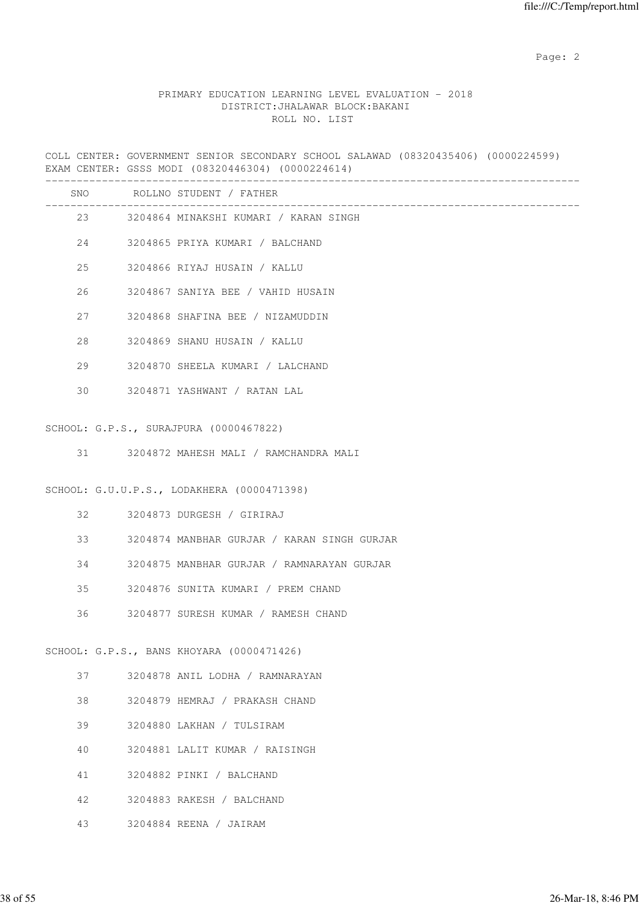PRIMARY EDUCATION LEARNING LEVEL EVALUATION - 2018
DISTRICT:JHALAWAR BLOCK:BAKANI
ROLL NO. LIST

COLL CENTER: GOVERNMENT SENIOR SECONDARY SCHOOL SALAWAD (08320435406) (0000224599)
EXAM CENTER: GSSS MODI (08320446304) (0000224614)

| SNO | ROLLNO STUDENT / FATHER |
|---|---|
| 23 | 3204864 MINAKSHI KUMARI / KARAN SINGH |
| 24 | 3204865 PRIYA KUMARI / BALCHAND |
| 25 | 3204866 RIYAJ HUSAIN / KALLU |
| 26 | 3204867 SANIYA BEE / VAHID HUSAIN |
| 27 | 3204868 SHAFINA BEE / NIZAMUDDIN |
| 28 | 3204869 SHANU HUSAIN / KALLU |
| 29 | 3204870 SHEELA KUMARI / LALCHAND |
| 30 | 3204871 YASHWANT / RATAN LAL |

SCHOOL: G.P.S., SURAJPURA (0000467822)

| SNO | ROLLNO STUDENT / FATHER |
|---|---|
| 31 | 3204872 MAHESH MALI / RAMCHANDRA MALI |

SCHOOL: G.U.U.P.S., LODAKHERA (0000471398)

| SNO | ROLLNO STUDENT / FATHER |
|---|---|
| 32 | 3204873 DURGESH / GIRIRAJ |
| 33 | 3204874 MANBHAR GURJAR / KARAN SINGH GURJAR |
| 34 | 3204875 MANBHAR GURJAR / RAMNARAYAN GURJAR |
| 35 | 3204876 SUNITA KUMARI / PREM CHAND |
| 36 | 3204877 SURESH KUMAR / RAMESH CHAND |

SCHOOL: G.P.S., BANS KHOYARA (0000471426)

| SNO | ROLLNO STUDENT / FATHER |
|---|---|
| 37 | 3204878 ANIL LODHA / RAMNARAYAN |
| 38 | 3204879 HEMRAJ / PRAKASH CHAND |
| 39 | 3204880 LAKHAN / TULSIRAM |
| 40 | 3204881 LALIT KUMAR / RAISINGH |
| 41 | 3204882 PINKI / BALCHAND |
| 42 | 3204883 RAKESH / BALCHAND |
| 43 | 3204884 REENA / JAIRAM |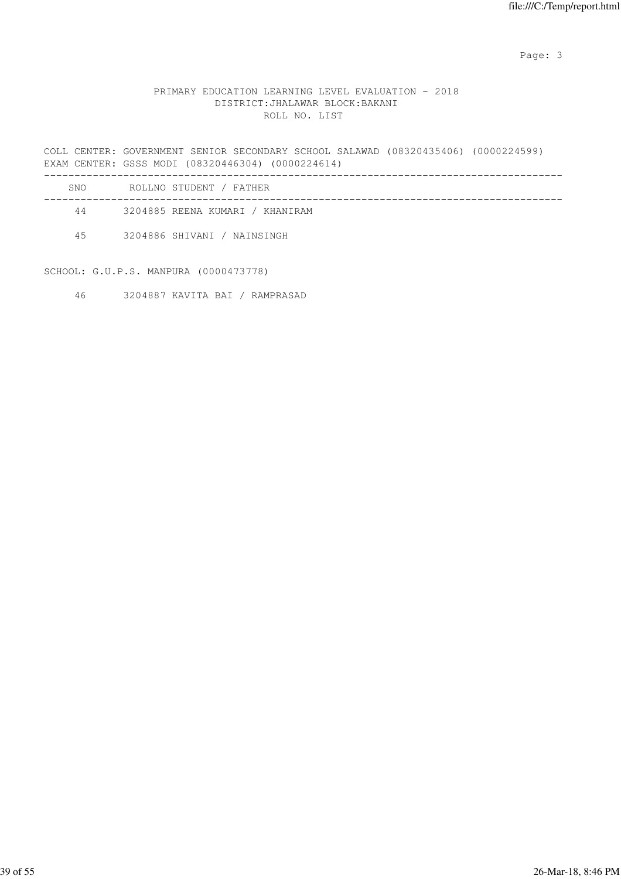PRIMARY EDUCATION LEARNING LEVEL EVALUATION - 2018
DISTRICT:JHALAWAR BLOCK:BAKANI
ROLL NO. LIST

COLL CENTER: GOVERNMENT SENIOR SECONDARY SCHOOL SALAWAD (08320435406) (0000224599)
EXAM CENTER: GSSS MODI (08320446304) (0000224614)

| SNO | ROLLNO | STUDENT / FATHER |
|---|---|---|
| 44 | 3204885 | REENA KUMARI / KHANIRAM |
| 45 | 3204886 | SHIVANI / NAINSINGH |

SCHOOL: G.U.P.S. MANPURA (0000473778)

| SNO | ROLLNO | STUDENT / FATHER |
|---|---|---|
| 46 | 3204887 | KAVITA BAI / RAMPRASAD |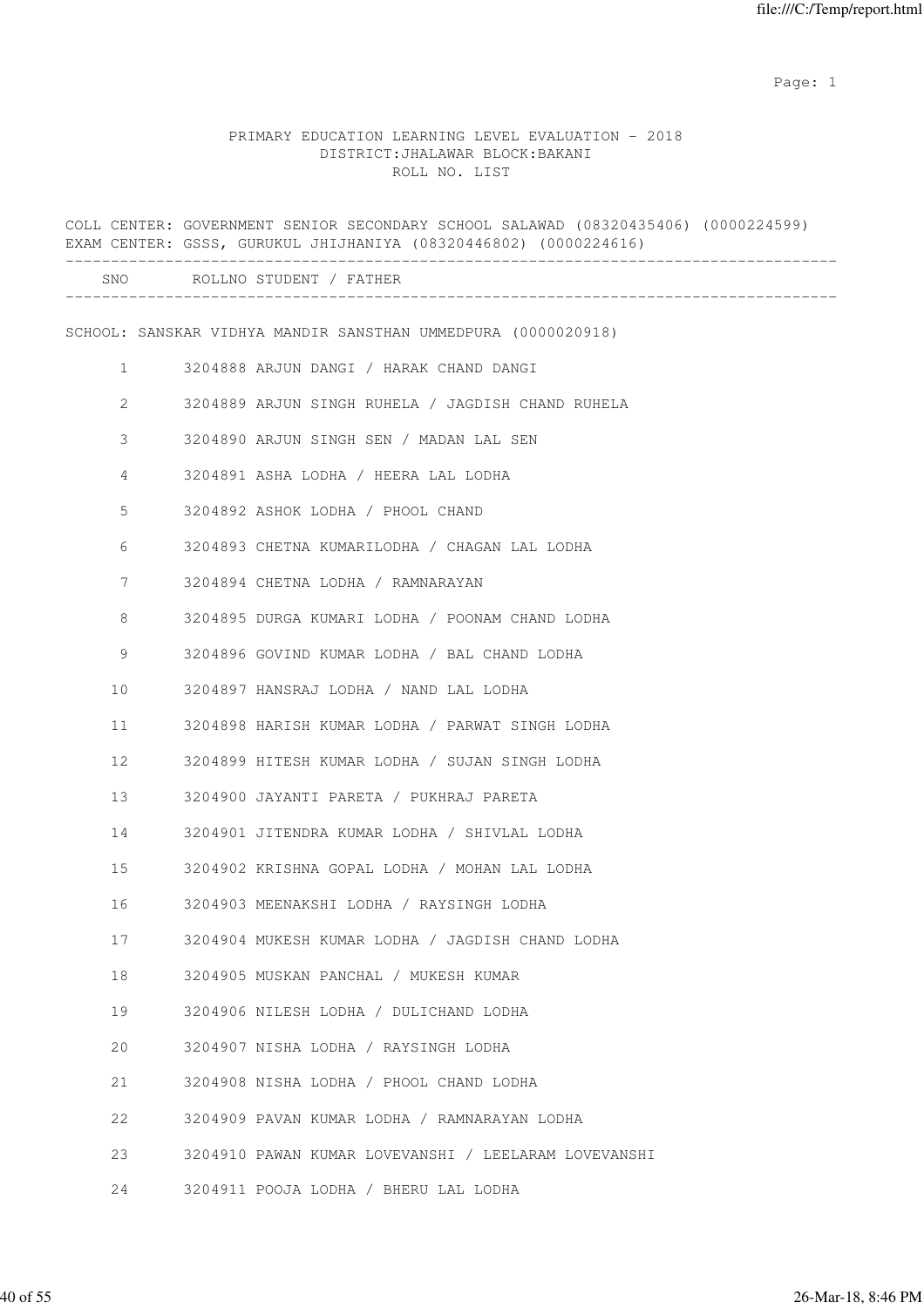PRIMARY EDUCATION LEARNING LEVEL EVALUATION - 2018
DISTRICT:JHALAWAR BLOCK:BAKANI
ROLL NO. LIST

COLL CENTER: GOVERNMENT SENIOR SECONDARY SCHOOL SALAWAD (08320435406) (0000224599)
EXAM CENTER: GSSS, GURUKUL JHIJHANIYA (08320446802) (0000224616)

SCHOOL: SANSKAR VIDHYA MANDIR SANSTHAN UMMEDPURA (0000020918)

| SNO | ROLLNO | STUDENT / FATHER |
|---|---|---|
| 1 | 3204888 | ARJUN DANGI / HARAK CHAND DANGI |
| 2 | 3204889 | ARJUN SINGH RUHELA / JAGDISH CHAND RUHELA |
| 3 | 3204890 | ARJUN SINGH SEN / MADAN LAL SEN |
| 4 | 3204891 | ASHA LODHA / HEERA LAL LODHA |
| 5 | 3204892 | ASHOK LODHA / PHOOL CHAND |
| 6 | 3204893 | CHETNA KUMARILODHA / CHAGAN LAL LODHA |
| 7 | 3204894 | CHETNA LODHA / RAMNARAYAN |
| 8 | 3204895 | DURGA KUMARI LODHA / POONAM CHAND LODHA |
| 9 | 3204896 | GOVIND KUMAR LODHA / BAL CHAND LODHA |
| 10 | 3204897 | HANSRAJ LODHA / NAND LAL LODHA |
| 11 | 3204898 | HARISH KUMAR LODHA / PARWAT SINGH LODHA |
| 12 | 3204899 | HITESH KUMAR LODHA / SUJAN SINGH LODHA |
| 13 | 3204900 | JAYANTI PARETA / PUKHRAJ PARETA |
| 14 | 3204901 | JITENDRA KUMAR LODHA / SHIVLAL LODHA |
| 15 | 3204902 | KRISHNA GOPAL LODHA / MOHAN LAL LODHA |
| 16 | 3204903 | MEENAKSHI LODHA / RAYSINGH LODHA |
| 17 | 3204904 | MUKESH KUMAR LODHA / JAGDISH CHAND LODHA |
| 18 | 3204905 | MUSKAN PANCHAL / MUKESH KUMAR |
| 19 | 3204906 | NILESH LODHA / DULICHAND LODHA |
| 20 | 3204907 | NISHA LODHA / RAYSINGH LODHA |
| 21 | 3204908 | NISHA LODHA / PHOOL CHAND LODHA |
| 22 | 3204909 | PAVAN KUMAR LODHA / RAMNARAYAN LODHA |
| 23 | 3204910 | PAWAN KUMAR LOVEVANSHI / LEELARAM LOVEVANSHI |
| 24 | 3204911 | POOJA LODHA / BHERU LAL LODHA |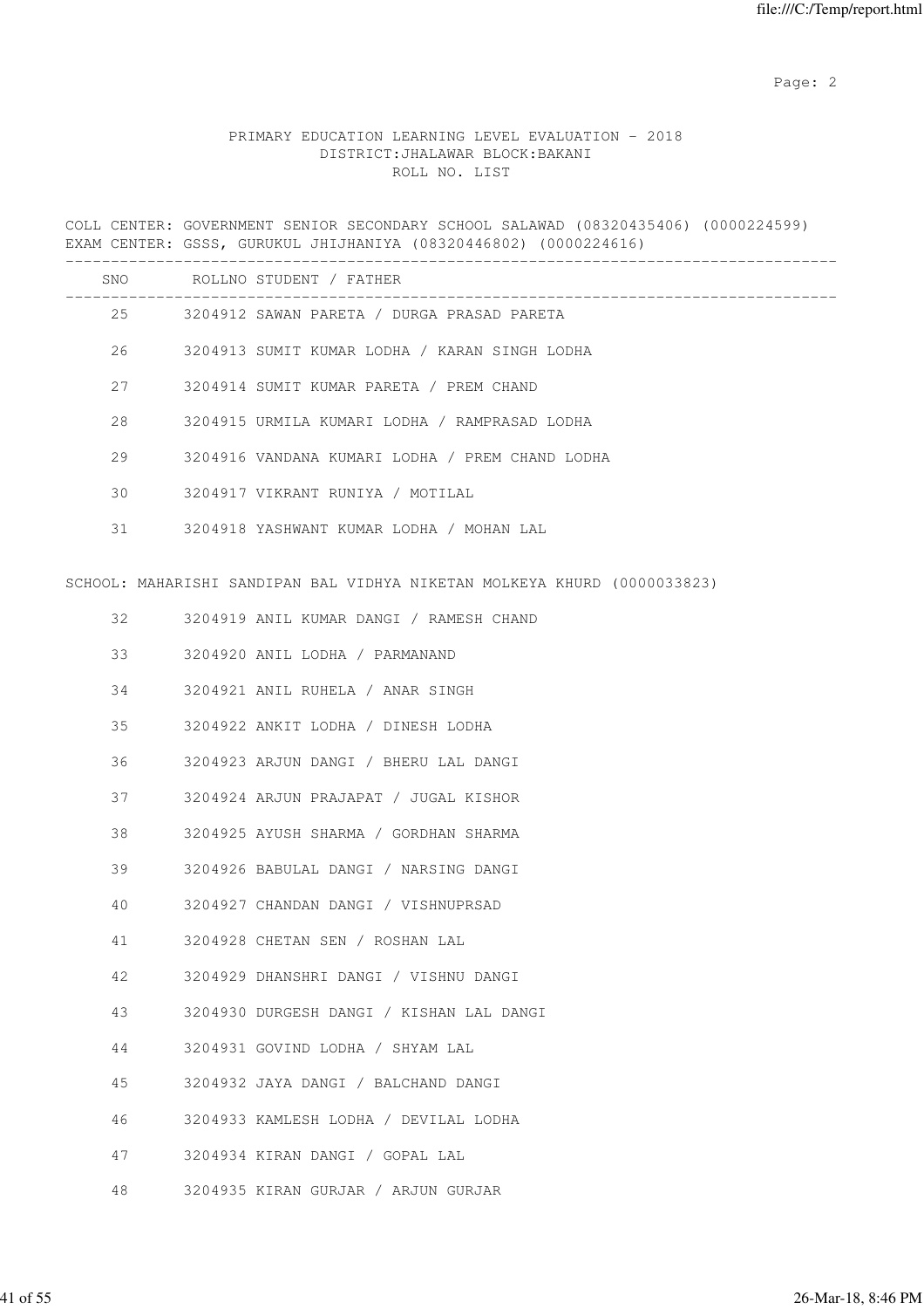PRIMARY EDUCATION LEARNING LEVEL EVALUATION - 2018
DISTRICT:JHALAWAR BLOCK:BAKANI
ROLL NO. LIST

COLL CENTER: GOVERNMENT SENIOR SECONDARY SCHOOL SALAWAD (08320435406) (0000224599)
EXAM CENTER: GSSS, GURUKUL JHIJHANIYA (08320446802) (0000224616)

| SNO | ROLLNO | STUDENT / FATHER |
|---|---|---|
| 25 | 3204912 | SAWAN PARETA / DURGA PRASAD PARETA |
| 26 | 3204913 | SUMIT KUMAR LODHA / KARAN SINGH LODHA |
| 27 | 3204914 | SUMIT KUMAR PARETA / PREM CHAND |
| 28 | 3204915 | URMILA KUMARI LODHA / RAMPRASAD LODHA |
| 29 | 3204916 | VANDANA KUMARI LODHA / PREM CHAND LODHA |
| 30 | 3204917 | VIKRANT RUNIYA / MOTILAL |
| 31 | 3204918 | YASHWANT KUMAR LODHA / MOHAN LAL |

SCHOOL: MAHARISHI SANDIPAN BAL VIDHYA NIKETAN MOLKEYA KHURD (0000033823)

| SNO | ROLLNO | STUDENT / FATHER |
|---|---|---|
| 32 | 3204919 | ANIL KUMAR DANGI / RAMESH CHAND |
| 33 | 3204920 | ANIL LODHA / PARMANAND |
| 34 | 3204921 | ANIL RUHELA / ANAR SINGH |
| 35 | 3204922 | ANKIT LODHA / DINESH LODHA |
| 36 | 3204923 | ARJUN DANGI / BHERU LAL DANGI |
| 37 | 3204924 | ARJUN PRAJAPAT / JUGAL KISHOR |
| 38 | 3204925 | AYUSH SHARMA / GORDHAN SHARMA |
| 39 | 3204926 | BABULAL DANGI / NARSING DANGI |
| 40 | 3204927 | CHANDAN DANGI / VISHNUPRSAD |
| 41 | 3204928 | CHETAN SEN / ROSHAN LAL |
| 42 | 3204929 | DHANSHRI DANGI / VISHNU DANGI |
| 43 | 3204930 | DURGESH DANGI / KISHAN LAL DANGI |
| 44 | 3204931 | GOVIND LODHA / SHYAM LAL |
| 45 | 3204932 | JAYA DANGI / BALCHAND DANGI |
| 46 | 3204933 | KAMLESH LODHA / DEVILAL LODHA |
| 47 | 3204934 | KIRAN DANGI / GOPAL LAL |
| 48 | 3204935 | KIRAN GURJAR / ARJUN GURJAR |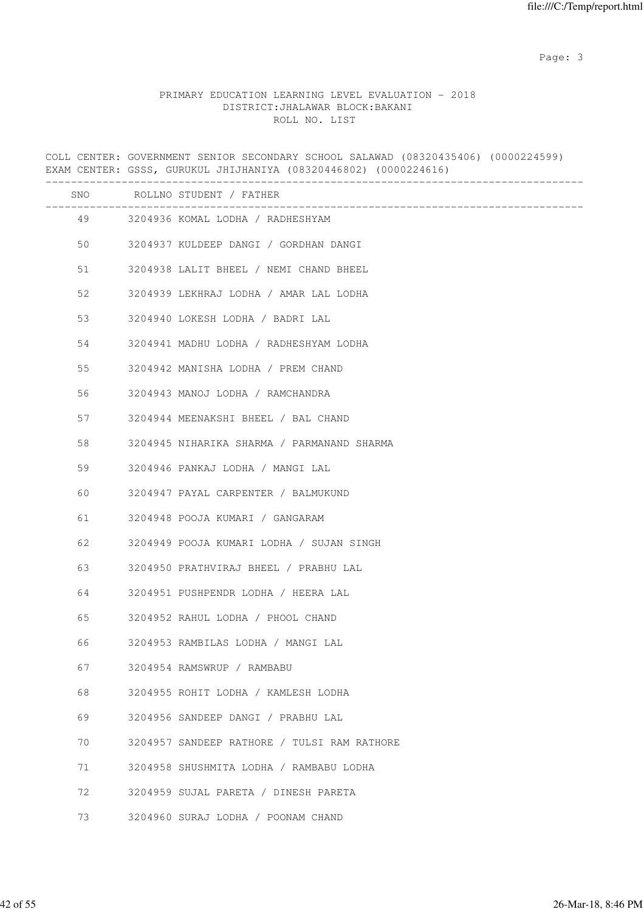PRIMARY EDUCATION LEARNING LEVEL EVALUATION - 2018
DISTRICT:JHALAWAR BLOCK:BAKANI
ROLL NO. LIST

COLL CENTER: GOVERNMENT SENIOR SECONDARY SCHOOL SALAWAD (08320435406) (0000224599)
EXAM CENTER: GSSS, GURUKUL JHIJHANIYA (08320446802) (0000224616)

| SNO | ROLLNO STUDENT / FATHER |
|---|---|
| 49 | 3204936 KOMAL LODHA / RADHESHYAM |
| 50 | 3204937 KULDEEP DANGI / GORDHAN DANGI |
| 51 | 3204938 LALIT BHEEL / NEMI CHAND BHEEL |
| 52 | 3204939 LEKHRAJ LODHA / AMAR LAL LODHA |
| 53 | 3204940 LOKESH LODHA / BADRI LAL |
| 54 | 3204941 MADHU LODHA / RADHESHYAM LODHA |
| 55 | 3204942 MANISHA LODHA / PREM CHAND |
| 56 | 3204943 MANOJ LODHA / RAMCHANDRA |
| 57 | 3204944 MEENAKSHI BHEEL / BAL CHAND |
| 58 | 3204945 NIHARIKA SHARMA / PARMANAND SHARMA |
| 59 | 3204946 PANKAJ LODHA / MANGI LAL |
| 60 | 3204947 PAYAL CARPENTER / BALMUKUND |
| 61 | 3204948 POOJA KUMARI / GANGARAM |
| 62 | 3204949 POOJA KUMARI LODHA / SUJAN SINGH |
| 63 | 3204950 PRATHVIRAJ BHEEL / PRABHU LAL |
| 64 | 3204951 PUSHPENDR LODHA / HEERA LAL |
| 65 | 3204952 RAHUL LODHA / PHOOL CHAND |
| 66 | 3204953 RAMBILAS LODHA / MANGI LAL |
| 67 | 3204954 RAMSWRUP / RAMBABU |
| 68 | 3204955 ROHIT LODHA / KAMLESH LODHA |
| 69 | 3204956 SANDEEP DANGI / PRABHU LAL |
| 70 | 3204957 SANDEEP RATHORE / TULSI RAM RATHORE |
| 71 | 3204958 SHUSHMITA LODHA / RAMBABU LODHA |
| 72 | 3204959 SUJAL PARETA / DINESH PARETA |
| 73 | 3204960 SURAJ LODHA / POONAM CHAND |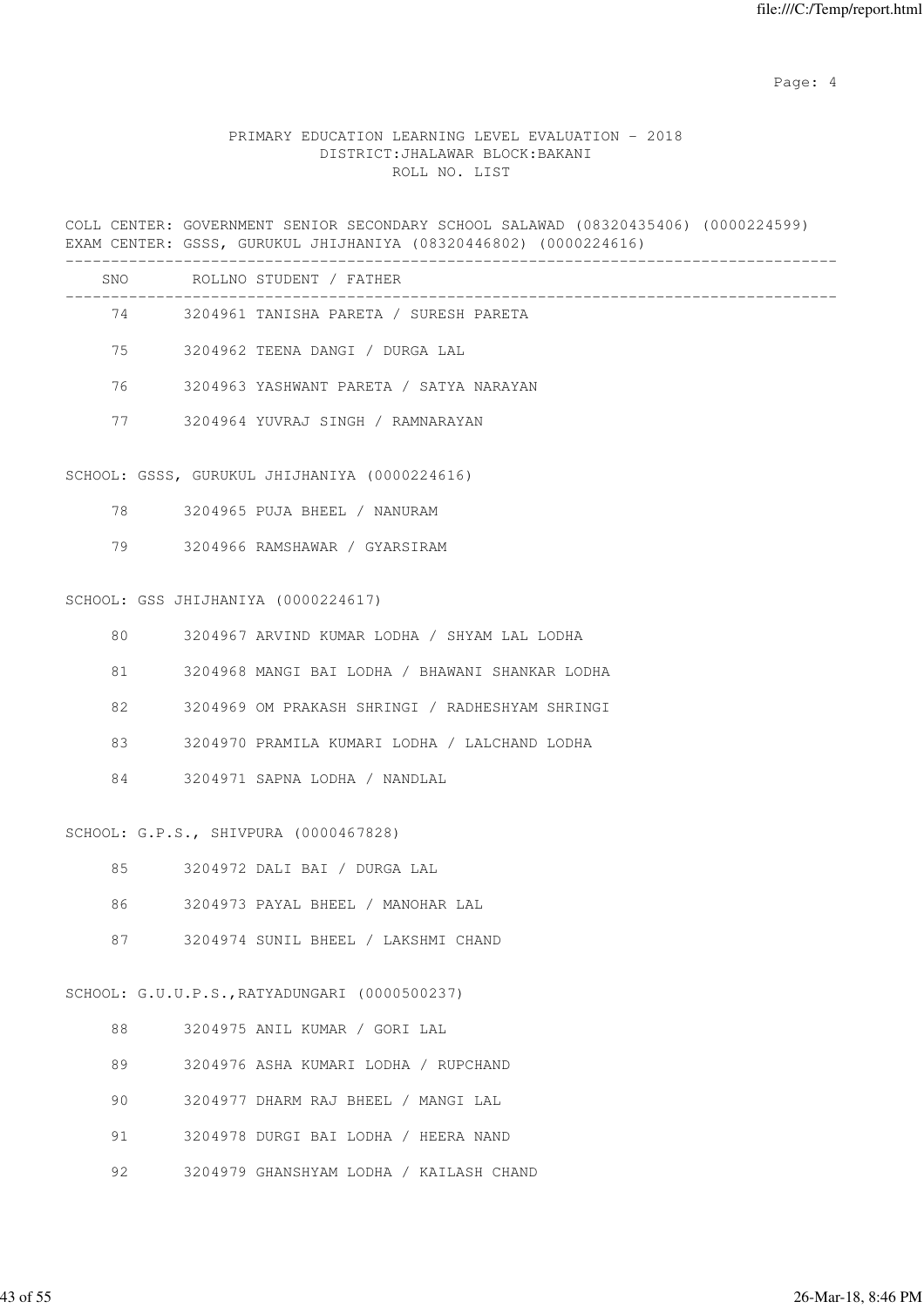PRIMARY EDUCATION LEARNING LEVEL EVALUATION - 2018
DISTRICT:JHALAWAR BLOCK:BAKANI
ROLL NO. LIST

COLL CENTER: GOVERNMENT SENIOR SECONDARY SCHOOL SALAWAD (08320435406) (0000224599)
EXAM CENTER: GSSS, GURUKUL JHIJHANIYA (08320446802) (0000224616)

| SNO | ROLLNO | STUDENT / FATHER |
|---|---|---|
| 74 | 3204961 | TANISHA PARETA / SURESH PARETA |
| 75 | 3204962 | TEENA DANGI / DURGA LAL |
| 76 | 3204963 | YASHWANT PARETA / SATYA NARAYAN |
| 77 | 3204964 | YUVRAJ SINGH / RAMNARAYAN |

SCHOOL: GSSS, GURUKUL JHIJHANIYA (0000224616)

| SNO | ROLLNO | STUDENT / FATHER |
|---|---|---|
| 78 | 3204965 | PUJA BHEEL / NANURAM |
| 79 | 3204966 | RAMSHAWAR / GYARSIRAM |

SCHOOL: GSS JHIJHANIYA (0000224617)

| SNO | ROLLNO | STUDENT / FATHER |
|---|---|---|
| 80 | 3204967 | ARVIND KUMAR LODHA / SHYAM LAL LODHA |
| 81 | 3204968 | MANGI BAI LODHA / BHAWANI SHANKAR LODHA |
| 82 | 3204969 | OM PRAKASH SHRINGI / RADHESHYAM SHRINGI |
| 83 | 3204970 | PRAMILA KUMARI LODHA / LALCHAND LODHA |
| 84 | 3204971 | SAPNA LODHA / NANDLAL |

SCHOOL: G.P.S., SHIVPURA (0000467828)

| SNO | ROLLNO | STUDENT / FATHER |
|---|---|---|
| 85 | 3204972 | DALI BAI / DURGA LAL |
| 86 | 3204973 | PAYAL BHEEL / MANOHAR LAL |
| 87 | 3204974 | SUNIL BHEEL / LAKSHMI CHAND |

SCHOOL: G.U.U.P.S.,RATYADUNGARI (0000500237)

| SNO | ROLLNO | STUDENT / FATHER |
|---|---|---|
| 88 | 3204975 | ANIL KUMAR / GORI LAL |
| 89 | 3204976 | ASHA KUMARI LODHA / RUPCHAND |
| 90 | 3204977 | DHARM RAJ BHEEL / MANGI LAL |
| 91 | 3204978 | DURGI BAI LODHA / HEERA NAND |
| 92 | 3204979 | GHANSHYAM LODHA / KAILASH CHAND |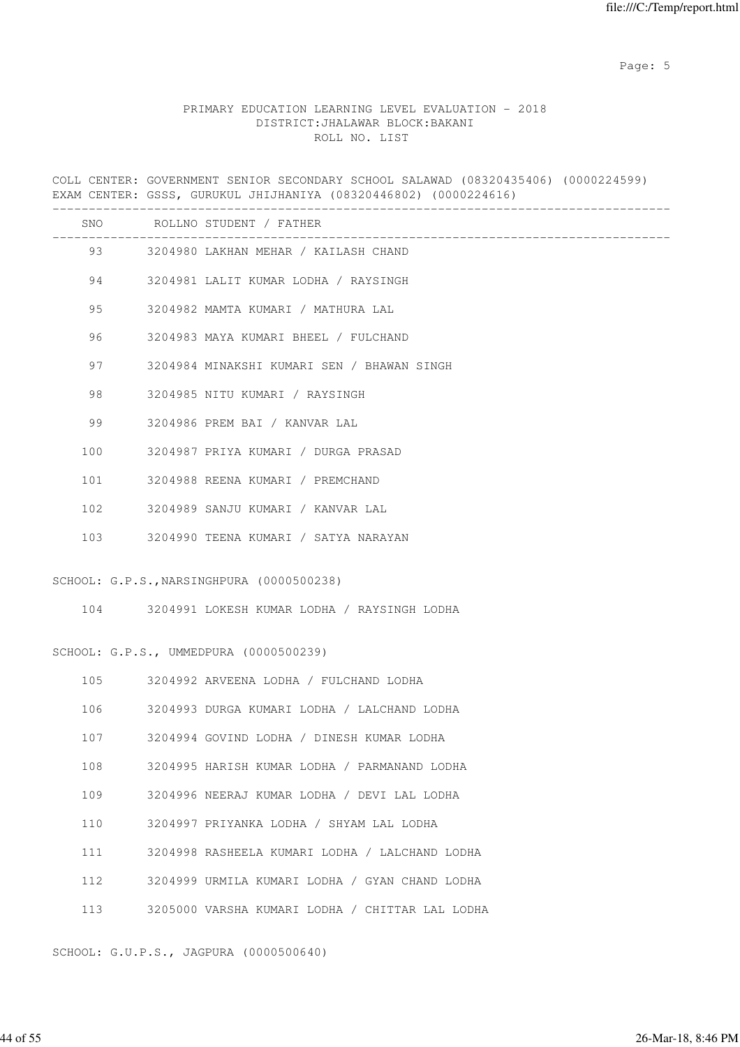PRIMARY EDUCATION LEARNING LEVEL EVALUATION - 2018
DISTRICT:JHALAWAR BLOCK:BAKANI
ROLL NO. LIST

COLL CENTER: GOVERNMENT SENIOR SECONDARY SCHOOL SALAWAD (08320435406) (0000224599)
EXAM CENTER: GSSS, GURUKUL JHIJHANIYA (08320446802) (0000224616)

| SNO | ROLLNO | STUDENT / FATHER |
|---|---|---|
| 93 | 3204980 | LAKHAN MEHAR / KAILASH CHAND |
| 94 | 3204981 | LALIT KUMAR LODHA / RAYSINGH |
| 95 | 3204982 | MAMTA KUMARI / MATHURA LAL |
| 96 | 3204983 | MAYA KUMARI BHEEL / FULCHAND |
| 97 | 3204984 | MINAKSHI KUMARI SEN / BHAWAN SINGH |
| 98 | 3204985 | NITU KUMARI / RAYSINGH |
| 99 | 3204986 | PREM BAI / KANVAR LAL |
| 100 | 3204987 | PRIYA KUMARI / DURGA PRASAD |
| 101 | 3204988 | REENA KUMARI / PREMCHAND |
| 102 | 3204989 | SANJU KUMARI / KANVAR LAL |
| 103 | 3204990 | TEENA KUMARI / SATYA NARAYAN |

SCHOOL: G.P.S.,NARSINGHPURA (0000500238)

| SNO | ROLLNO | STUDENT / FATHER |
|---|---|---|
| 104 | 3204991 | LOKESH KUMAR LODHA / RAYSINGH LODHA |

SCHOOL: G.P.S., UMMEDPURA (0000500239)

| SNO | ROLLNO | STUDENT / FATHER |
|---|---|---|
| 105 | 3204992 | ARVEENA LODHA / FULCHAND LODHA |
| 106 | 3204993 | DURGA KUMARI LODHA / LALCHAND LODHA |
| 107 | 3204994 | GOVIND LODHA / DINESH KUMAR LODHA |
| 108 | 3204995 | HARISH KUMAR LODHA / PARMANAND LODHA |
| 109 | 3204996 | NEERAJ KUMAR LODHA / DEVI LAL LODHA |
| 110 | 3204997 | PRIYANKA LODHA / SHYAM LAL LODHA |
| 111 | 3204998 | RASHEELA KUMARI LODHA / LALCHAND LODHA |
| 112 | 3204999 | URMILA KUMARI LODHA / GYAN CHAND LODHA |
| 113 | 3205000 | VARSHA KUMARI LODHA / CHITTAR LAL LODHA |

SCHOOL: G.U.P.S., JAGPURA (0000500640)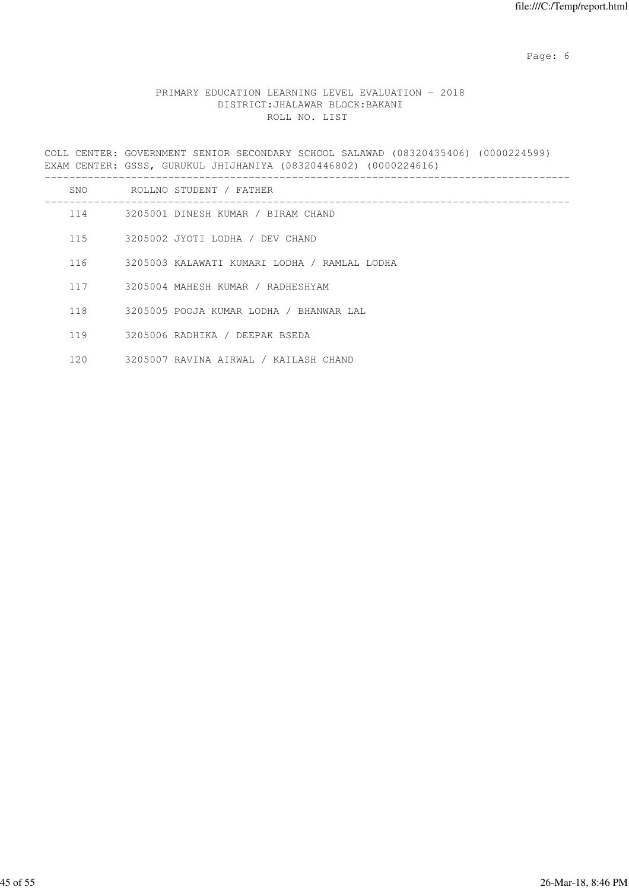PRIMARY EDUCATION LEARNING LEVEL EVALUATION - 2018
DISTRICT:JHALAWAR BLOCK:BAKANI
ROLL NO. LIST

COLL CENTER: GOVERNMENT SENIOR SECONDARY SCHOOL SALAWAD (08320435406) (0000224599)
EXAM CENTER: GSSS, GURUKUL JHIJHANIYA (08320446802) (0000224616)

| SNO | ROLLNO | STUDENT / FATHER |
|---|---|---|
| 114 | 3205001 | DINESH KUMAR / BIRAM CHAND |
| 115 | 3205002 | JYOTI LODHA / DEV CHAND |
| 116 | 3205003 | KALAWATI KUMARI LODHA / RAMLAL LODHA |
| 117 | 3205004 | MAHESH KUMAR / RADHESHYAM |
| 118 | 3205005 | POOJA KUMAR LODHA / BHANWAR LAL |
| 119 | 3205006 | RADHIKA / DEEPAK BSEDA |
| 120 | 3205007 | RAVINA AIRWAL / KAILASH CHAND |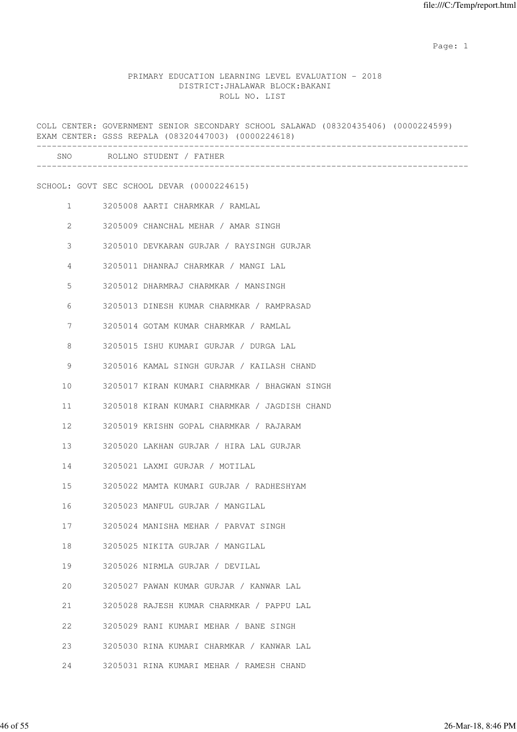PRIMARY EDUCATION LEARNING LEVEL EVALUATION - 2018
DISTRICT:JHALAWAR BLOCK:BAKANI
ROLL NO. LIST

COLL CENTER: GOVERNMENT SENIOR SECONDARY SCHOOL SALAWAD (08320435406) (0000224599)
EXAM CENTER: GSSS REPALA (08320447003) (0000224618)

SCHOOL: GOVT SEC SCHOOL DEVAR (0000224615)

| SNO | ROLLNO | STUDENT / FATHER |
|---|---|---|
| 1 | 3205008 | AARTI CHARMKAR / RAMLAL |
| 2 | 3205009 | CHANCHAL MEHAR / AMAR SINGH |
| 3 | 3205010 | DEVKARAN GURJAR / RAYSINGH GURJAR |
| 4 | 3205011 | DHANRAJ CHARMKAR / MANGI LAL |
| 5 | 3205012 | DHARMRAJ CHARMKAR / MANSINGH |
| 6 | 3205013 | DINESH KUMAR CHARMKAR / RAMPRASAD |
| 7 | 3205014 | GOTAM KUMAR CHARMKAR / RAMLAL |
| 8 | 3205015 | ISHU KUMARI GURJAR / DURGA LAL |
| 9 | 3205016 | KAMAL SINGH GURJAR / KAILASH CHAND |
| 10 | 3205017 | KIRAN KUMARI CHARMKAR / BHAGWAN SINGH |
| 11 | 3205018 | KIRAN KUMARI CHARMKAR / JAGDISH CHAND |
| 12 | 3205019 | KRISHN GOPAL CHARMKAR / RAJARAM |
| 13 | 3205020 | LAKHAN GURJAR / HIRA LAL GURJAR |
| 14 | 3205021 | LAXMI GURJAR / MOTILAL |
| 15 | 3205022 | MAMTA KUMARI GURJAR / RADHESHYAM |
| 16 | 3205023 | MANFUL GURJAR / MANGILAL |
| 17 | 3205024 | MANISHA MEHAR / PARVAT SINGH |
| 18 | 3205025 | NIKITA GURJAR / MANGILAL |
| 19 | 3205026 | NIRMLA GURJAR / DEVILAL |
| 20 | 3205027 | PAWAN KUMAR GURJAR / KANWAR LAL |
| 21 | 3205028 | RAJESH KUMAR CHARMKAR / PAPPU LAL |
| 22 | 3205029 | RANI KUMARI MEHAR / BANE SINGH |
| 23 | 3205030 | RINA KUMARI CHARMKAR / KANWAR LAL |
| 24 | 3205031 | RINA KUMARI MEHAR / RAMESH CHAND |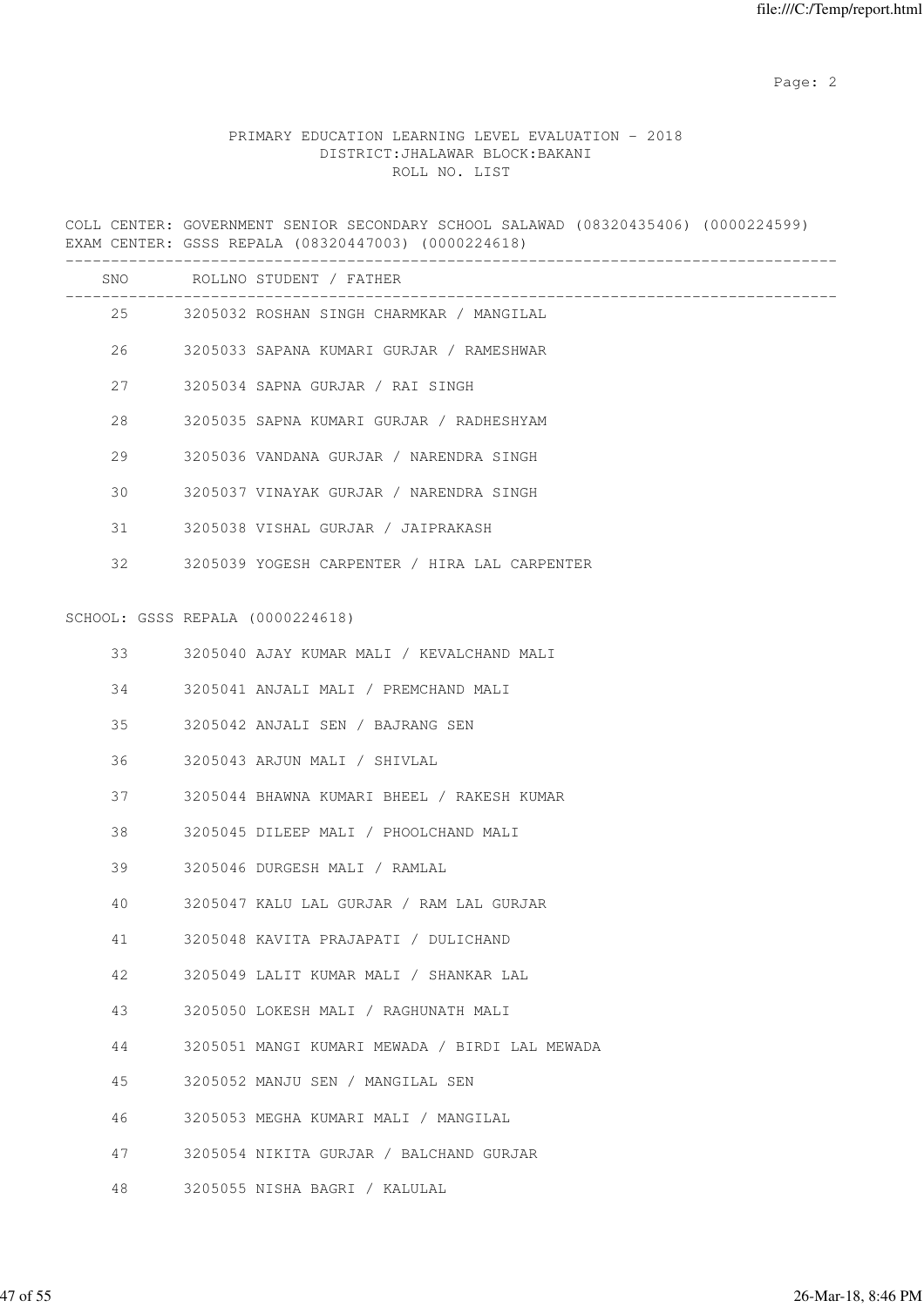PRIMARY EDUCATION LEARNING LEVEL EVALUATION - 2018
DISTRICT:JHALAWAR BLOCK:BAKANI
ROLL NO. LIST

COLL CENTER: GOVERNMENT SENIOR SECONDARY SCHOOL SALAWAD (08320435406) (0000224599)
EXAM CENTER: GSSS REPALA (08320447003) (0000224618)

| SNO | ROLLNO | STUDENT / FATHER |
|---|---|---|
| 25 | 3205032 | ROSHAN SINGH CHARMKAR / MANGILAL |
| 26 | 3205033 | SAPANA KUMARI GURJAR / RAMESHWAR |
| 27 | 3205034 | SAPNA GURJAR / RAI SINGH |
| 28 | 3205035 | SAPNA KUMARI GURJAR / RADHESHYAM |
| 29 | 3205036 | VANDANA GURJAR / NARENDRA SINGH |
| 30 | 3205037 | VINAYAK GURJAR / NARENDRA SINGH |
| 31 | 3205038 | VISHAL GURJAR / JAIPRAKASH |
| 32 | 3205039 | YOGESH CARPENTER / HIRA LAL CARPENTER |

SCHOOL: GSSS REPALA (0000224618)

| SNO | ROLLNO | STUDENT / FATHER |
|---|---|---|
| 33 | 3205040 | AJAY KUMAR MALI / KEVALCHAND MALI |
| 34 | 3205041 | ANJALI MALI / PREMCHAND MALI |
| 35 | 3205042 | ANJALI SEN / BAJRANG SEN |
| 36 | 3205043 | ARJUN MALI / SHIVLAL |
| 37 | 3205044 | BHAWNA KUMARI BHEEL / RAKESH KUMAR |
| 38 | 3205045 | DILEEP MALI / PHOOLCHAND MALI |
| 39 | 3205046 | DURGESH MALI / RAMLAL |
| 40 | 3205047 | KALU LAL GURJAR / RAM LAL GURJAR |
| 41 | 3205048 | KAVITA PRAJAPATI / DULICHAND |
| 42 | 3205049 | LALIT KUMAR MALI / SHANKAR LAL |
| 43 | 3205050 | LOKESH MALI / RAGHUNATH MALI |
| 44 | 3205051 | MANGI KUMARI MEWADA / BIRDI LAL MEWADA |
| 45 | 3205052 | MANJU SEN / MANGILAL SEN |
| 46 | 3205053 | MEGHA KUMARI MALI / MANGILAL |
| 47 | 3205054 | NIKITA GURJAR / BALCHAND GURJAR |
| 48 | 3205055 | NISHA BAGRI / KALULAL |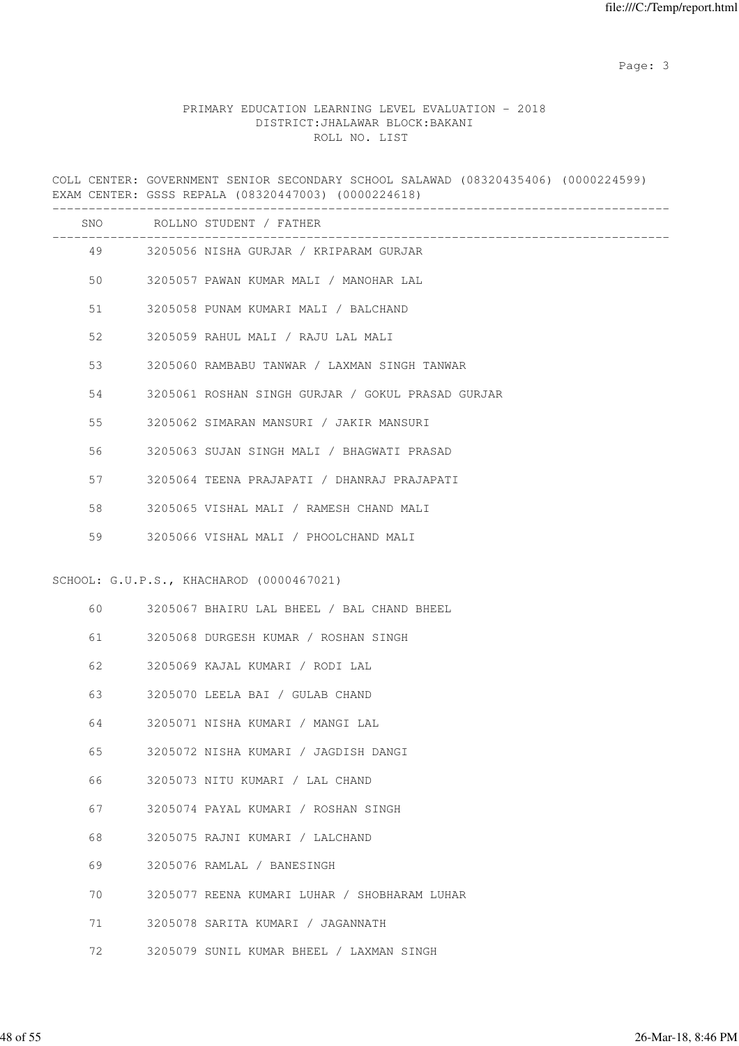PRIMARY EDUCATION LEARNING LEVEL EVALUATION - 2018
DISTRICT:JHALAWAR BLOCK:BAKANI
ROLL NO. LIST

COLL CENTER: GOVERNMENT SENIOR SECONDARY SCHOOL SALAWAD (08320435406) (0000224599)
EXAM CENTER: GSSS REPALA (08320447003) (0000224618)

| SNO | ROLLNO | STUDENT / FATHER |
|---|---|---|
| 49 | 3205056 | NISHA GURJAR / KRIPARAM GURJAR |
| 50 | 3205057 | PAWAN KUMAR MALI / MANOHAR LAL |
| 51 | 3205058 | PUNAM KUMARI MALI / BALCHAND |
| 52 | 3205059 | RAHUL MALI / RAJU LAL MALI |
| 53 | 3205060 | RAMBABU TANWAR / LAXMAN SINGH TANWAR |
| 54 | 3205061 | ROSHAN SINGH GURJAR / GOKUL PRASAD GURJAR |
| 55 | 3205062 | SIMARAN MANSURI / JAKIR MANSURI |
| 56 | 3205063 | SUJAN SINGH MALI / BHAGWATI PRASAD |
| 57 | 3205064 | TEENA PRAJAPATI / DHANRAJ PRAJAPATI |
| 58 | 3205065 | VISHAL MALI / RAMESH CHAND MALI |
| 59 | 3205066 | VISHAL MALI / PHOOLCHAND MALI |

SCHOOL: G.U.P.S., KHACHAROD (0000467021)

| SNO | ROLLNO | STUDENT / FATHER |
|---|---|---|
| 60 | 3205067 | BHAIRU LAL BHEEL / BAL CHAND BHEEL |
| 61 | 3205068 | DURGESH KUMAR / ROSHAN SINGH |
| 62 | 3205069 | KAJAL KUMARI / RODI LAL |
| 63 | 3205070 | LEELA BAI / GULAB CHAND |
| 64 | 3205071 | NISHA KUMARI / MANGI LAL |
| 65 | 3205072 | NISHA KUMARI / JAGDISH DANGI |
| 66 | 3205073 | NITU KUMARI / LAL CHAND |
| 67 | 3205074 | PAYAL KUMARI / ROSHAN SINGH |
| 68 | 3205075 | RAJNI KUMARI / LALCHAND |
| 69 | 3205076 | RAMLAL / BANESINGH |
| 70 | 3205077 | REENA KUMARI LUHAR / SHOBHARAM LUHAR |
| 71 | 3205078 | SARITA KUMARI / JAGANNATH |
| 72 | 3205079 | SUNIL KUMAR BHEEL / LAXMAN SINGH |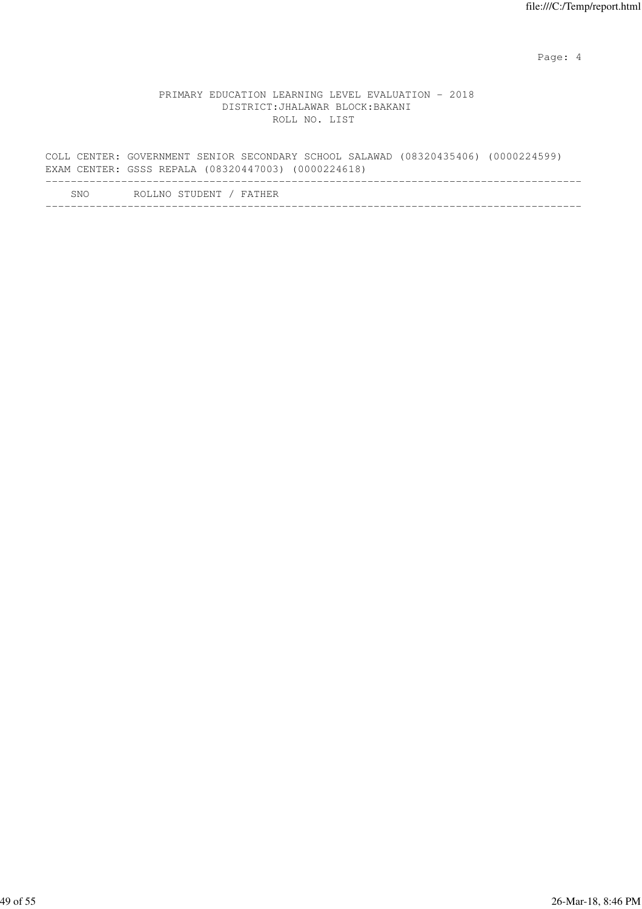PRIMARY EDUCATION LEARNING LEVEL EVALUATION - 2018
DISTRICT:JHALAWAR BLOCK:BAKANI
ROLL NO. LIST

COLL CENTER: GOVERNMENT SENIOR SECONDARY SCHOOL SALAWAD (08320435406) (0000224599)
EXAM CENTER: GSSS REPALA (08320447003) (0000224618)

| SNO | ROLLNO | STUDENT / FATHER |
| --- | --- | --- |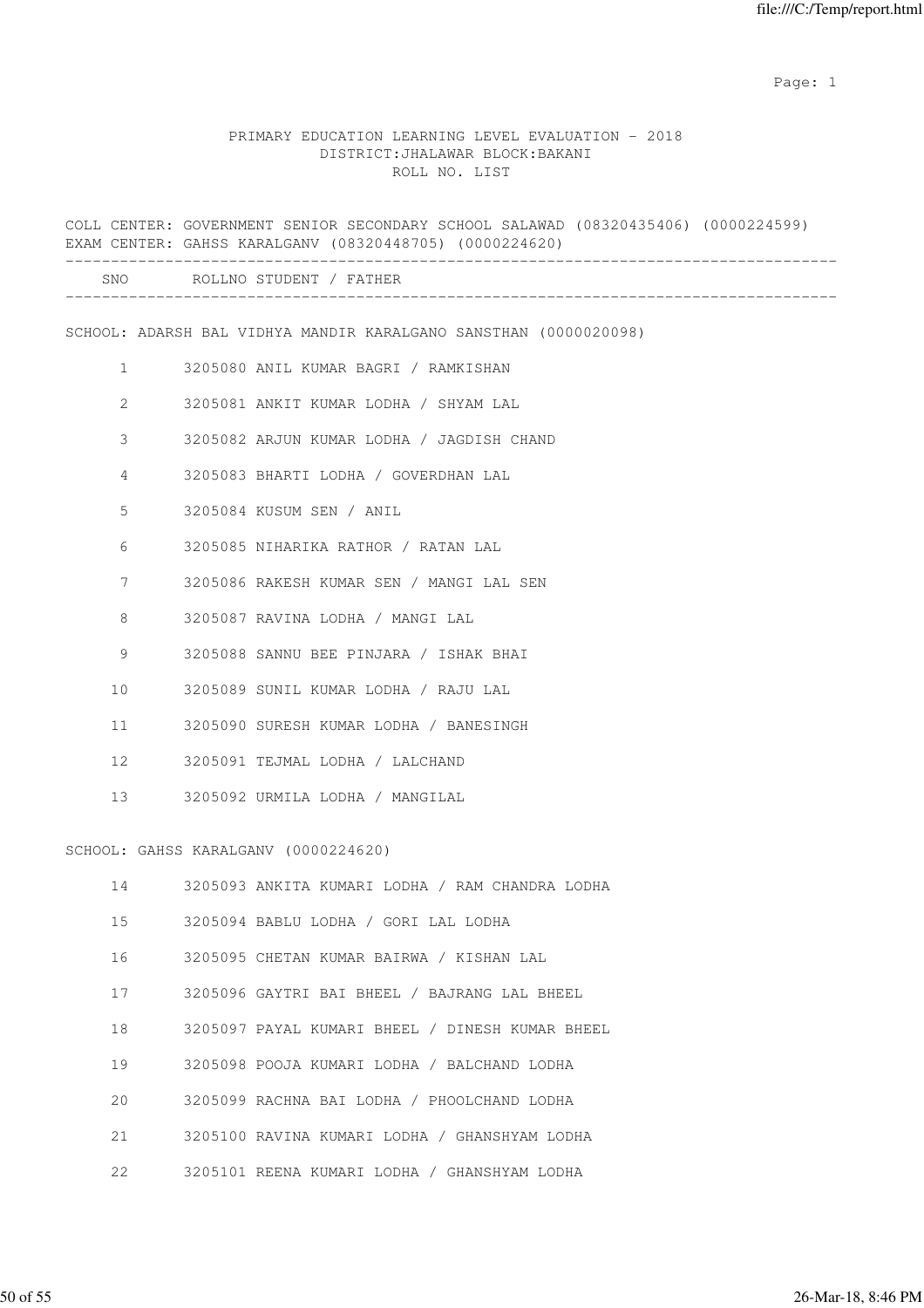PRIMARY EDUCATION LEARNING LEVEL EVALUATION - 2018
DISTRICT:JHALAWAR BLOCK:BAKANI
ROLL NO. LIST

COLL CENTER: GOVERNMENT SENIOR SECONDARY SCHOOL SALAWAD (08320435406) (0000224599)
EXAM CENTER: GAHSS KARALGANV (08320448705) (0000224620)

SCHOOL: ADARSH BAL VIDHYA MANDIR KARALGANO SANSTHAN (0000020098)

| SNO | ROLLNO | STUDENT / FATHER |
|---|---|---|
| 1 | 3205080 | ANIL KUMAR BAGRI / RAMKISHAN |
| 2 | 3205081 | ANKIT KUMAR LODHA / SHYAM LAL |
| 3 | 3205082 | ARJUN KUMAR LODHA / JAGDISH CHAND |
| 4 | 3205083 | BHARTI LODHA / GOVERDHAN LAL |
| 5 | 3205084 | KUSUM SEN / ANIL |
| 6 | 3205085 | NIHARIKA RATHOR / RATAN LAL |
| 7 | 3205086 | RAKESH KUMAR SEN / MANGI LAL SEN |
| 8 | 3205087 | RAVINA LODHA / MANGI LAL |
| 9 | 3205088 | SANNU BEE PINJARA / ISHAK BHAI |
| 10 | 3205089 | SUNIL KUMAR LODHA / RAJU LAL |
| 11 | 3205090 | SURESH KUMAR LODHA / BANESINGH |
| 12 | 3205091 | TEJMAL LODHA / LALCHAND |
| 13 | 3205092 | URMILA LODHA / MANGILAL |

SCHOOL: GAHSS KARALGANV (0000224620)

| SNO | ROLLNO | STUDENT / FATHER |
|---|---|---|
| 14 | 3205093 | ANKITA KUMARI LODHA / RAM CHANDRA LODHA |
| 15 | 3205094 | BABLU LODHA / GORI LAL LODHA |
| 16 | 3205095 | CHETAN KUMAR BAIRWA / KISHAN LAL |
| 17 | 3205096 | GAYTRI BAI BHEEL / BAJRANG LAL BHEEL |
| 18 | 3205097 | PAYAL KUMARI BHEEL / DINESH KUMAR BHEEL |
| 19 | 3205098 | POOJA KUMARI LODHA / BALCHAND LODHA |
| 20 | 3205099 | RACHNA BAI LODHA / PHOOLCHAND LODHA |
| 21 | 3205100 | RAVINA KUMARI LODHA / GHANSHYAM LODHA |
| 22 | 3205101 | REENA KUMARI LODHA / GHANSHYAM LODHA |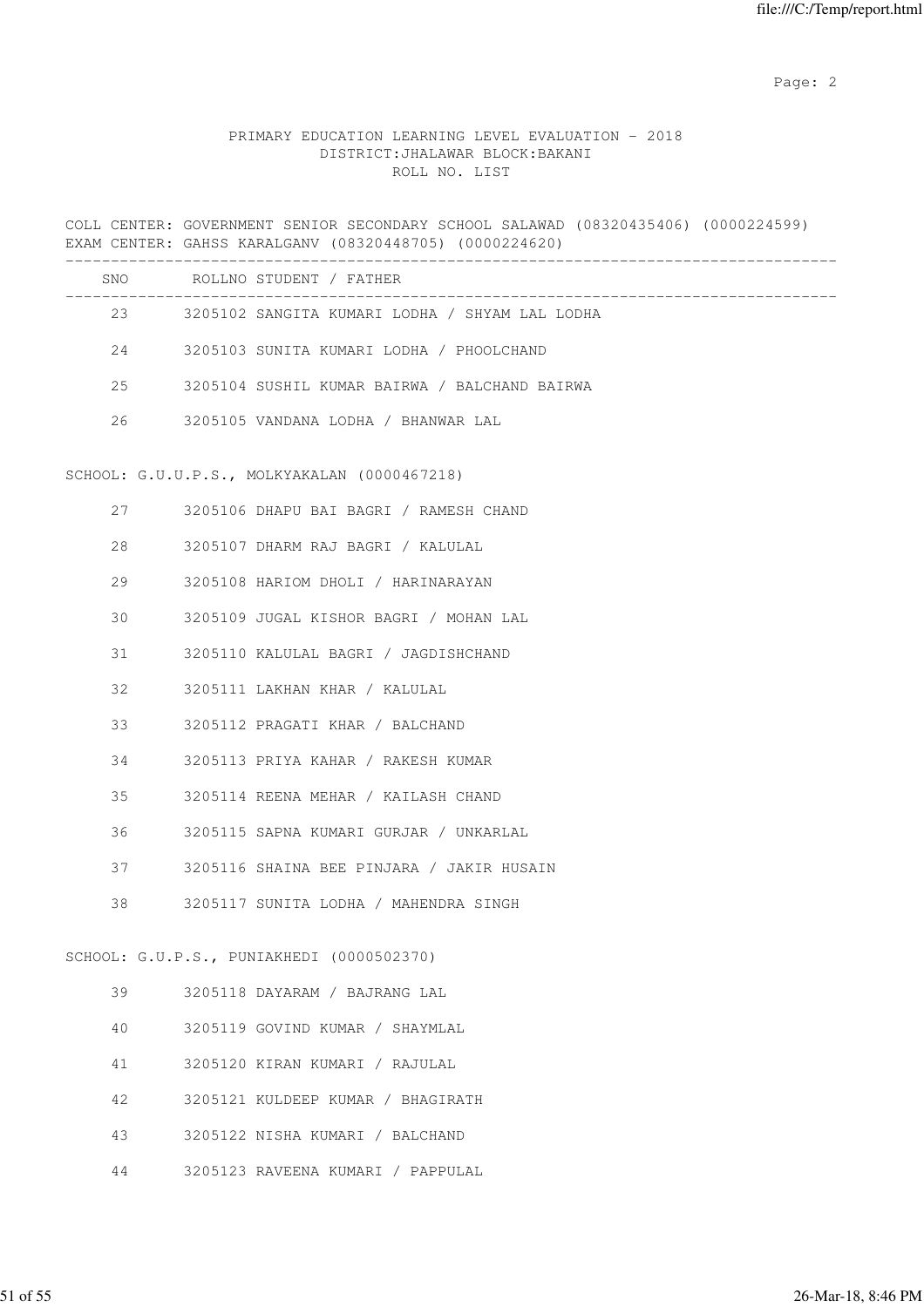PRIMARY EDUCATION LEARNING LEVEL EVALUATION - 2018
DISTRICT:JHALAWAR BLOCK:BAKANI
ROLL NO. LIST

COLL CENTER: GOVERNMENT SENIOR SECONDARY SCHOOL SALAWAD (08320435406) (0000224599)
EXAM CENTER: GAHSS KARALGANV (08320448705) (0000224620)

| SNO | ROLLNO | STUDENT / FATHER |
|---|---|---|
| 23 | 3205102 | SANGITA KUMARI LODHA / SHYAM LAL LODHA |
| 24 | 3205103 | SUNITA KUMARI LODHA / PHOOLCHAND |
| 25 | 3205104 | SUSHIL KUMAR BAIRWA / BALCHAND BAIRWA |
| 26 | 3205105 | VANDANA LODHA / BHANWAR LAL |

SCHOOL: G.U.U.P.S., MOLKYAKALAN (0000467218)

| SNO | ROLLNO | STUDENT / FATHER |
|---|---|---|
| 27 | 3205106 | DHAPU BAI BAGRI / RAMESH CHAND |
| 28 | 3205107 | DHARM RAJ BAGRI / KALULAL |
| 29 | 3205108 | HARIOM DHOLI / HARINARAYAN |
| 30 | 3205109 | JUGAL KISHOR BAGRI / MOHAN LAL |
| 31 | 3205110 | KALULAL BAGRI / JAGDISHCHAND |
| 32 | 3205111 | LAKHAN KHAR / KALULAL |
| 33 | 3205112 | PRAGATI KHAR / BALCHAND |
| 34 | 3205113 | PRIYA KAHAR / RAKESH KUMAR |
| 35 | 3205114 | REENA MEHAR / KAILASH CHAND |
| 36 | 3205115 | SAPNA KUMARI GURJAR / UNKARLAL |
| 37 | 3205116 | SHAINA BEE PINJARA / JAKIR HUSAIN |
| 38 | 3205117 | SUNITA LODHA / MAHENDRA SINGH |

SCHOOL: G.U.P.S., PUNIAKHEDI (0000502370)

| SNO | ROLLNO | STUDENT / FATHER |
|---|---|---|
| 39 | 3205118 | DAYARAM / BAJRANG LAL |
| 40 | 3205119 | GOVIND KUMAR / SHAYMLAL |
| 41 | 3205120 | KIRAN KUMARI / RAJULAL |
| 42 | 3205121 | KULDEEP KUMAR / BHAGIRATH |
| 43 | 3205122 | NISHA KUMARI / BALCHAND |
| 44 | 3205123 | RAVEENA KUMARI / PAPPULAL |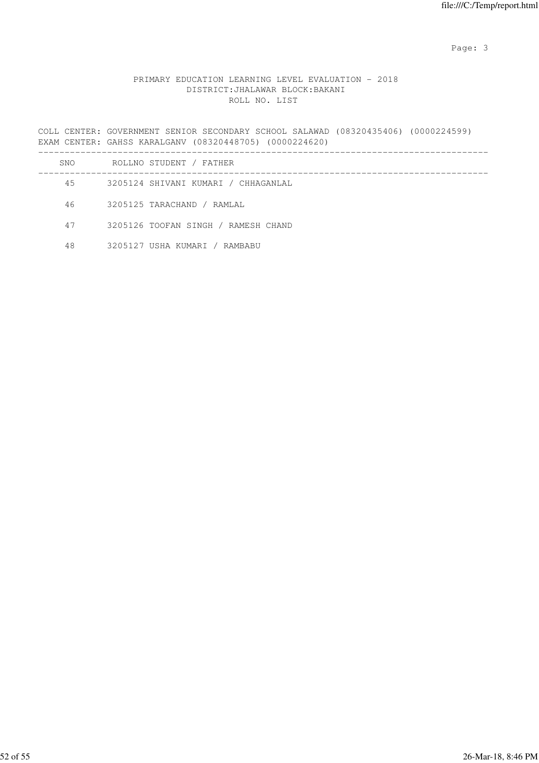PRIMARY EDUCATION LEARNING LEVEL EVALUATION - 2018
DISTRICT:JHALAWAR BLOCK:BAKANI
ROLL NO. LIST

COLL CENTER: GOVERNMENT SENIOR SECONDARY SCHOOL SALAWAD (08320435406) (0000224599)
EXAM CENTER: GAHSS KARALGANV (08320448705) (0000224620)

| SNO | ROLLNO | STUDENT / FATHER |
|---|---|---|
| 45 | 3205124 | SHIVANI KUMARI / CHHAGANLAL |
| 46 | 3205125 | TARACHAND / RAMLAL |
| 47 | 3205126 | TOOFAN SINGH / RAMESH CHAND |
| 48 | 3205127 | USHA KUMARI / RAMBABU |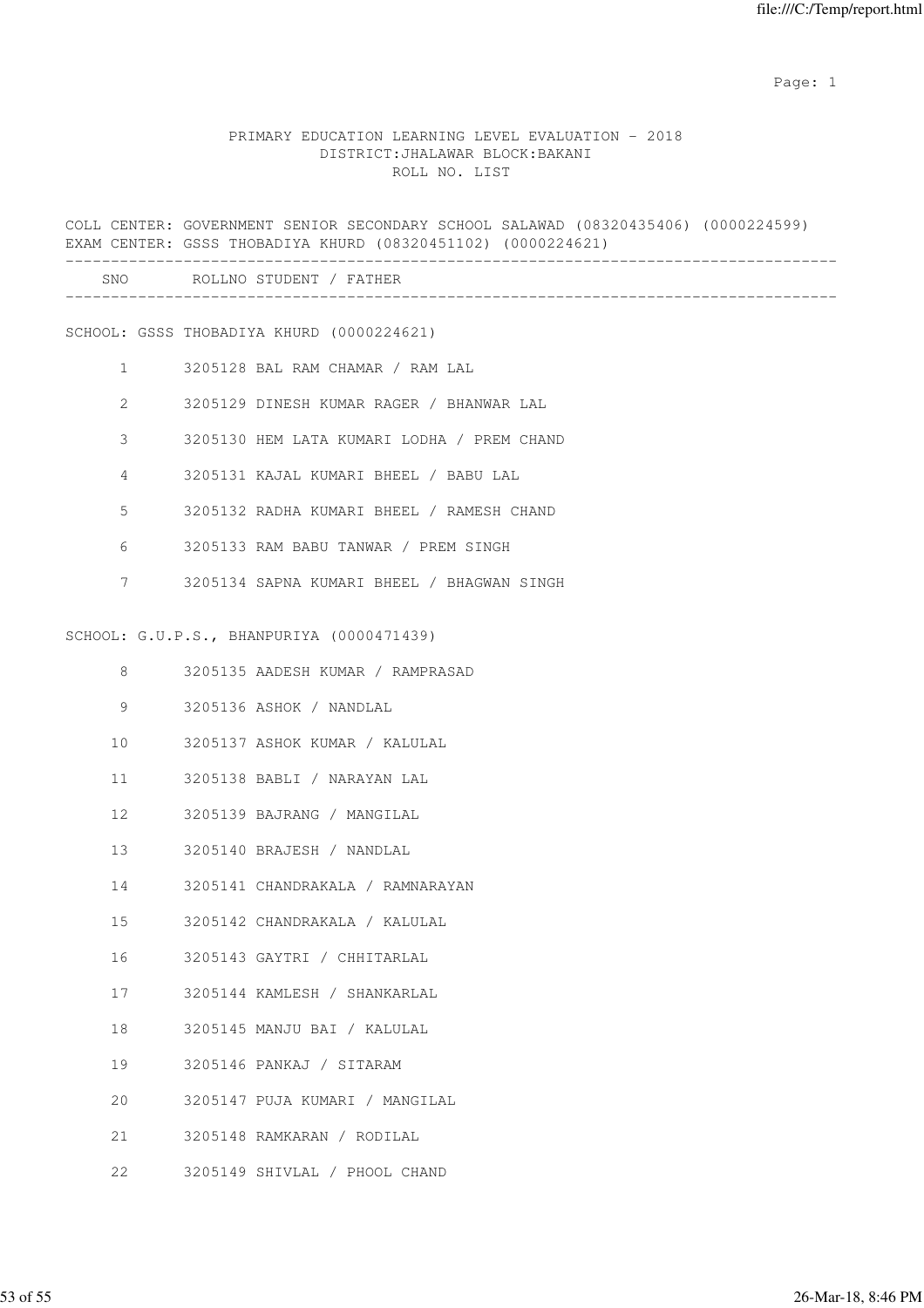PRIMARY EDUCATION LEARNING LEVEL EVALUATION - 2018
DISTRICT:JHALAWAR BLOCK:BAKANI
ROLL NO. LIST

COLL CENTER: GOVERNMENT SENIOR SECONDARY SCHOOL SALAWAD (08320435406) (0000224599)
EXAM CENTER: GSSS THOBADIYA KHURD (08320451102) (0000224621)

| SNO | ROLLNO STUDENT / FATHER |
|---|---|

SCHOOL: GSSS THOBADIYA KHURD (0000224621)

| SNO | ROLLNO STUDENT / FATHER |
|---|---|
| 1 | 3205128 BAL RAM CHAMAR / RAM LAL |
| 2 | 3205129 DINESH KUMAR RAGER / BHANWAR LAL |
| 3 | 3205130 HEM LATA KUMARI LODHA / PREM CHAND |
| 4 | 3205131 KAJAL KUMARI BHEEL / BABU LAL |
| 5 | 3205132 RADHA KUMARI BHEEL / RAMESH CHAND |
| 6 | 3205133 RAM BABU TANWAR / PREM SINGH |
| 7 | 3205134 SAPNA KUMARI BHEEL / BHAGWAN SINGH |

SCHOOL: G.U.P.S., BHANPURIYA (0000471439)

| SNO | ROLLNO STUDENT / FATHER |
|---|---|
| 8 | 3205135 AADESH KUMAR / RAMPRASAD |
| 9 | 3205136 ASHOK / NANDLAL |
| 10 | 3205137 ASHOK KUMAR / KALULAL |
| 11 | 3205138 BABLI / NARAYAN LAL |
| 12 | 3205139 BAJRANG / MANGILAL |
| 13 | 3205140 BRAJESH / NANDLAL |
| 14 | 3205141 CHANDRAKALA / RAMNARAYAN |
| 15 | 3205142 CHANDRAKALA / KALULAL |
| 16 | 3205143 GAYTRI / CHHITARLAL |
| 17 | 3205144 KAMLESH / SHANKARLAL |
| 18 | 3205145 MANJU BAI / KALULAL |
| 19 | 3205146 PANKAJ / SITARAM |
| 20 | 3205147 PUJA KUMARI / MANGILAL |
| 21 | 3205148 RAMKARAN / RODILAL |
| 22 | 3205149 SHIVLAL / PHOOL CHAND |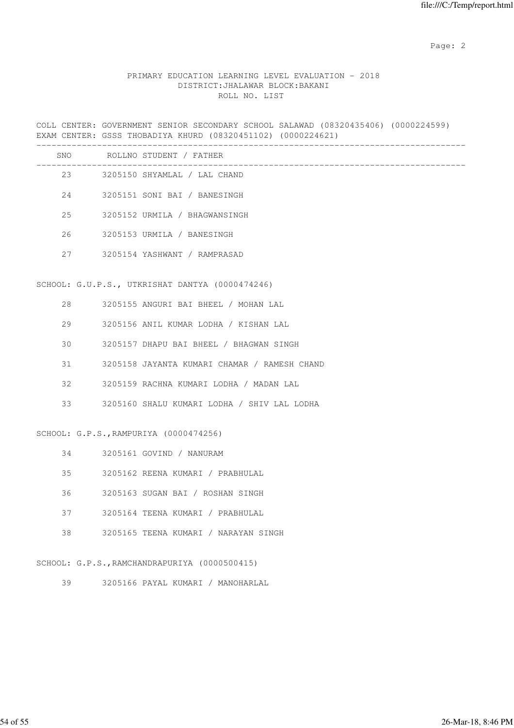PRIMARY EDUCATION LEARNING LEVEL EVALUATION - 2018
DISTRICT:JHALAWAR BLOCK:BAKANI
ROLL NO. LIST

COLL CENTER: GOVERNMENT SENIOR SECONDARY SCHOOL SALAWAD (08320435406) (0000224599)
EXAM CENTER: GSSS THOBADIYA KHURD (08320451102) (0000224621)

| SNO | ROLLNO | STUDENT / FATHER |
|---|---|---|
| 23 | 3205150 | SHYAMLAL / LAL CHAND |
| 24 | 3205151 | SONI BAI / BANESINGH |
| 25 | 3205152 | URMILA / BHAGWANSINGH |
| 26 | 3205153 | URMILA / BANESINGH |
| 27 | 3205154 | YASHWANT / RAMPRASAD |

SCHOOL: G.U.P.S., UTKRISHAT DANTYA (0000474246)

| SNO | ROLLNO | STUDENT / FATHER |
|---|---|---|
| 28 | 3205155 | ANGURI BAI BHEEL / MOHAN LAL |
| 29 | 3205156 | ANIL KUMAR LODHA / KISHAN LAL |
| 30 | 3205157 | DHAPU BAI BHEEL / BHAGWAN SINGH |
| 31 | 3205158 | JAYANTA KUMARI CHAMAR / RAMESH CHAND |
| 32 | 3205159 | RACHNA KUMARI LODHA / MADAN LAL |
| 33 | 3205160 | SHALU KUMARI LODHA / SHIV LAL LODHA |

SCHOOL: G.P.S.,RAMPURIYA (0000474256)

| SNO | ROLLNO | STUDENT / FATHER |
|---|---|---|
| 34 | 3205161 | GOVIND / NANURAM |
| 35 | 3205162 | REENA KUMARI / PRABHULAL |
| 36 | 3205163 | SUGAN BAI / ROSHAN SINGH |
| 37 | 3205164 | TEENA KUMARI / PRABHULAL |
| 38 | 3205165 | TEENA KUMARI / NARAYAN SINGH |

SCHOOL: G.P.S.,RAMCHANDRAPURIYA (0000500415)

| SNO | ROLLNO | STUDENT / FATHER |
|---|---|---|
| 39 | 3205166 | PAYAL KUMARI / MANOHARLAL |